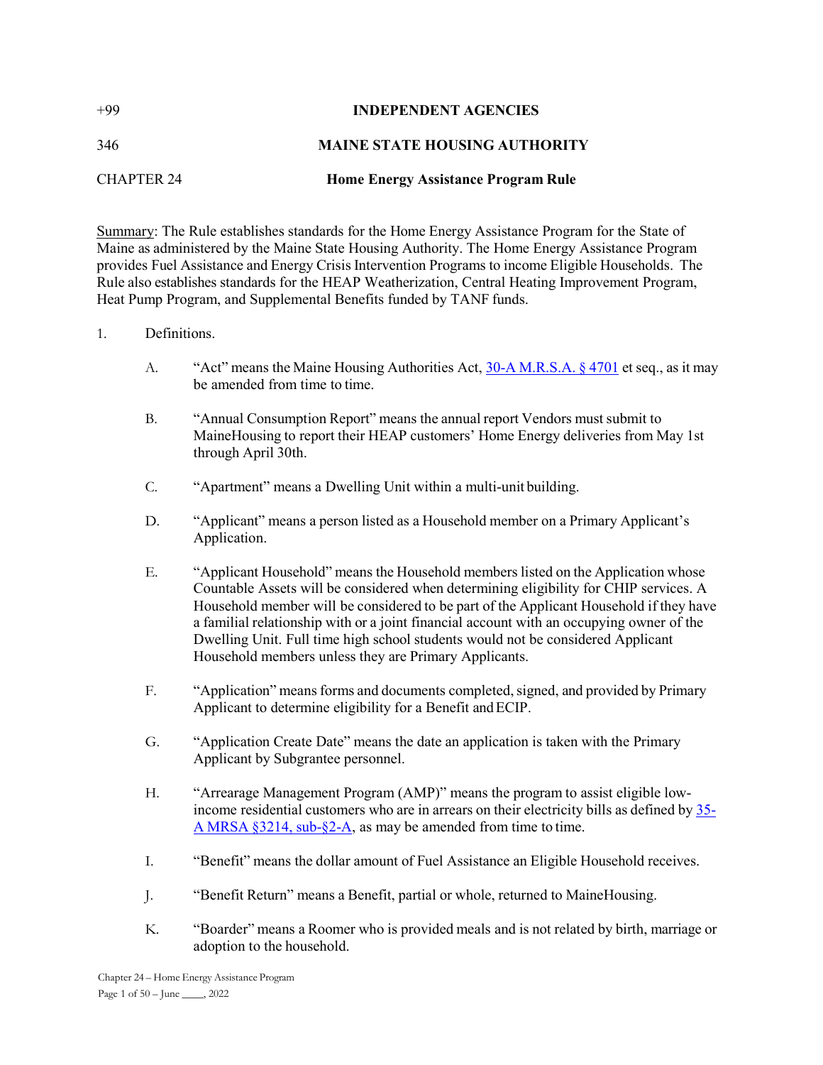+99 **INDEPENDENT AGENCIES**

346 **MAINE STATE HOUSING AUTHORITY**

CHAPTER 24 **Home Energy Assistance Program Rule**

Summary: The Rule establishes standards for the Home Energy Assistance Program for the State of Maine as administered by the Maine State Housing Authority. The Home Energy Assistance Program provides Fuel Assistance and Energy Crisis Intervention Programs to income Eligible Households. The Rule also establishes standards for the HEAP Weatherization, Central Heating Improvement Program, Heat Pump Program, and Supplemental Benefits funded by TANF funds.

1. Definitions.

   A. "Act" means the Maine Housing Authorities Act, [30-A M.R.S.A. § 4701](https://) et seq., as it may be amended from time to time.

   B. "Annual Consumption Report" means the annual report Vendors must submit to MaineHousing to report their HEAP customers' Home Energy deliveries from May 1st through April 30th.

   C. "Apartment" means a Dwelling Unit within a multi-unit building.

   D. "Applicant" means a person listed as a Household member on a Primary Applicant's Application.

   E. "Applicant Household" means the Household members listed on the Application whose Countable Assets will be considered when determining eligibility for CHIP services. A Household member will be considered to be part of the Applicant Household if they have a familial relationship with or a joint financial account with an occupying owner of the Dwelling Unit. Full time high school students would not be considered Applicant Household members unless they are Primary Applicants.

   F. "Application" means forms and documents completed, signed, and provided by Primary Applicant to determine eligibility for a Benefit and ECIP.

   G. "Application Create Date" means the date an application is taken with the Primary Applicant by Subgrantee personnel.

   H. "Arrearage Management Program (AMP)" means the program to assist eligible low-income residential customers who are in arrears on their electricity bills as defined by 35-A MRSA §3214, sub-§2-A, as may be amended from time to time.

   I. "Benefit" means the dollar amount of Fuel Assistance an Eligible Household receives.

   J. "Benefit Return" means a Benefit, partial or whole, returned to MaineHousing.

   K. "Boarder" means a Roomer who is provided meals and is not related by birth, marriage or adoption to the household.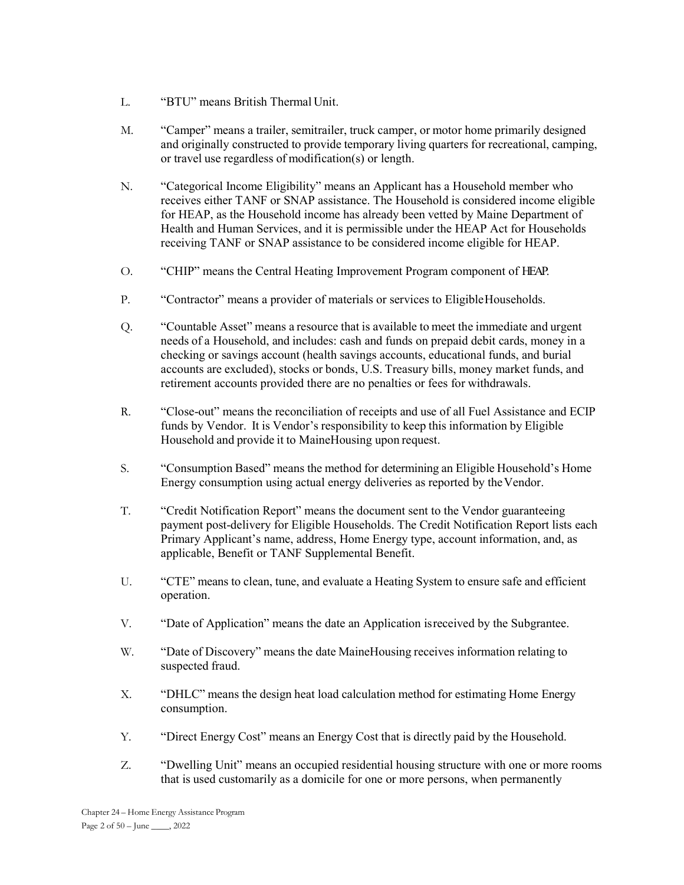L. "BTU" means British Thermal Unit.

M. "Camper" means a trailer, semitrailer, truck camper, or motor home primarily designed and originally constructed to provide temporary living quarters for recreational, camping, or travel use regardless of modification(s) or length.

N. "Categorical Income Eligibility" means an Applicant has a Household member who receives either TANF or SNAP assistance. The Household is considered income eligible for HEAP, as the Household income has already been vetted by Maine Department of Health and Human Services, and it is permissible under the HEAP Act for Households receiving TANF or SNAP assistance to be considered income eligible for HEAP.

O. "CHIP" means the Central Heating Improvement Program component of HEAP.

P. "Contractor" means a provider of materials or services to Eligible Households.

Q. "Countable Asset" means a resource that is available to meet the immediate and urgent needs of a Household, and includes: cash and funds on prepaid debit cards, money in a checking or savings account (health savings accounts, educational funds, and burial accounts are excluded), stocks or bonds, U.S. Treasury bills, money market funds, and retirement accounts provided there are no penalties or fees for withdrawals.

R. "Close-out" means the reconciliation of receipts and use of all Fuel Assistance and ECIP funds by Vendor. It is Vendor's responsibility to keep this information by Eligible Household and provide it to MaineHousing upon request.

S. "Consumption Based" means the method for determining an Eligible Household's Home Energy consumption using actual energy deliveries as reported by the Vendor.

T. "Credit Notification Report" means the document sent to the Vendor guaranteeing payment post-delivery for Eligible Households. The Credit Notification Report lists each Primary Applicant's name, address, Home Energy type, account information, and, as applicable, Benefit or TANF Supplemental Benefit.

U. "CTE" means to clean, tune, and evaluate a Heating System to ensure safe and efficient operation.

V. "Date of Application" means the date an Application is received by the Subgrantee.

W. "Date of Discovery" means the date MaineHousing receives information relating to suspected fraud.

X. "DHLC" means the design heat load calculation method for estimating Home Energy consumption.

Y. "Direct Energy Cost" means an Energy Cost that is directly paid by the Household.

Z. "Dwelling Unit" means an occupied residential housing structure with one or more rooms that is used customarily as a domicile for one or more persons, when permanently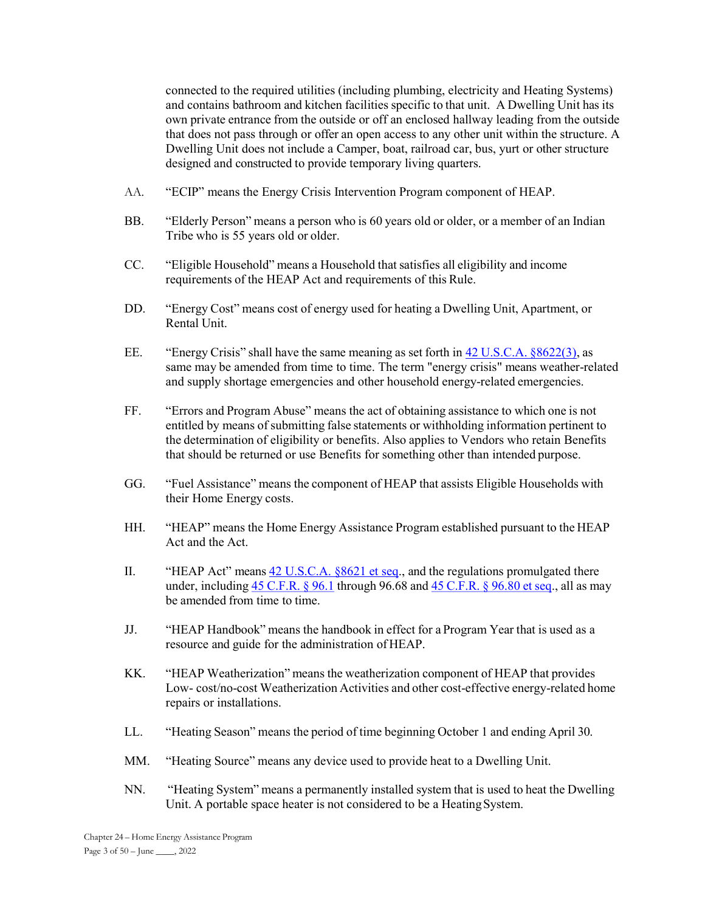connected to the required utilities (including plumbing, electricity and Heating Systems) and contains bathroom and kitchen facilities specific to that unit. A Dwelling Unit has its own private entrance from the outside or off an enclosed hallway leading from the outside that does not pass through or offer an open access to any other unit within the structure. A Dwelling Unit does not include a Camper, boat, railroad car, bus, yurt or other structure designed and constructed to provide temporary living quarters.

AA. "ECIP" means the Energy Crisis Intervention Program component of HEAP.

BB. "Elderly Person" means a person who is 60 years old or older, or a member of an Indian Tribe who is 55 years old or older.

CC. "Eligible Household" means a Household that satisfies all eligibility and income requirements of the HEAP Act and requirements of this Rule.

DD. "Energy Cost" means cost of energy used for heating a Dwelling Unit, Apartment, or Rental Unit.

EE. "Energy Crisis" shall have the same meaning as set forth in 42 U.S.C.A. §8622(3), as same may be amended from time to time. The term "energy crisis" means weather-related and supply shortage emergencies and other household energy-related emergencies.

FF. "Errors and Program Abuse" means the act of obtaining assistance to which one is not entitled by means of submitting false statements or withholding information pertinent to the determination of eligibility or benefits. Also applies to Vendors who retain Benefits that should be returned or use Benefits for something other than intended purpose.

GG. "Fuel Assistance" means the component of HEAP that assists Eligible Households with their Home Energy costs.

HH. "HEAP" means the Home Energy Assistance Program established pursuant to the HEAP Act and the Act.

II. "HEAP Act" means 42 U.S.C.A. §8621 et seq., and the regulations promulgated there under, including 45 C.F.R. § 96.1 through 96.68 and 45 C.F.R. § 96.80 et seq., all as may be amended from time to time.

JJ. "HEAP Handbook" means the handbook in effect for a Program Year that is used as a resource and guide for the administration of HEAP.

KK. "HEAP Weatherization" means the weatherization component of HEAP that provides Low- cost/no-cost Weatherization Activities and other cost-effective energy-related home repairs or installations.

LL. "Heating Season" means the period of time beginning October 1 and ending April 30.

MM. "Heating Source" means any device used to provide heat to a Dwelling Unit.

NN. "Heating System" means a permanently installed system that is used to heat the Dwelling Unit. A portable space heater is not considered to be a Heating System.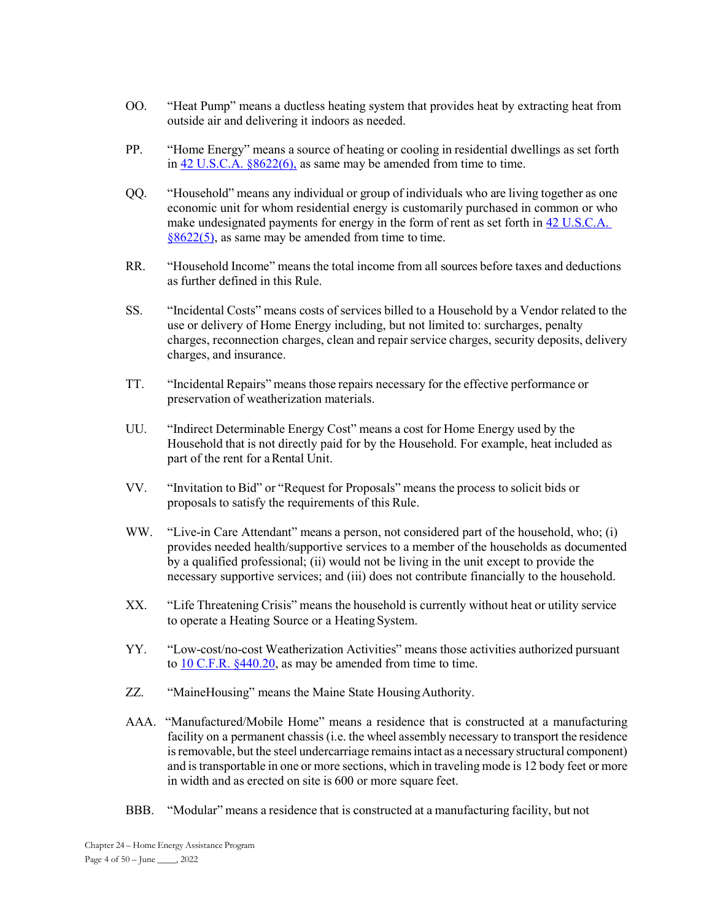OO. "Heat Pump" means a ductless heating system that provides heat by extracting heat from outside air and delivering it indoors as needed.

PP. "Home Energy" means a source of heating or cooling in residential dwellings as set forth in [42 U.S.C.A. §8622(6),] as same may be amended from time to time.

QQ. "Household" means any individual or group of individuals who are living together as one economic unit for whom residential energy is customarily purchased in common or who make undesignated payments for energy in the form of rent as set forth in [42 U.S.C.A. §8622(5)], as same may be amended from time to time.

RR. "Household Income" means the total income from all sources before taxes and deductions as further defined in this Rule.

SS. "Incidental Costs" means costs of services billed to a Household by a Vendor related to the use or delivery of Home Energy including, but not limited to: surcharges, penalty charges, reconnection charges, clean and repair service charges, security deposits, delivery charges, and insurance.

TT. "Incidental Repairs" means those repairs necessary for the effective performance or preservation of weatherization materials.

UU. "Indirect Determinable Energy Cost" means a cost for Home Energy used by the Household that is not directly paid for by the Household. For example, heat included as part of the rent for a Rental Unit.

VV. "Invitation to Bid" or "Request for Proposals" means the process to solicit bids or proposals to satisfy the requirements of this Rule.

WW. "Live-in Care Attendant" means a person, not considered part of the household, who; (i) provides needed health/supportive services to a member of the households as documented by a qualified professional; (ii) would not be living in the unit except to provide the necessary supportive services; and (iii) does not contribute financially to the household.

XX. "Life Threatening Crisis" means the household is currently without heat or utility service to operate a Heating Source or a Heating System.

YY. "Low-cost/no-cost Weatherization Activities" means those activities authorized pursuant to [10 C.F.R. §440.20], as may be amended from time to time.

ZZ. "MaineHousing" means the Maine State Housing Authority.

AAA. "Manufactured/Mobile Home" means a residence that is constructed at a manufacturing facility on a permanent chassis (i.e. the wheel assembly necessary to transport the residence is removable, but the steel undercarriage remains intact as a necessary structural component) and is transportable in one or more sections, which in traveling mode is 12 body feet or more in width and as erected on site is 600 or more square feet.

BBB. "Modular" means a residence that is constructed at a manufacturing facility, but not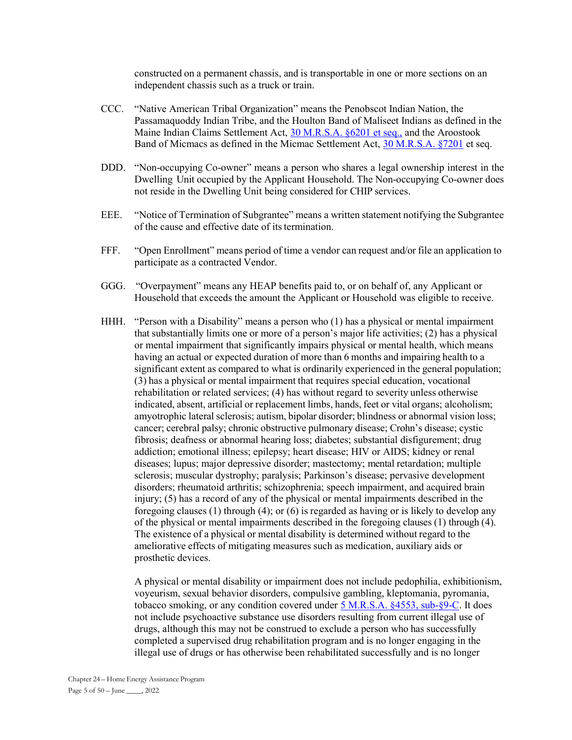constructed on a permanent chassis, and is transportable in one or more sections on an independent chassis such as a truck or train.

CCC. "Native American Tribal Organization" means the Penobscot Indian Nation, the Passamaquoddy Indian Tribe, and the Houlton Band of Maliseet Indians as defined in the Maine Indian Claims Settlement Act, [30 M.R.S.A. §6201 et seq.,](#) and the Aroostook Band of Micmacs as defined in the Micmac Settlement Act, [30 M.R.S.A. §7201](#) et seq.

DDD. "Non-occupying Co-owner" means a person who shares a legal ownership interest in the Dwelling Unit occupied by the Applicant Household. The Non-occupying Co-owner does not reside in the Dwelling Unit being considered for CHIP services.

EEE. "Notice of Termination of Subgrantee" means a written statement notifying the Subgrantee of the cause and effective date of its termination.

FFF. "Open Enrollment" means period of time a vendor can request and/or file an application to participate as a contracted Vendor.

GGG. "Overpayment" means any HEAP benefits paid to, or on behalf of, any Applicant or Household that exceeds the amount the Applicant or Household was eligible to receive.

HHH. "Person with a Disability" means a person who (1) has a physical or mental impairment that substantially limits one or more of a person's major life activities; (2) has a physical or mental impairment that significantly impairs physical or mental health, which means having an actual or expected duration of more than 6 months and impairing health to a significant extent as compared to what is ordinarily experienced in the general population; (3) has a physical or mental impairment that requires special education, vocational rehabilitation or related services; (4) has without regard to severity unless otherwise indicated, absent, artificial or replacement limbs, hands, feet or vital organs; alcoholism; amyotrophic lateral sclerosis; autism, bipolar disorder; blindness or abnormal vision loss; cancer; cerebral palsy; chronic obstructive pulmonary disease; Crohn's disease; cystic fibrosis; deafness or abnormal hearing loss; diabetes; substantial disfigurement; drug addiction; emotional illness; epilepsy; heart disease; HIV or AIDS; kidney or renal diseases; lupus; major depressive disorder; mastectomy; mental retardation; multiple sclerosis; muscular dystrophy; paralysis; Parkinson's disease; pervasive development disorders; rheumatoid arthritis; schizophrenia; speech impairment, and acquired brain injury; (5) has a record of any of the physical or mental impairments described in the foregoing clauses (1) through (4); or (6) is regarded as having or is likely to develop any of the physical or mental impairments described in the foregoing clauses (1) through (4). The existence of a physical or mental disability is determined without regard to the ameliorative effects of mitigating measures such as medication, auxiliary aids or prosthetic devices.

A physical or mental disability or impairment does not include pedophilia, exhibitionism, voyeurism, sexual behavior disorders, compulsive gambling, kleptomania, pyromania, tobacco smoking, or any condition covered under [5 M.R.S.A. §4553, sub-§9-C](#). It does not include psychoactive substance use disorders resulting from current illegal use of drugs, although this may not be construed to exclude a person who has successfully completed a supervised drug rehabilitation program and is no longer engaging in the illegal use of drugs or has otherwise been rehabilitated successfully and is no longer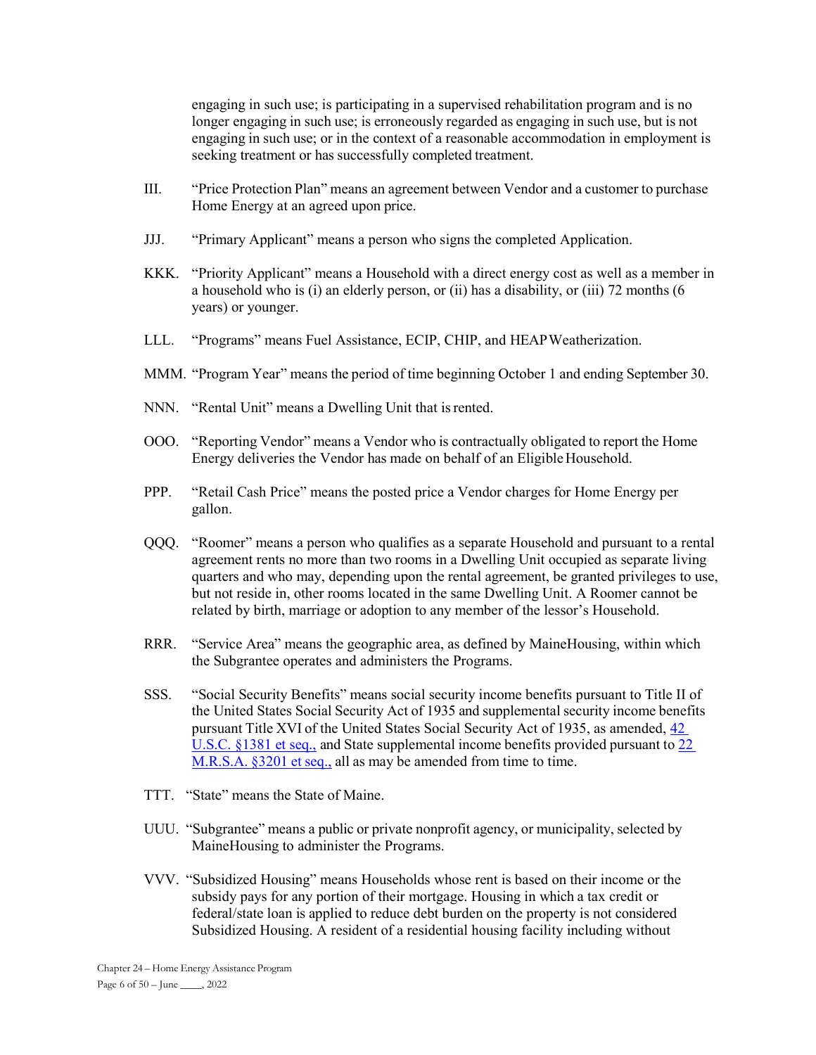engaging in such use; is participating in a supervised rehabilitation program and is no longer engaging in such use; is erroneously regarded as engaging in such use, but is not engaging in such use; or in the context of a reasonable accommodation in employment is seeking treatment or has successfully completed treatment.

III. "Price Protection Plan" means an agreement between Vendor and a customer to purchase Home Energy at an agreed upon price.

JJJ. "Primary Applicant" means a person who signs the completed Application.

KKK. "Priority Applicant" means a Household with a direct energy cost as well as a member in a household who is (i) an elderly person, or (ii) has a disability, or (iii) 72 months (6 years) or younger.

LLL. "Programs" means Fuel Assistance, ECIP, CHIP, and HEAP Weatherization.

MMM. "Program Year" means the period of time beginning October 1 and ending September 30.

NNN. "Rental Unit" means a Dwelling Unit that is rented.

OOO. "Reporting Vendor" means a Vendor who is contractually obligated to report the Home Energy deliveries the Vendor has made on behalf of an Eligible Household.

PPP. "Retail Cash Price" means the posted price a Vendor charges for Home Energy per gallon.

QQQ. "Roomer" means a person who qualifies as a separate Household and pursuant to a rental agreement rents no more than two rooms in a Dwelling Unit occupied as separate living quarters and who may, depending upon the rental agreement, be granted privileges to use, but not reside in, other rooms located in the same Dwelling Unit. A Roomer cannot be related by birth, marriage or adoption to any member of the lessor's Household.

RRR. "Service Area" means the geographic area, as defined by MaineHousing, within which the Subgrantee operates and administers the Programs.

SSS. "Social Security Benefits" means social security income benefits pursuant to Title II of the United States Social Security Act of 1935 and supplemental security income benefits pursuant Title XVI of the United States Social Security Act of 1935, as amended, [42 U.S.C. §1381 et seq.,] and State supplemental income benefits provided pursuant to [22 M.R.S.A. §3201 et seq.,] all as may be amended from time to time.

TTT. "State" means the State of Maine.

UUU. "Subgrantee" means a public or private nonprofit agency, or municipality, selected by MaineHousing to administer the Programs.

VVV. "Subsidized Housing" means Households whose rent is based on their income or the subsidy pays for any portion of their mortgage. Housing in which a tax credit or federal/state loan is applied to reduce debt burden on the property is not considered Subsidized Housing. A resident of a residential housing facility including without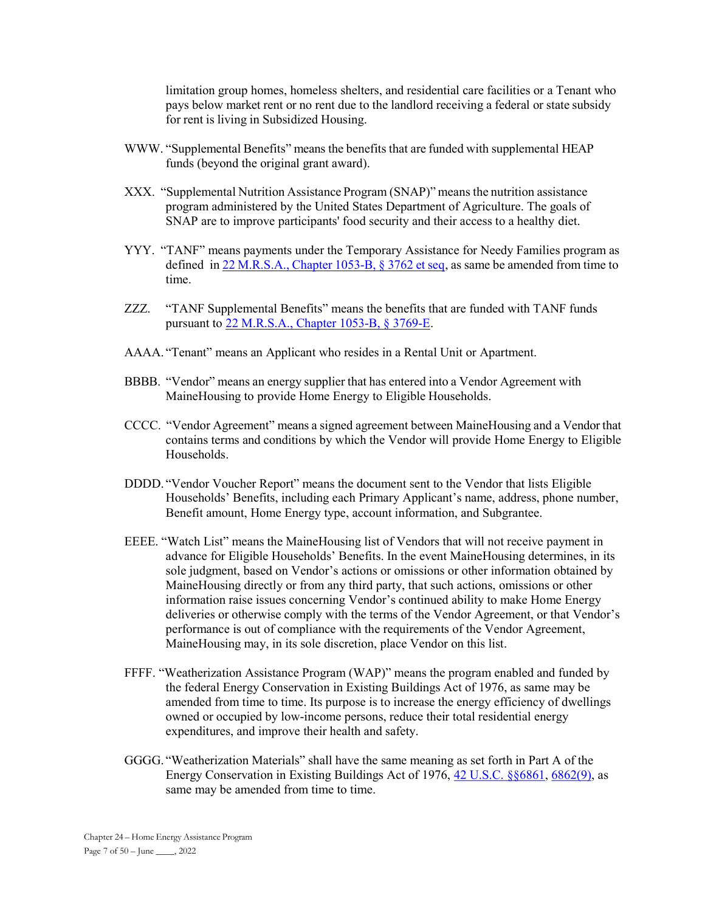limitation group homes, homeless shelters, and residential care facilities or a Tenant who pays below market rent or no rent due to the landlord receiving a federal or state subsidy for rent is living in Subsidized Housing.

WWW. "Supplemental Benefits" means the benefits that are funded with supplemental HEAP funds (beyond the original grant award).

XXX. "Supplemental Nutrition Assistance Program (SNAP)" means the nutrition assistance program administered by the United States Department of Agriculture. The goals of SNAP are to improve participants' food security and their access to a healthy diet.

YYY. "TANF" means payments under the Temporary Assistance for Needy Families program as defined in [22 M.R.S.A., Chapter 1053-B, § 3762 et seq](), as same be amended from time to time.

ZZZ. "TANF Supplemental Benefits" means the benefits that are funded with TANF funds pursuant to [22 M.R.S.A., Chapter 1053-B, § 3769-E]().

AAAA. "Tenant" means an Applicant who resides in a Rental Unit or Apartment.

BBBB. "Vendor" means an energy supplier that has entered into a Vendor Agreement with MaineHousing to provide Home Energy to Eligible Households.

CCCC. "Vendor Agreement" means a signed agreement between MaineHousing and a Vendor that contains terms and conditions by which the Vendor will provide Home Energy to Eligible Households.

DDDD. "Vendor Voucher Report" means the document sent to the Vendor that lists Eligible Households' Benefits, including each Primary Applicant's name, address, phone number, Benefit amount, Home Energy type, account information, and Subgrantee.

EEEE. "Watch List" means the MaineHousing list of Vendors that will not receive payment in advance for Eligible Households' Benefits. In the event MaineHousing determines, in its sole judgment, based on Vendor's actions or omissions or other information obtained by MaineHousing directly or from any third party, that such actions, omissions or other information raise issues concerning Vendor's continued ability to make Home Energy deliveries or otherwise comply with the terms of the Vendor Agreement, or that Vendor's performance is out of compliance with the requirements of the Vendor Agreement, MaineHousing may, in its sole discretion, place Vendor on this list.

FFFF. "Weatherization Assistance Program (WAP)" means the program enabled and funded by the federal Energy Conservation in Existing Buildings Act of 1976, as same may be amended from time to time. Its purpose is to increase the energy efficiency of dwellings owned or occupied by low-income persons, reduce their total residential energy expenditures, and improve their health and safety.

GGGG. "Weatherization Materials" shall have the same meaning as set forth in Part A of the Energy Conservation in Existing Buildings Act of 1976, [42 U.S.C. §§6861](), [6862(9)](), as same may be amended from time to time.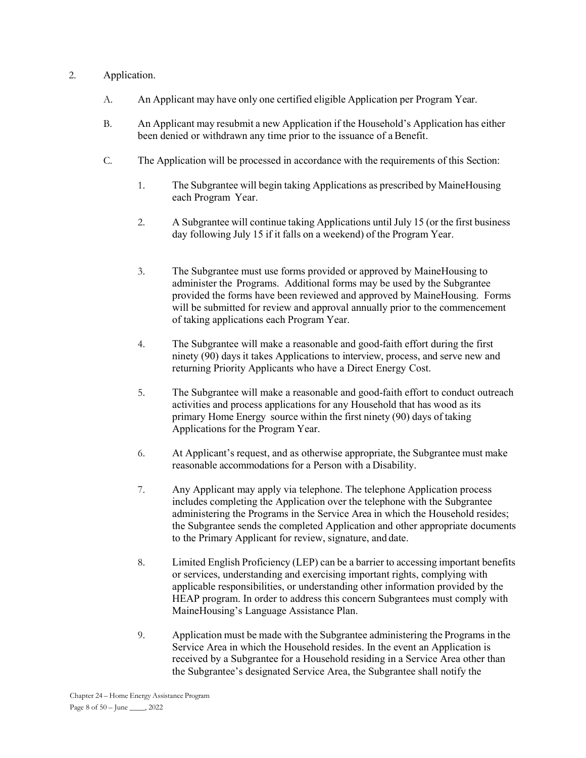2. Application.

   A. An Applicant may have only one certified eligible Application per Program Year.

   B. An Applicant may resubmit a new Application if the Household's Application has either been denied or withdrawn any time prior to the issuance of a Benefit.

   C. The Application will be processed in accordance with the requirements of this Section:

      1. The Subgrantee will begin taking Applications as prescribed by MaineHousing each Program Year.

      2. A Subgrantee will continue taking Applications until July 15 (or the first business day following July 15 if it falls on a weekend) of the Program Year.

      3. The Subgrantee must use forms provided or approved by MaineHousing to administer the Programs. Additional forms may be used by the Subgrantee provided the forms have been reviewed and approved by MaineHousing. Forms will be submitted for review and approval annually prior to the commencement of taking applications each Program Year.

      4. The Subgrantee will make a reasonable and good-faith effort during the first ninety (90) days it takes Applications to interview, process, and serve new and returning Priority Applicants who have a Direct Energy Cost.

      5. The Subgrantee will make a reasonable and good-faith effort to conduct outreach activities and process applications for any Household that has wood as its primary Home Energy source within the first ninety (90) days of taking Applications for the Program Year.

      6. At Applicant's request, and as otherwise appropriate, the Subgrantee must make reasonable accommodations for a Person with a Disability.

      7. Any Applicant may apply via telephone. The telephone Application process includes completing the Application over the telephone with the Subgrantee administering the Programs in the Service Area in which the Household resides; the Subgrantee sends the completed Application and other appropriate documents to the Primary Applicant for review, signature, and date.

      8. Limited English Proficiency (LEP) can be a barrier to accessing important benefits or services, understanding and exercising important rights, complying with applicable responsibilities, or understanding other information provided by the HEAP program. In order to address this concern Subgrantees must comply with MaineHousing's Language Assistance Plan.

      9. Application must be made with the Subgrantee administering the Programs in the Service Area in which the Household resides. In the event an Application is received by a Subgrantee for a Household residing in a Service Area other than the Subgrantee's designated Service Area, the Subgrantee shall notify the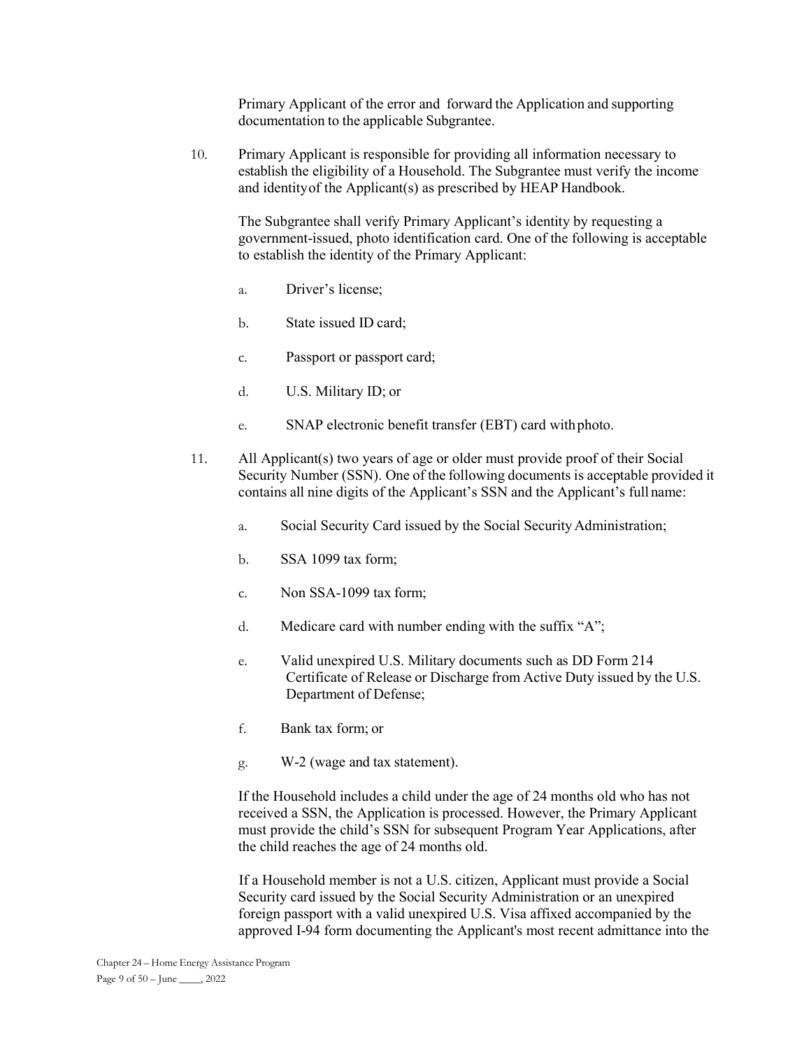Primary Applicant of the error and forward the Application and supporting documentation to the applicable Subgrantee.

10. Primary Applicant is responsible for providing all information necessary to establish the eligibility of a Household. The Subgrantee must verify the income and identity of the Applicant(s) as prescribed by HEAP Handbook.

    The Subgrantee shall verify Primary Applicant's identity by requesting a government-issued, photo identification card. One of the following is acceptable to establish the identity of the Primary Applicant:

    a. Driver's license;

    b. State issued ID card;

    c. Passport or passport card;

    d. U.S. Military ID; or

    e. SNAP electronic benefit transfer (EBT) card with photo.

11. All Applicant(s) two years of age or older must provide proof of their Social Security Number (SSN). One of the following documents is acceptable provided it contains all nine digits of the Applicant's SSN and the Applicant's full name:

    a. Social Security Card issued by the Social Security Administration;

    b. SSA 1099 tax form;

    c. Non SSA-1099 tax form;

    d. Medicare card with number ending with the suffix "A";

    e. Valid unexpired U.S. Military documents such as DD Form 214 Certificate of Release or Discharge from Active Duty issued by the U.S. Department of Defense;

    f. Bank tax form; or

    g. W-2 (wage and tax statement).

    If the Household includes a child under the age of 24 months old who has not received a SSN, the Application is processed. However, the Primary Applicant must provide the child's SSN for subsequent Program Year Applications, after the child reaches the age of 24 months old.

    If a Household member is not a U.S. citizen, Applicant must provide a Social Security card issued by the Social Security Administration or an unexpired foreign passport with a valid unexpired U.S. Visa affixed accompanied by the approved I-94 form documenting the Applicant's most recent admittance into the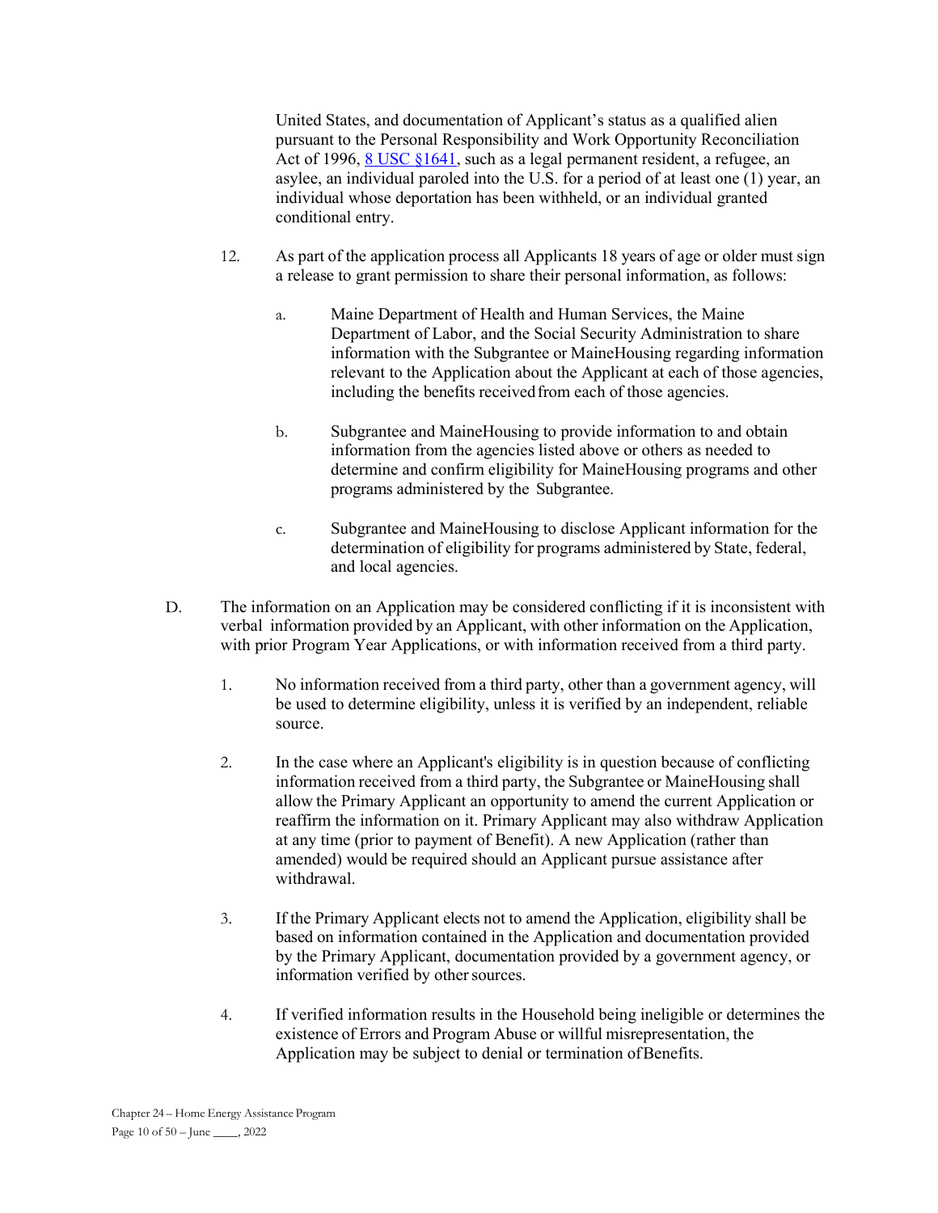United States, and documentation of Applicant's status as a qualified alien pursuant to the Personal Responsibility and Work Opportunity Reconciliation Act of 1996, [8 USC §1641](), such as a legal permanent resident, a refugee, an asylee, an individual paroled into the U.S. for a period of at least one (1) year, an individual whose deportation has been withheld, or an individual granted conditional entry.

12. As part of the application process all Applicants 18 years of age or older must sign a release to grant permission to share their personal information, as follows:

    a. Maine Department of Health and Human Services, the Maine Department of Labor, and the Social Security Administration to share information with the Subgrantee or MaineHousing regarding information relevant to the Application about the Applicant at each of those agencies, including the benefits received from each of those agencies.

    b. Subgrantee and MaineHousing to provide information to and obtain information from the agencies listed above or others as needed to determine and confirm eligibility for MaineHousing programs and other programs administered by the Subgrantee.

    c. Subgrantee and MaineHousing to disclose Applicant information for the determination of eligibility for programs administered by State, federal, and local agencies.

D. The information on an Application may be considered conflicting if it is inconsistent with verbal information provided by an Applicant, with other information on the Application, with prior Program Year Applications, or with information received from a third party.

1. No information received from a third party, other than a government agency, will be used to determine eligibility, unless it is verified by an independent, reliable source.

2. In the case where an Applicant's eligibility is in question because of conflicting information received from a third party, the Subgrantee or MaineHousing shall allow the Primary Applicant an opportunity to amend the current Application or reaffirm the information on it. Primary Applicant may also withdraw Application at any time (prior to payment of Benefit). A new Application (rather than amended) would be required should an Applicant pursue assistance after withdrawal.

3. If the Primary Applicant elects not to amend the Application, eligibility shall be based on information contained in the Application and documentation provided by the Primary Applicant, documentation provided by a government agency, or information verified by other sources.

4. If verified information results in the Household being ineligible or determines the existence of Errors and Program Abuse or willful misrepresentation, the Application may be subject to denial or termination of Benefits.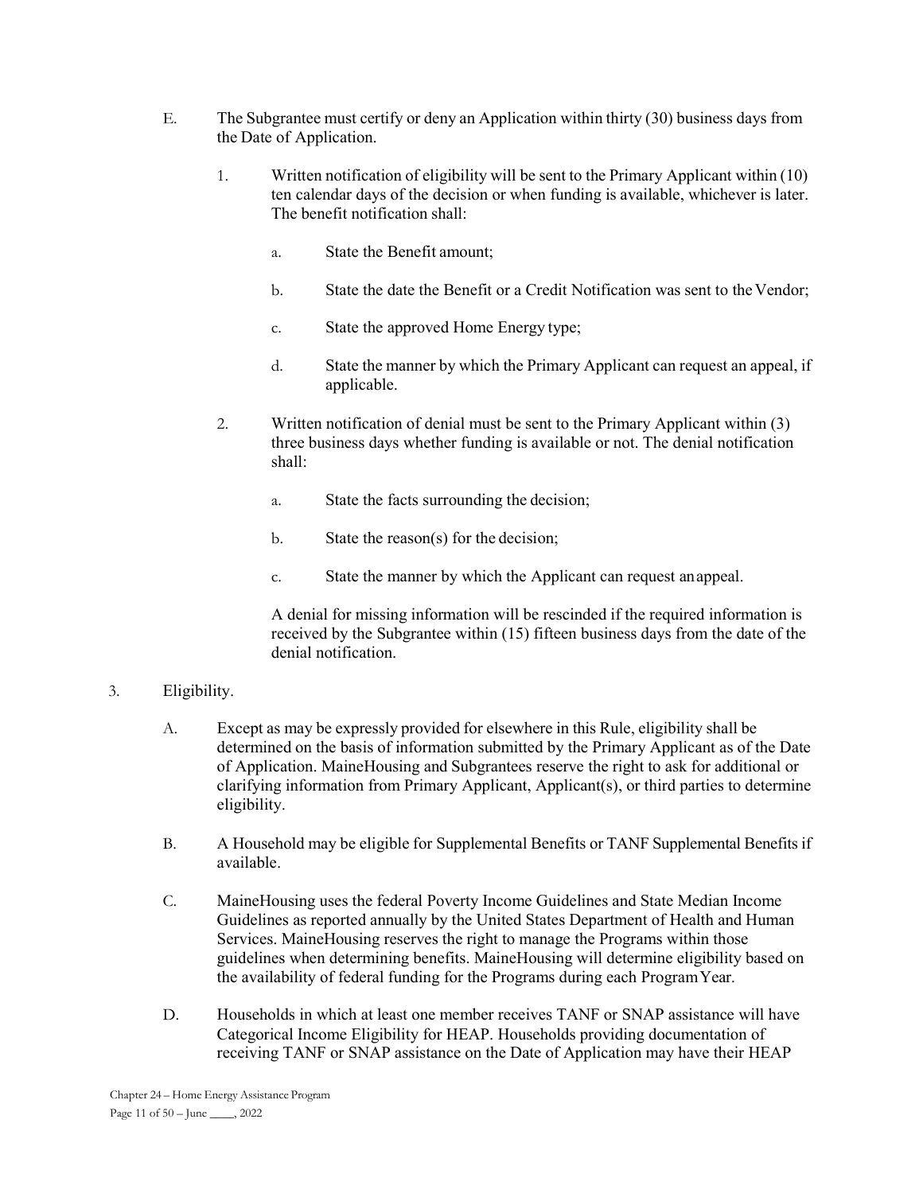E. The Subgrantee must certify or deny an Application within thirty (30) business days from the Date of Application.

1. Written notification of eligibility will be sent to the Primary Applicant within (10) ten calendar days of the decision or when funding is available, whichever is later. The benefit notification shall:

   a. State the Benefit amount;

   b. State the date the Benefit or a Credit Notification was sent to the Vendor;

   c. State the approved Home Energy type;

   d. State the manner by which the Primary Applicant can request an appeal, if applicable.

2. Written notification of denial must be sent to the Primary Applicant within (3) three business days whether funding is available or not. The denial notification shall:

   a. State the facts surrounding the decision;

   b. State the reason(s) for the decision;

   c. State the manner by which the Applicant can request an appeal.

   A denial for missing information will be rescinded if the required information is received by the Subgrantee within (15) fifteen business days from the date of the denial notification.

3. Eligibility.

A. Except as may be expressly provided for elsewhere in this Rule, eligibility shall be determined on the basis of information submitted by the Primary Applicant as of the Date of Application. MaineHousing and Subgrantees reserve the right to ask for additional or clarifying information from Primary Applicant, Applicant(s), or third parties to determine eligibility.

B. A Household may be eligible for Supplemental Benefits or TANF Supplemental Benefits if available.

C. MaineHousing uses the federal Poverty Income Guidelines and State Median Income Guidelines as reported annually by the United States Department of Health and Human Services. MaineHousing reserves the right to manage the Programs within those guidelines when determining benefits. MaineHousing will determine eligibility based on the availability of federal funding for the Programs during each Program Year.

D. Households in which at least one member receives TANF or SNAP assistance will have Categorical Income Eligibility for HEAP. Households providing documentation of receiving TANF or SNAP assistance on the Date of Application may have their HEAP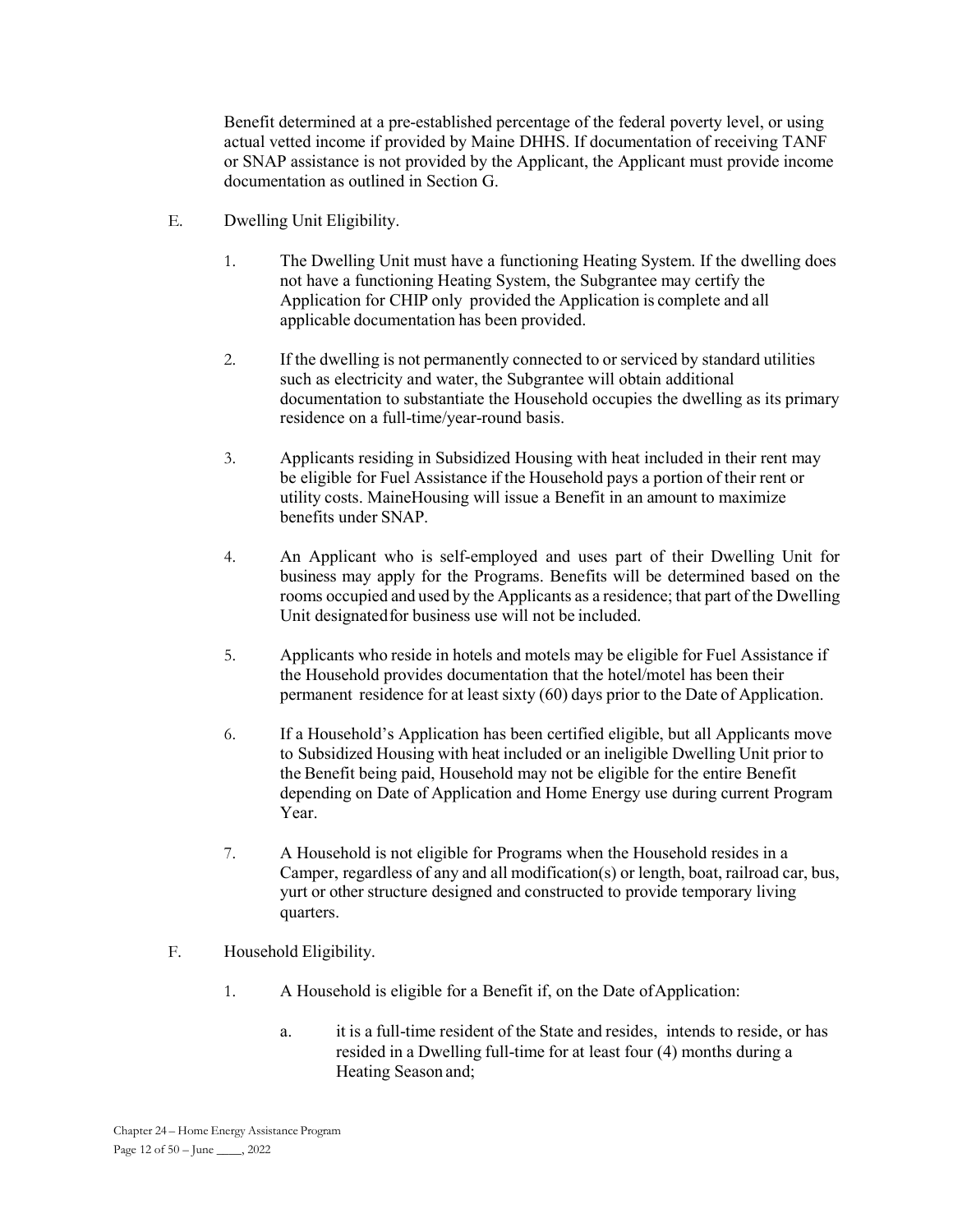Benefit determined at a pre-established percentage of the federal poverty level, or using actual vetted income if provided by Maine DHHS. If documentation of receiving TANF or SNAP assistance is not provided by the Applicant, the Applicant must provide income documentation as outlined in Section G.

E. Dwelling Unit Eligibility.

1. The Dwelling Unit must have a functioning Heating System. If the dwelling does not have a functioning Heating System, the Subgrantee may certify the Application for CHIP only provided the Application is complete and all applicable documentation has been provided.

2. If the dwelling is not permanently connected to or serviced by standard utilities such as electricity and water, the Subgrantee will obtain additional documentation to substantiate the Household occupies the dwelling as its primary residence on a full-time/year-round basis.

3. Applicants residing in Subsidized Housing with heat included in their rent may be eligible for Fuel Assistance if the Household pays a portion of their rent or utility costs. MaineHousing will issue a Benefit in an amount to maximize benefits under SNAP.

4. An Applicant who is self-employed and uses part of their Dwelling Unit for business may apply for the Programs. Benefits will be determined based on the rooms occupied and used by the Applicants as a residence; that part of the Dwelling Unit designated for business use will not be included.

5. Applicants who reside in hotels and motels may be eligible for Fuel Assistance if the Household provides documentation that the hotel/motel has been their permanent residence for at least sixty (60) days prior to the Date of Application.

6. If a Household's Application has been certified eligible, but all Applicants move to Subsidized Housing with heat included or an ineligible Dwelling Unit prior to the Benefit being paid, Household may not be eligible for the entire Benefit depending on Date of Application and Home Energy use during current Program Year.

7. A Household is not eligible for Programs when the Household resides in a Camper, regardless of any and all modification(s) or length, boat, railroad car, bus, yurt or other structure designed and constructed to provide temporary living quarters.

F. Household Eligibility.

1. A Household is eligible for a Benefit if, on the Date of Application:

   a. it is a full-time resident of the State and resides, intends to reside, or has resided in a Dwelling full-time for at least four (4) months during a Heating Season and;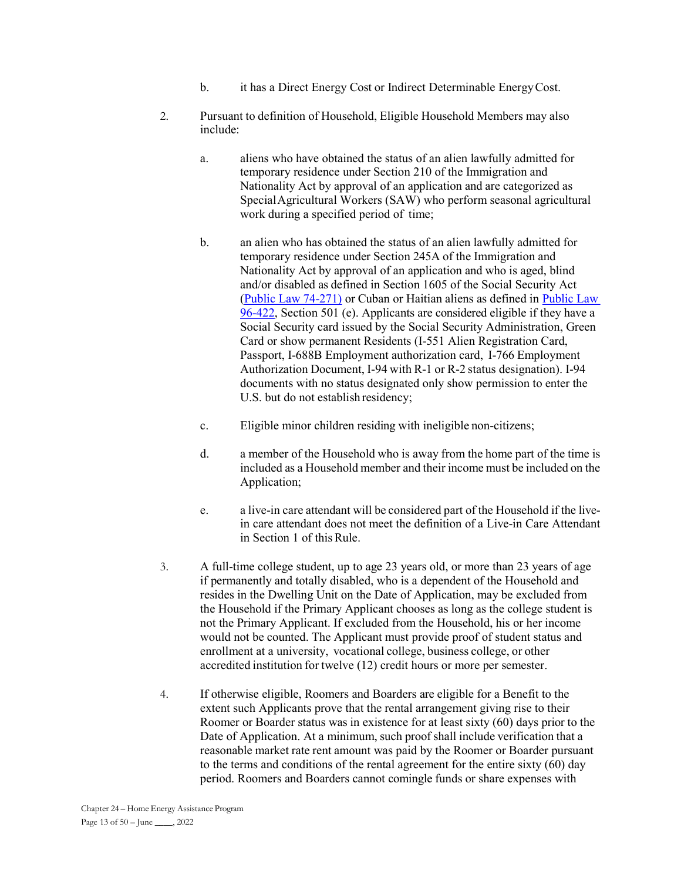b. it has a Direct Energy Cost or Indirect Determinable Energy Cost.

2. Pursuant to definition of Household, Eligible Household Members may also include:

   a. aliens who have obtained the status of an alien lawfully admitted for temporary residence under Section 210 of the Immigration and Nationality Act by approval of an application and are categorized as Special Agricultural Workers (SAW) who perform seasonal agricultural work during a specified period of time;

   b. an alien who has obtained the status of an alien lawfully admitted for temporary residence under Section 245A of the Immigration and Nationality Act by approval of an application and who is aged, blind and/or disabled as defined in Section 1605 of the Social Security Act (Public Law 74-271) or Cuban or Haitian aliens as defined in Public Law 96-422, Section 501 (e). Applicants are considered eligible if they have a Social Security card issued by the Social Security Administration, Green Card or show permanent Residents (I-551 Alien Registration Card, Passport, I-688B Employment authorization card, I-766 Employment Authorization Document, I-94 with R-1 or R-2 status designation). I-94 documents with no status designated only show permission to enter the U.S. but do not establish residency;

   c. Eligible minor children residing with ineligible non-citizens;

   d. a member of the Household who is away from the home part of the time is included as a Household member and their income must be included on the Application;

   e. a live-in care attendant will be considered part of the Household if the live-in care attendant does not meet the definition of a Live-in Care Attendant in Section 1 of this Rule.

3. A full-time college student, up to age 23 years old, or more than 23 years of age if permanently and totally disabled, who is a dependent of the Household and resides in the Dwelling Unit on the Date of Application, may be excluded from the Household if the Primary Applicant chooses as long as the college student is not the Primary Applicant. If excluded from the Household, his or her income would not be counted. The Applicant must provide proof of student status and enrollment at a university, vocational college, business college, or other accredited institution for twelve (12) credit hours or more per semester.

4. If otherwise eligible, Roomers and Boarders are eligible for a Benefit to the extent such Applicants prove that the rental arrangement giving rise to their Roomer or Boarder status was in existence for at least sixty (60) days prior to the Date of Application. At a minimum, such proof shall include verification that a reasonable market rate rent amount was paid by the Roomer or Boarder pursuant to the terms and conditions of the rental agreement for the entire sixty (60) day period. Roomers and Boarders cannot comingle funds or share expenses with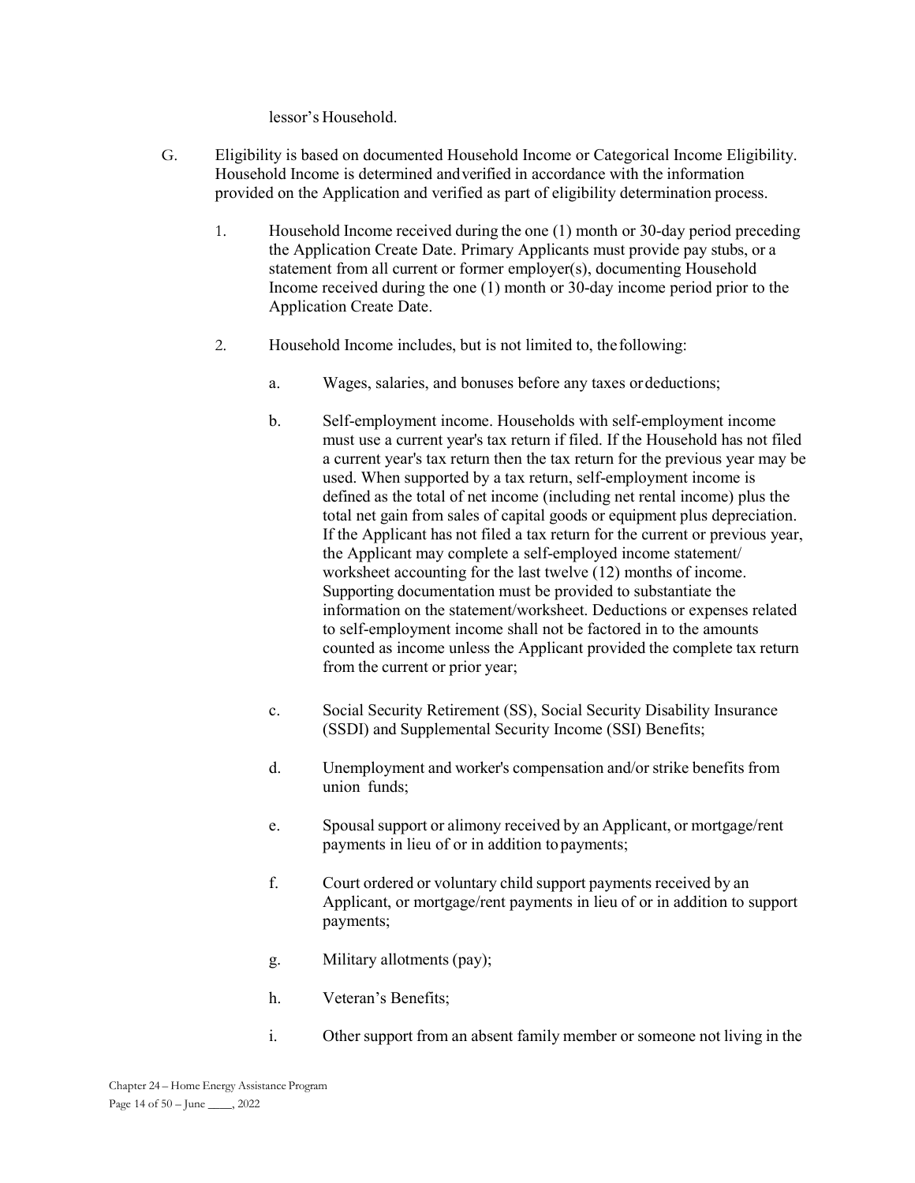lessor's Household.

G. Eligibility is based on documented Household Income or Categorical Income Eligibility. Household Income is determined and verified in accordance with the information provided on the Application and verified as part of eligibility determination process.

1. Household Income received during the one (1) month or 30-day period preceding the Application Create Date. Primary Applicants must provide pay stubs, or a statement from all current or former employer(s), documenting Household Income received during the one (1) month or 30-day income period prior to the Application Create Date.

2. Household Income includes, but is not limited to, the following:

   a. Wages, salaries, and bonuses before any taxes or deductions;

   b. Self-employment income. Households with self-employment income must use a current year's tax return if filed. If the Household has not filed a current year's tax return then the tax return for the previous year may be used. When supported by a tax return, self-employment income is defined as the total of net income (including net rental income) plus the total net gain from sales of capital goods or equipment plus depreciation. If the Applicant has not filed a tax return for the current or previous year, the Applicant may complete a self-employed income statement/ worksheet accounting for the last twelve (12) months of income. Supporting documentation must be provided to substantiate the information on the statement/worksheet. Deductions or expenses related to self-employment income shall not be factored in to the amounts counted as income unless the Applicant provided the complete tax return from the current or prior year;

   c. Social Security Retirement (SS), Social Security Disability Insurance (SSDI) and Supplemental Security Income (SSI) Benefits;

   d. Unemployment and worker's compensation and/or strike benefits from union funds;

   e. Spousal support or alimony received by an Applicant, or mortgage/rent payments in lieu of or in addition to payments;

   f. Court ordered or voluntary child support payments received by an Applicant, or mortgage/rent payments in lieu of or in addition to support payments;

   g. Military allotments (pay);

   h. Veteran's Benefits;

   i. Other support from an absent family member or someone not living in the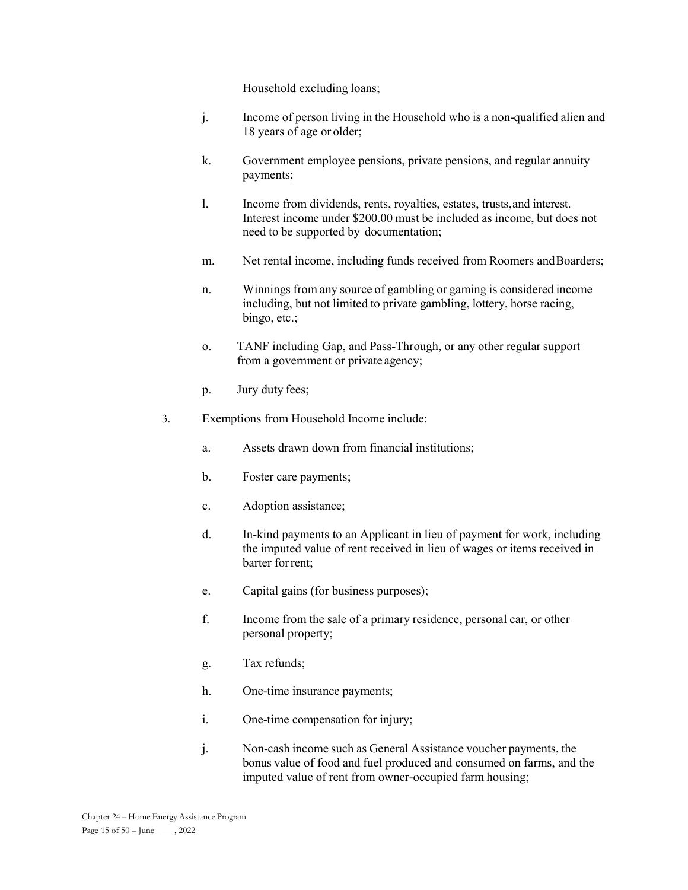Household excluding loans;

j. Income of person living in the Household who is a non-qualified alien and 18 years of age or older;

k. Government employee pensions, private pensions, and regular annuity payments;

l. Income from dividends, rents, royalties, estates, trusts, and interest. Interest income under $200.00 must be included as income, but does not need to be supported by documentation;

m. Net rental income, including funds received from Roomers and Boarders;

n. Winnings from any source of gambling or gaming is considered income including, but not limited to private gambling, lottery, horse racing, bingo, etc.;

o. TANF including Gap, and Pass-Through, or any other regular support from a government or private agency;

p. Jury duty fees;

3. Exemptions from Household Income include:

   a. Assets drawn down from financial institutions;

   b. Foster care payments;

   c. Adoption assistance;

   d. In-kind payments to an Applicant in lieu of payment for work, including the imputed value of rent received in lieu of wages or items received in barter for rent;

   e. Capital gains (for business purposes);

   f. Income from the sale of a primary residence, personal car, or other personal property;

   g. Tax refunds;

   h. One-time insurance payments;

   i. One-time compensation for injury;

   j. Non-cash income such as General Assistance voucher payments, the bonus value of food and fuel produced and consumed on farms, and the imputed value of rent from owner-occupied farm housing;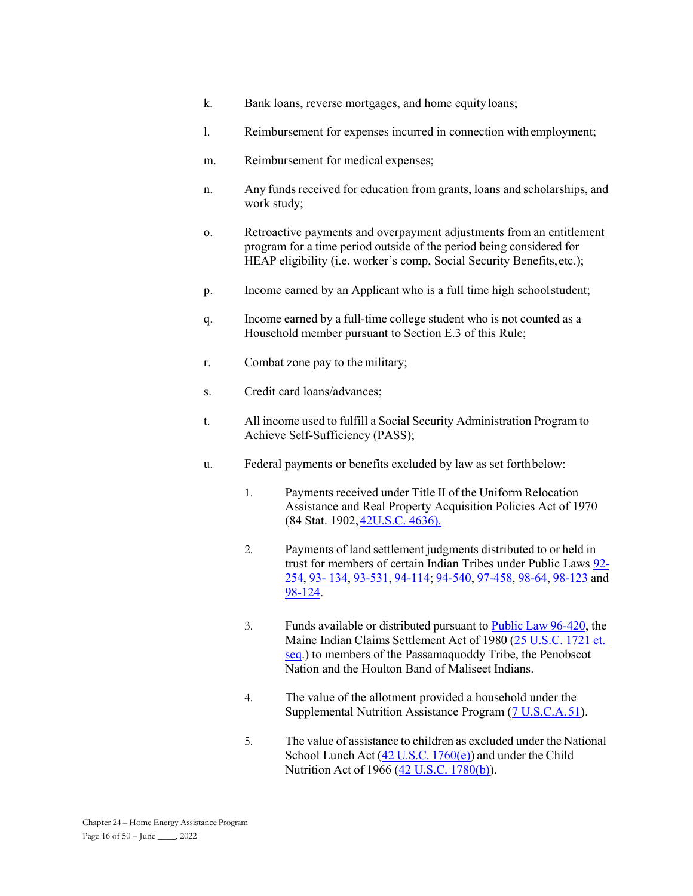k. Bank loans, reverse mortgages, and home equity loans;

l. Reimbursement for expenses incurred in connection with employment;

m. Reimbursement for medical expenses;

n. Any funds received for education from grants, loans and scholarships, and work study;

o. Retroactive payments and overpayment adjustments from an entitlement program for a time period outside of the period being considered for HEAP eligibility (i.e. worker's comp, Social Security Benefits, etc.);

p. Income earned by an Applicant who is a full time high school student;

q. Income earned by a full-time college student who is not counted as a Household member pursuant to Section E.3 of this Rule;

r. Combat zone pay to the military;

s. Credit card loans/advances;

t. All income used to fulfill a Social Security Administration Program to Achieve Self-Sufficiency (PASS);

u. Federal payments or benefits excluded by law as set forth below:

   1. Payments received under Title II of the Uniform Relocation Assistance and Real Property Acquisition Policies Act of 1970 (84 Stat. 1902, 42U.S.C. 4636).

   2. Payments of land settlement judgments distributed to or held in trust for members of certain Indian Tribes under Public Laws 92-254, 93- 134, 93-531, 94-114; 94-540, 97-458, 98-64, 98-123 and 98-124.

   3. Funds available or distributed pursuant to Public Law 96-420, the Maine Indian Claims Settlement Act of 1980 (25 U.S.C. 1721 et. seq.) to members of the Passamaquoddy Tribe, the Penobscot Nation and the Houlton Band of Maliseet Indians.

   4. The value of the allotment provided a household under the Supplemental Nutrition Assistance Program (7 U.S.C.A. 51).

   5. The value of assistance to children as excluded under the National School Lunch Act (42 U.S.C. 1760(e)) and under the Child Nutrition Act of 1966 (42 U.S.C. 1780(b)).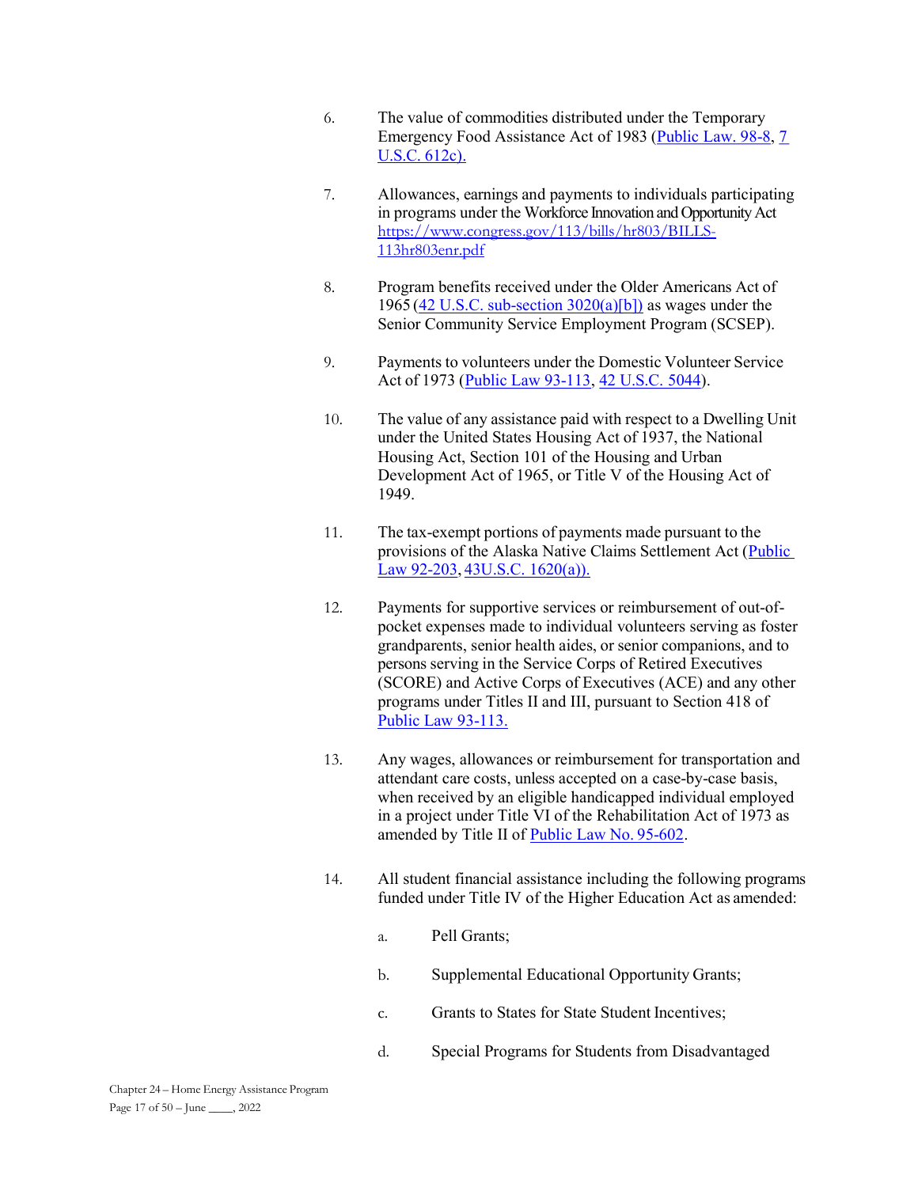6. The value of commodities distributed under the Temporary Emergency Food Assistance Act of 1983 (Public Law. 98-8, 7 U.S.C. 612c).

7. Allowances, earnings and payments to individuals participating in programs under the Workforce Innovation and Opportunity Act https://www.congress.gov/113/bills/hr803/BILLS-113hr803enr.pdf

8. Program benefits received under the Older Americans Act of 1965 (42 U.S.C. sub-section 3020(a)[b]) as wages under the Senior Community Service Employment Program (SCSEP).

9. Payments to volunteers under the Domestic Volunteer Service Act of 1973 (Public Law 93-113, 42 U.S.C. 5044).

10. The value of any assistance paid with respect to a Dwelling Unit under the United States Housing Act of 1937, the National Housing Act, Section 101 of the Housing and Urban Development Act of 1965, or Title V of the Housing Act of 1949.

11. The tax-exempt portions of payments made pursuant to the provisions of the Alaska Native Claims Settlement Act (Public Law 92-203, 43U.S.C. 1620(a)).

12. Payments for supportive services or reimbursement of out-of-pocket expenses made to individual volunteers serving as foster grandparents, senior health aides, or senior companions, and to persons serving in the Service Corps of Retired Executives (SCORE) and Active Corps of Executives (ACE) and any other programs under Titles II and III, pursuant to Section 418 of Public Law 93-113.

13. Any wages, allowances or reimbursement for transportation and attendant care costs, unless accepted on a case-by-case basis, when received by an eligible handicapped individual employed in a project under Title VI of the Rehabilitation Act of 1973 as amended by Title II of Public Law No. 95-602.

14. All student financial assistance including the following programs funded under Title IV of the Higher Education Act as amended:

    a. Pell Grants;

    b. Supplemental Educational Opportunity Grants;

    c. Grants to States for State Student Incentives;

    d. Special Programs for Students from Disadvantaged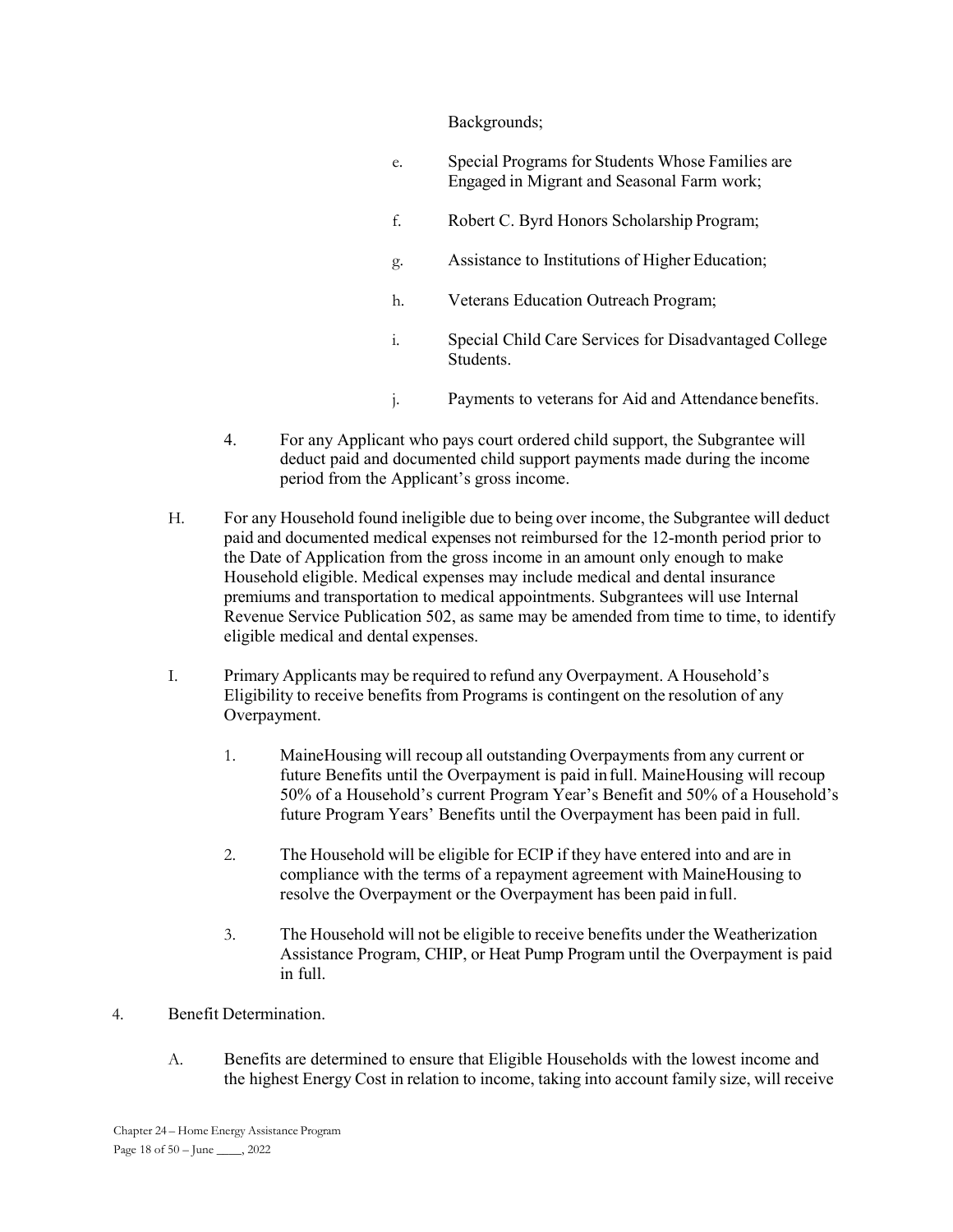Backgrounds;

e. Special Programs for Students Whose Families are Engaged in Migrant and Seasonal Farm work;

f. Robert C. Byrd Honors Scholarship Program;

g. Assistance to Institutions of Higher Education;

h. Veterans Education Outreach Program;

i. Special Child Care Services for Disadvantaged College Students.

j. Payments to veterans for Aid and Attendance benefits.

4. For any Applicant who pays court ordered child support, the Subgrantee will deduct paid and documented child support payments made during the income period from the Applicant's gross income.

H. For any Household found ineligible due to being over income, the Subgrantee will deduct paid and documented medical expenses not reimbursed for the 12-month period prior to the Date of Application from the gross income in an amount only enough to make Household eligible. Medical expenses may include medical and dental insurance premiums and transportation to medical appointments. Subgrantees will use Internal Revenue Service Publication 502, as same may be amended from time to time, to identify eligible medical and dental expenses.

I. Primary Applicants may be required to refund any Overpayment. A Household's Eligibility to receive benefits from Programs is contingent on the resolution of any Overpayment.

1. MaineHousing will recoup all outstanding Overpayments from any current or future Benefits until the Overpayment is paid in full. MaineHousing will recoup 50% of a Household's current Program Year's Benefit and 50% of a Household's future Program Years' Benefits until the Overpayment has been paid in full.

2. The Household will be eligible for ECIP if they have entered into and are in compliance with the terms of a repayment agreement with MaineHousing to resolve the Overpayment or the Overpayment has been paid in full.

3. The Household will not be eligible to receive benefits under the Weatherization Assistance Program, CHIP, or Heat Pump Program until the Overpayment is paid in full.

4. Benefit Determination.

A. Benefits are determined to ensure that Eligible Households with the lowest income and the highest Energy Cost in relation to income, taking into account family size, will receive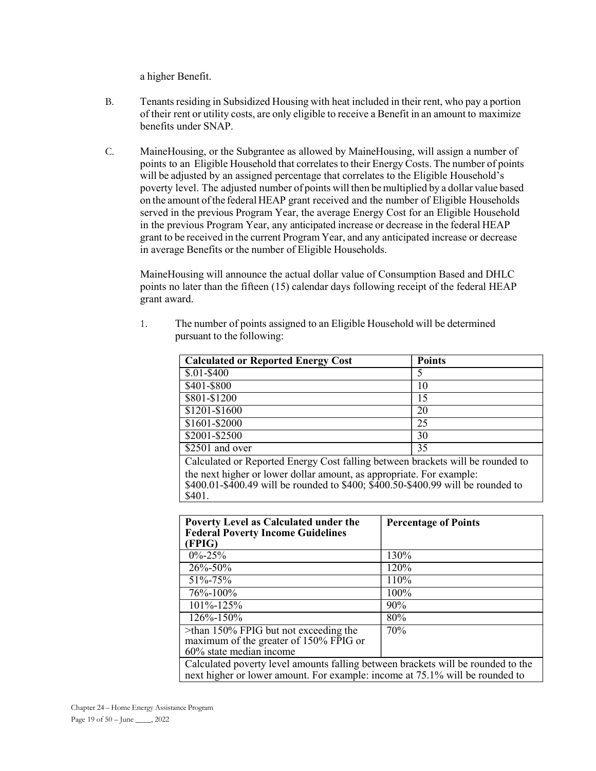a higher Benefit.

B. Tenants residing in Subsidized Housing with heat included in their rent, who pay a portion of their rent or utility costs, are only eligible to receive a Benefit in an amount to maximize benefits under SNAP.

C. MaineHousing, or the Subgrantee as allowed by MaineHousing, will assign a number of points to an Eligible Household that correlates to their Energy Costs. The number of points will be adjusted by an assigned percentage that correlates to the Eligible Household's poverty level. The adjusted number of points will then be multiplied by a dollar value based on the amount of the federal HEAP grant received and the number of Eligible Households served in the previous Program Year, the average Energy Cost for an Eligible Household in the previous Program Year, any anticipated increase or decrease in the federal HEAP grant to be received in the current Program Year, and any anticipated increase or decrease in average Benefits or the number of Eligible Households.

MaineHousing will announce the actual dollar value of Consumption Based and DHLC points no later than the fifteen (15) calendar days following receipt of the federal HEAP grant award.

1. The number of points assigned to an Eligible Household will be determined pursuant to the following:

| **Calculated or Reported Energy Cost** | **Points** |
|---|---|
| $.01-$400 | 5 |
| $401-$800 | 10 |
| $801-$1200 | 15 |
| $1201-$1600 | 20 |
| $1601-$2000 | 25 |
| $2001-$2500 | 30 |
| $2501 and over | 35 |
| Calculated or Reported Energy Cost falling between brackets will be rounded to the next higher or lower dollar amount, as appropriate. For example: $400.01-$400.49 will be rounded to $400; $400.50-$400.99 will be rounded to $401. | |

| **Poverty Level as Calculated under the Federal Poverty Income Guidelines (FPIG)** | **Percentage of Points** |
|---|---|
| 0%-25% | 130% |
| 26%-50% | 120% |
| 51%-75% | 110% |
| 76%-100% | 100% |
| 101%-125% | 90% |
| 126%-150% | 80% |
| >than 150% FPIG but not exceeding the maximum of the greater of 150% FPIG or 60% state median income | 70% |
| Calculated poverty level amounts falling between brackets will be rounded to the next higher or lower amount. For example: income at 75.1% will be rounded to | |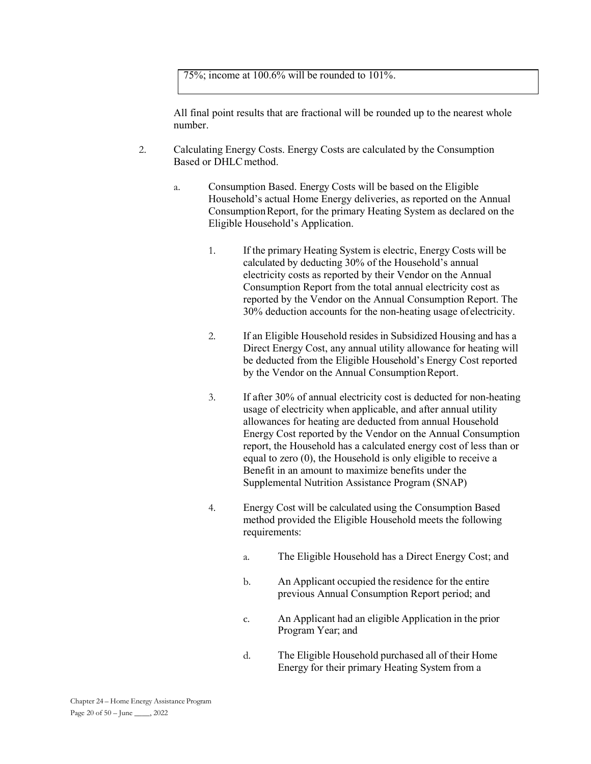> 75%; income at 100.6% will be rounded to 101%.

All final point results that are fractional will be rounded up to the nearest whole number.

2. Calculating Energy Costs. Energy Costs are calculated by the Consumption Based or DHLC method.

   a. Consumption Based. Energy Costs will be based on the Eligible Household's actual Home Energy deliveries, as reported on the Annual Consumption Report, for the primary Heating System as declared on the Eligible Household's Application.

      1. If the primary Heating System is electric, Energy Costs will be calculated by deducting 30% of the Household's annual electricity costs as reported by their Vendor on the Annual Consumption Report from the total annual electricity cost as reported by the Vendor on the Annual Consumption Report. The 30% deduction accounts for the non-heating usage of electricity.

      2. If an Eligible Household resides in Subsidized Housing and has a Direct Energy Cost, any annual utility allowance for heating will be deducted from the Eligible Household's Energy Cost reported by the Vendor on the Annual Consumption Report.

      3. If after 30% of annual electricity cost is deducted for non-heating usage of electricity when applicable, and after annual utility allowances for heating are deducted from annual Household Energy Cost reported by the Vendor on the Annual Consumption report, the Household has a calculated energy cost of less than or equal to zero (0), the Household is only eligible to receive a Benefit in an amount to maximize benefits under the Supplemental Nutrition Assistance Program (SNAP)

      4. Energy Cost will be calculated using the Consumption Based method provided the Eligible Household meets the following requirements:

         a. The Eligible Household has a Direct Energy Cost; and

         b. An Applicant occupied the residence for the entire previous Annual Consumption Report period; and

         c. An Applicant had an eligible Application in the prior Program Year; and

         d. The Eligible Household purchased all of their Home Energy for their primary Heating System from a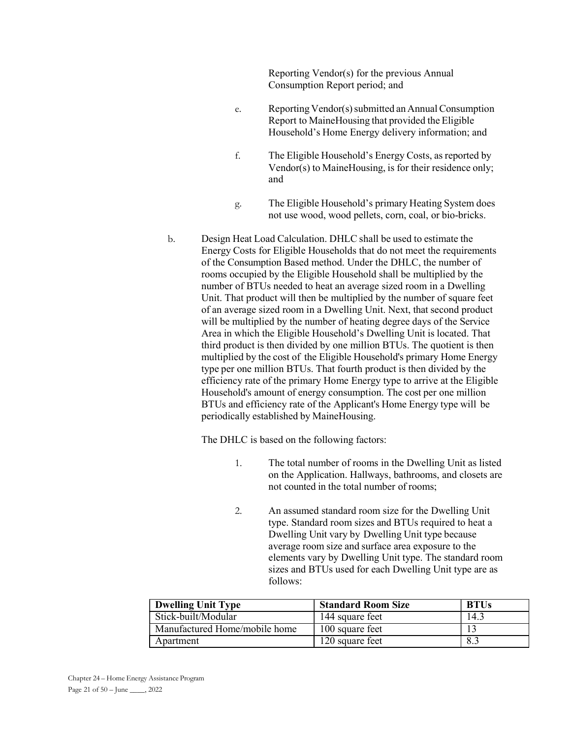Reporting Vendor(s) for the previous Annual Consumption Report period; and

e. Reporting Vendor(s) submitted an Annual Consumption Report to MaineHousing that provided the Eligible Household's Home Energy delivery information; and

f. The Eligible Household's Energy Costs, as reported by Vendor(s) to MaineHousing, is for their residence only; and

g. The Eligible Household's primary Heating System does not use wood, wood pellets, corn, coal, or bio-bricks.

b. Design Heat Load Calculation. DHLC shall be used to estimate the Energy Costs for Eligible Households that do not meet the requirements of the Consumption Based method. Under the DHLC, the number of rooms occupied by the Eligible Household shall be multiplied by the number of BTUs needed to heat an average sized room in a Dwelling Unit. That product will then be multiplied by the number of square feet of an average sized room in a Dwelling Unit. Next, that second product will be multiplied by the number of heating degree days of the Service Area in which the Eligible Household's Dwelling Unit is located. That third product is then divided by one million BTUs. The quotient is then multiplied by the cost of the Eligible Household's primary Home Energy type per one million BTUs. That fourth product is then divided by the efficiency rate of the primary Home Energy type to arrive at the Eligible Household's amount of energy consumption. The cost per one million BTUs and efficiency rate of the Applicant's Home Energy type will be periodically established by MaineHousing.

The DHLC is based on the following factors:

1. The total number of rooms in the Dwelling Unit as listed on the Application. Hallways, bathrooms, and closets are not counted in the total number of rooms;

2. An assumed standard room size for the Dwelling Unit type. Standard room sizes and BTUs required to heat a Dwelling Unit vary by Dwelling Unit type because average room size and surface area exposure to the elements vary by Dwelling Unit type. The standard room sizes and BTUs used for each Dwelling Unit type are as follows:

| **Dwelling Unit Type** | **Standard Room Size** | **BTUs** |
|---|---|---|
| Stick-built/Modular | 144 square feet | 14.3 |
| Manufactured Home/mobile home | 100 square feet | 13 |
| Apartment | 120 square feet | 8.3 |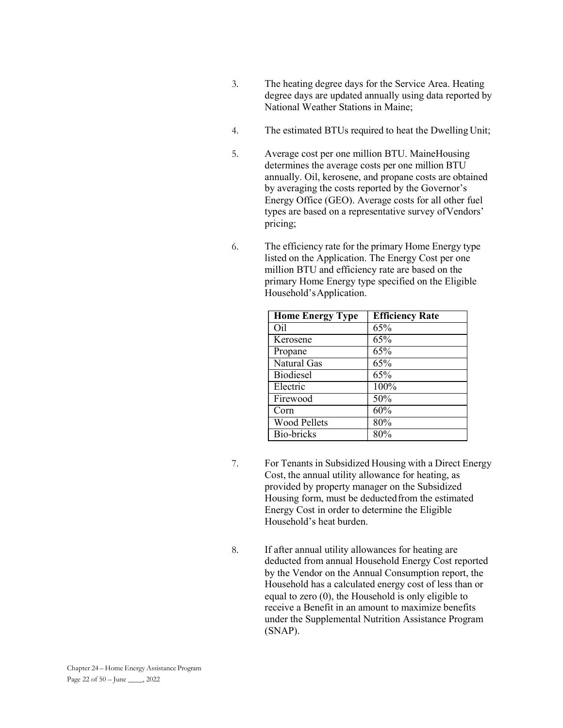3. The heating degree days for the Service Area. Heating degree days are updated annually using data reported by National Weather Stations in Maine;

4. The estimated BTUs required to heat the Dwelling Unit;

5. Average cost per one million BTU. MaineHousing determines the average costs per one million BTU annually. Oil, kerosene, and propane costs are obtained by averaging the costs reported by the Governor's Energy Office (GEO). Average costs for all other fuel types are based on a representative survey of Vendors' pricing;

6. The efficiency rate for the primary Home Energy type listed on the Application. The Energy Cost per one million BTU and efficiency rate are based on the primary Home Energy type specified on the Eligible Household's Application.

| **Home Energy Type** | **Efficiency Rate** |
|---|---|
| Oil | 65% |
| Kerosene | 65% |
| Propane | 65% |
| Natural Gas | 65% |
| Biodiesel | 65% |
| Electric | 100% |
| Firewood | 50% |
| Corn | 60% |
| Wood Pellets | 80% |
| Bio-bricks | 80% |

7. For Tenants in Subsidized Housing with a Direct Energy Cost, the annual utility allowance for heating, as provided by property manager on the Subsidized Housing form, must be deducted from the estimated Energy Cost in order to determine the Eligible Household's heat burden.

8. If after annual utility allowances for heating are deducted from annual Household Energy Cost reported by the Vendor on the Annual Consumption report, the Household has a calculated energy cost of less than or equal to zero (0), the Household is only eligible to receive a Benefit in an amount to maximize benefits under the Supplemental Nutrition Assistance Program (SNAP).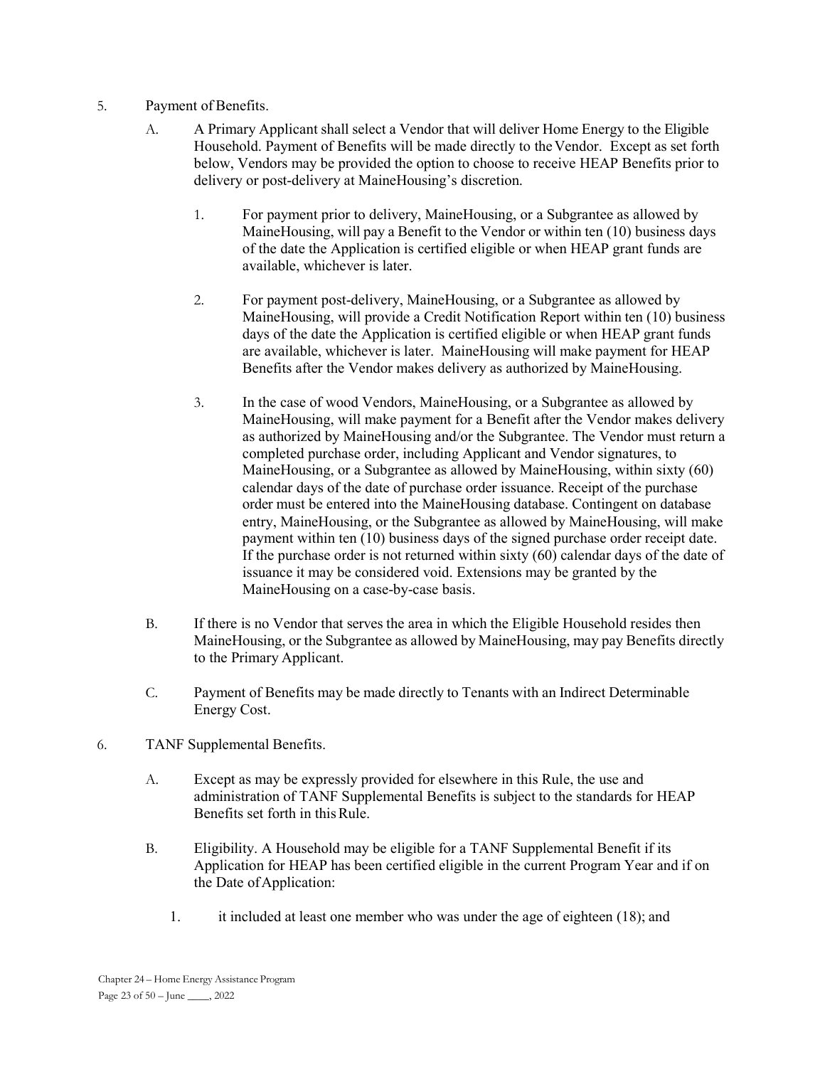5. Payment of Benefits.

   A. A Primary Applicant shall select a Vendor that will deliver Home Energy to the Eligible Household. Payment of Benefits will be made directly to the Vendor. Except as set forth below, Vendors may be provided the option to choose to receive HEAP Benefits prior to delivery or post-delivery at MaineHousing's discretion.

      1. For payment prior to delivery, MaineHousing, or a Subgrantee as allowed by MaineHousing, will pay a Benefit to the Vendor or within ten (10) business days of the date the Application is certified eligible or when HEAP grant funds are available, whichever is later.

      2. For payment post-delivery, MaineHousing, or a Subgrantee as allowed by MaineHousing, will provide a Credit Notification Report within ten (10) business days of the date the Application is certified eligible or when HEAP grant funds are available, whichever is later. MaineHousing will make payment for HEAP Benefits after the Vendor makes delivery as authorized by MaineHousing.

      3. In the case of wood Vendors, MaineHousing, or a Subgrantee as allowed by MaineHousing, will make payment for a Benefit after the Vendor makes delivery as authorized by MaineHousing and/or the Subgrantee. The Vendor must return a completed purchase order, including Applicant and Vendor signatures, to MaineHousing, or a Subgrantee as allowed by MaineHousing, within sixty (60) calendar days of the date of purchase order issuance. Receipt of the purchase order must be entered into the MaineHousing database. Contingent on database entry, MaineHousing, or the Subgrantee as allowed by MaineHousing, will make payment within ten (10) business days of the signed purchase order receipt date. If the purchase order is not returned within sixty (60) calendar days of the date of issuance it may be considered void. Extensions may be granted by the MaineHousing on a case-by-case basis.

   B. If there is no Vendor that serves the area in which the Eligible Household resides then MaineHousing, or the Subgrantee as allowed by MaineHousing, may pay Benefits directly to the Primary Applicant.

   C. Payment of Benefits may be made directly to Tenants with an Indirect Determinable Energy Cost.

6. TANF Supplemental Benefits.

   A. Except as may be expressly provided for elsewhere in this Rule, the use and administration of TANF Supplemental Benefits is subject to the standards for HEAP Benefits set forth in this Rule.

   B. Eligibility. A Household may be eligible for a TANF Supplemental Benefit if its Application for HEAP has been certified eligible in the current Program Year and if on the Date of Application:

      1. it included at least one member who was under the age of eighteen (18); and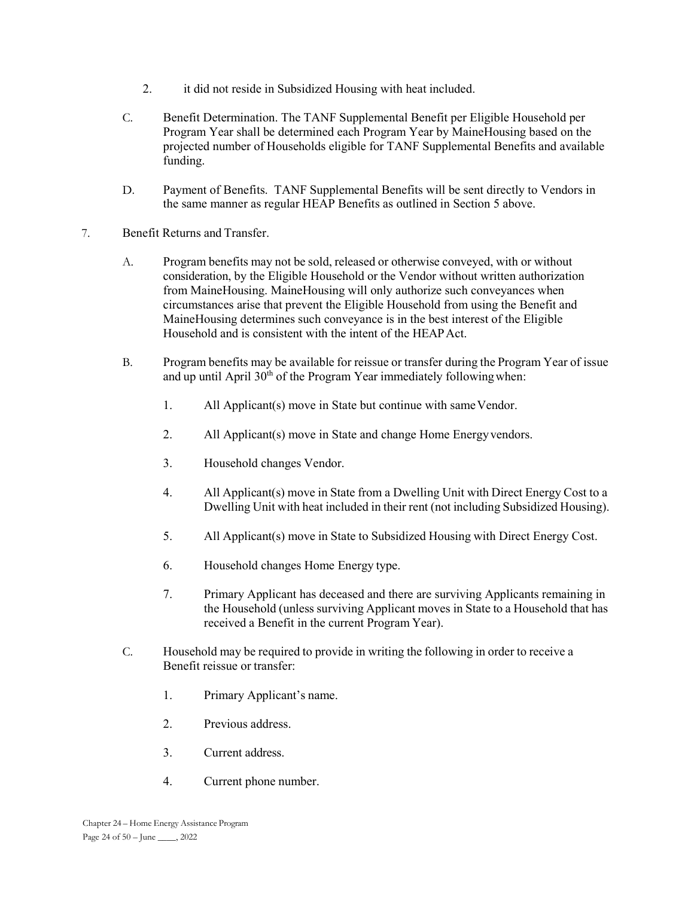2. it did not reside in Subsidized Housing with heat included.

C. Benefit Determination. The TANF Supplemental Benefit per Eligible Household per Program Year shall be determined each Program Year by MaineHousing based on the projected number of Households eligible for TANF Supplemental Benefits and available funding.

D. Payment of Benefits. TANF Supplemental Benefits will be sent directly to Vendors in the same manner as regular HEAP Benefits as outlined in Section 5 above.

7. Benefit Returns and Transfer.

   A. Program benefits may not be sold, released or otherwise conveyed, with or without consideration, by the Eligible Household or the Vendor without written authorization from MaineHousing. MaineHousing will only authorize such conveyances when circumstances arise that prevent the Eligible Household from using the Benefit and MaineHousing determines such conveyance is in the best interest of the Eligible Household and is consistent with the intent of the HEAP Act.

   B. Program benefits may be available for reissue or transfer during the Program Year of issue and up until April 30th of the Program Year immediately following when:

      1. All Applicant(s) move in State but continue with same Vendor.

      2. All Applicant(s) move in State and change Home Energy vendors.

      3. Household changes Vendor.

      4. All Applicant(s) move in State from a Dwelling Unit with Direct Energy Cost to a Dwelling Unit with heat included in their rent (not including Subsidized Housing).

      5. All Applicant(s) move in State to Subsidized Housing with Direct Energy Cost.

      6. Household changes Home Energy type.

      7. Primary Applicant has deceased and there are surviving Applicants remaining in the Household (unless surviving Applicant moves in State to a Household that has received a Benefit in the current Program Year).

   C. Household may be required to provide in writing the following in order to receive a Benefit reissue or transfer:

      1. Primary Applicant's name.

      2. Previous address.

      3. Current address.

      4. Current phone number.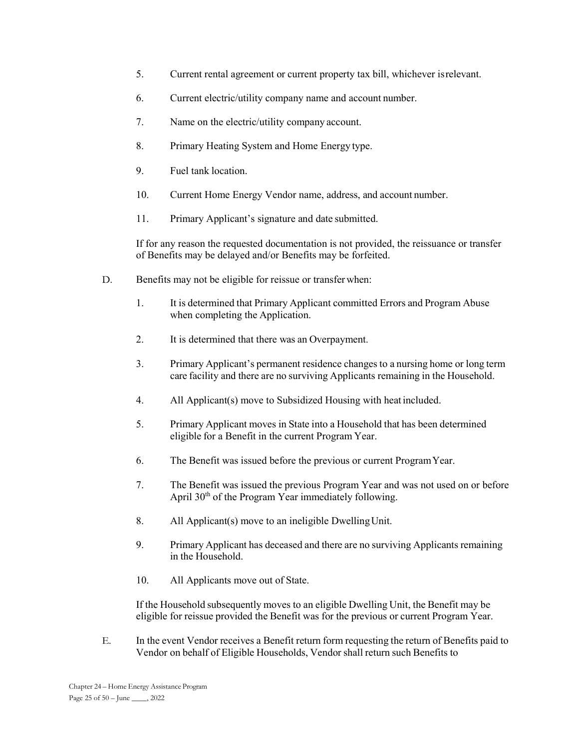5. Current rental agreement or current property tax bill, whichever is relevant.

6. Current electric/utility company name and account number.

7. Name on the electric/utility company account.

8. Primary Heating System and Home Energy type.

9. Fuel tank location.

10. Current Home Energy Vendor name, address, and account number.

11. Primary Applicant's signature and date submitted.

If for any reason the requested documentation is not provided, the reissuance or transfer of Benefits may be delayed and/or Benefits may be forfeited.

D. Benefits may not be eligible for reissue or transfer when:

1. It is determined that Primary Applicant committed Errors and Program Abuse when completing the Application.

2. It is determined that there was an Overpayment.

3. Primary Applicant's permanent residence changes to a nursing home or long term care facility and there are no surviving Applicants remaining in the Household.

4. All Applicant(s) move to Subsidized Housing with heat included.

5. Primary Applicant moves in State into a Household that has been determined eligible for a Benefit in the current Program Year.

6. The Benefit was issued before the previous or current Program Year.

7. The Benefit was issued the previous Program Year and was not used on or before April 30th of the Program Year immediately following.

8. All Applicant(s) move to an ineligible Dwelling Unit.

9. Primary Applicant has deceased and there are no surviving Applicants remaining in the Household.

10. All Applicants move out of State.

If the Household subsequently moves to an eligible Dwelling Unit, the Benefit may be eligible for reissue provided the Benefit was for the previous or current Program Year.

E. In the event Vendor receives a Benefit return form requesting the return of Benefits paid to Vendor on behalf of Eligible Households, Vendor shall return such Benefits to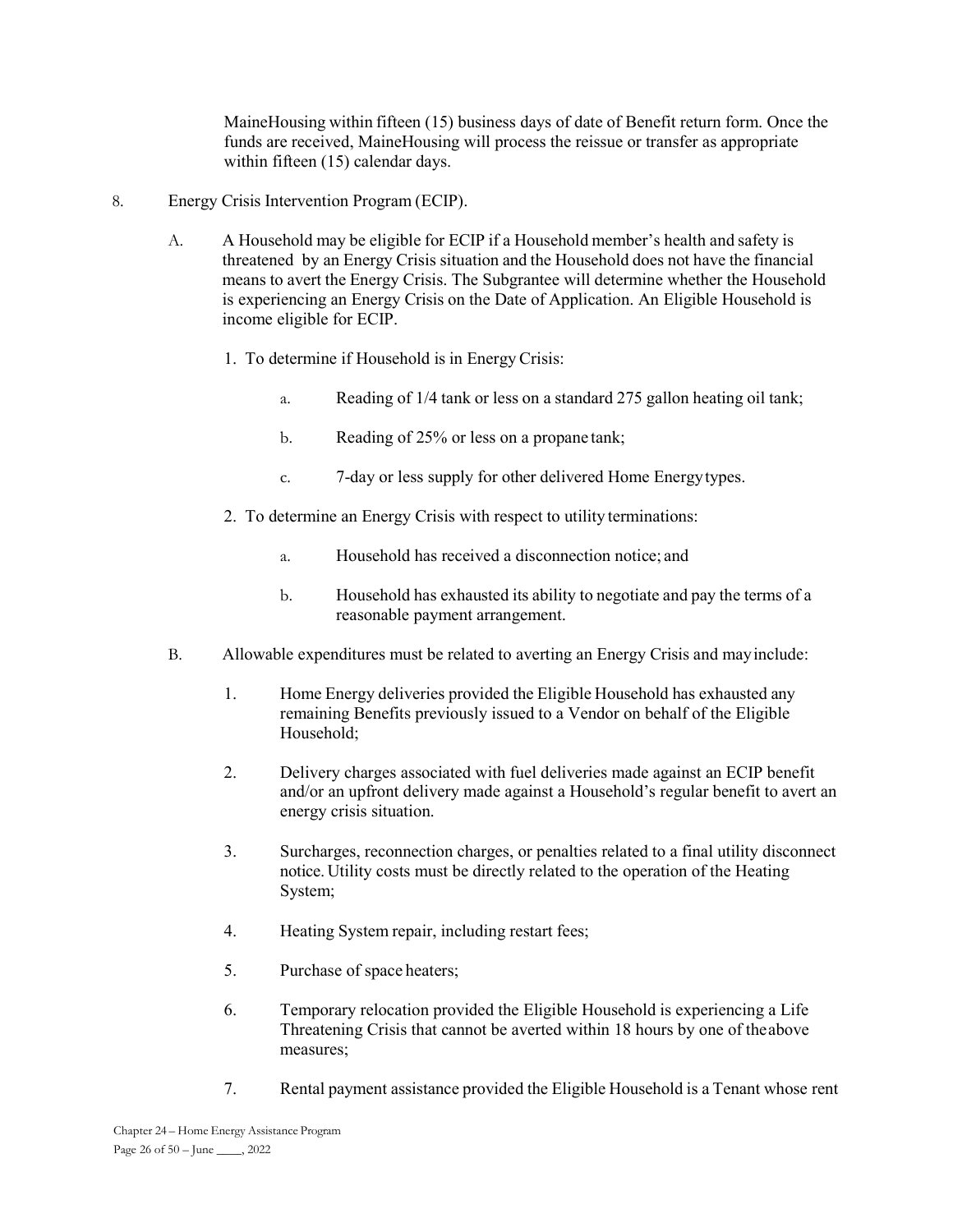MaineHousing within fifteen (15) business days of date of Benefit return form. Once the funds are received, MaineHousing will process the reissue or transfer as appropriate within fifteen (15) calendar days.

8. Energy Crisis Intervention Program (ECIP).

   A. A Household may be eligible for ECIP if a Household member's health and safety is threatened by an Energy Crisis situation and the Household does not have the financial means to avert the Energy Crisis. The Subgrantee will determine whether the Household is experiencing an Energy Crisis on the Date of Application. An Eligible Household is income eligible for ECIP.

      1. To determine if Household is in Energy Crisis:

         a. Reading of 1/4 tank or less on a standard 275 gallon heating oil tank;

         b. Reading of 25% or less on a propane tank;

         c. 7-day or less supply for other delivered Home Energy types.

      2. To determine an Energy Crisis with respect to utility terminations:

         a. Household has received a disconnection notice; and

         b. Household has exhausted its ability to negotiate and pay the terms of a reasonable payment arrangement.

   B. Allowable expenditures must be related to averting an Energy Crisis and may include:

      1. Home Energy deliveries provided the Eligible Household has exhausted any remaining Benefits previously issued to a Vendor on behalf of the Eligible Household;

      2. Delivery charges associated with fuel deliveries made against an ECIP benefit and/or an upfront delivery made against a Household's regular benefit to avert an energy crisis situation.

      3. Surcharges, reconnection charges, or penalties related to a final utility disconnect notice. Utility costs must be directly related to the operation of the Heating System;

      4. Heating System repair, including restart fees;

      5. Purchase of space heaters;

      6. Temporary relocation provided the Eligible Household is experiencing a Life Threatening Crisis that cannot be averted within 18 hours by one of the above measures;

      7. Rental payment assistance provided the Eligible Household is a Tenant whose rent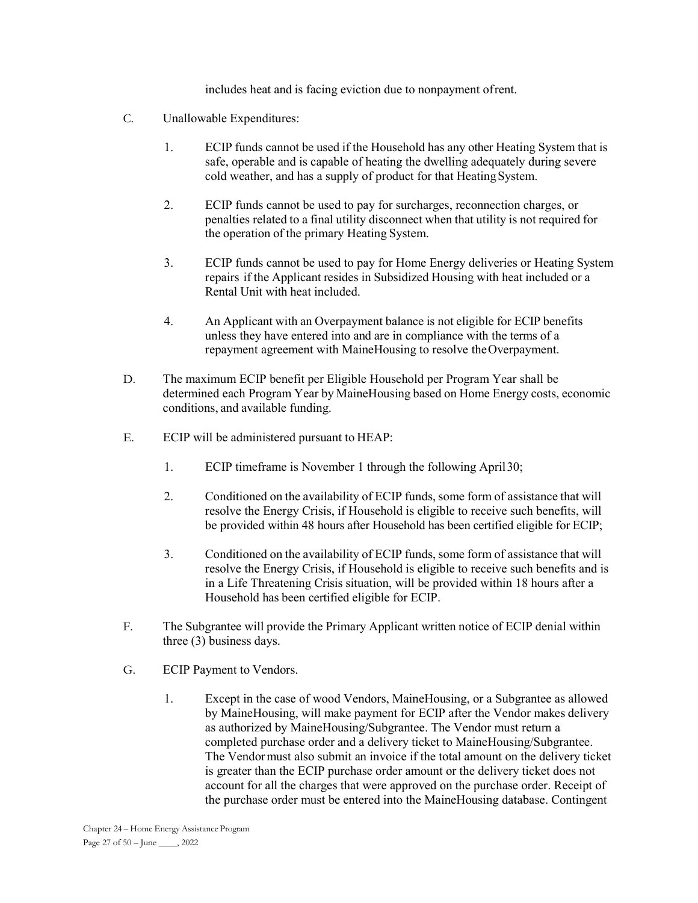includes heat and is facing eviction due to nonpayment of rent.

C. Unallowable Expenditures:

1. ECIP funds cannot be used if the Household has any other Heating System that is safe, operable and is capable of heating the dwelling adequately during severe cold weather, and has a supply of product for that Heating System.

2. ECIP funds cannot be used to pay for surcharges, reconnection charges, or penalties related to a final utility disconnect when that utility is not required for the operation of the primary Heating System.

3. ECIP funds cannot be used to pay for Home Energy deliveries or Heating System repairs if the Applicant resides in Subsidized Housing with heat included or a Rental Unit with heat included.

4. An Applicant with an Overpayment balance is not eligible for ECIP benefits unless they have entered into and are in compliance with the terms of a repayment agreement with MaineHousing to resolve the Overpayment.

D. The maximum ECIP benefit per Eligible Household per Program Year shall be determined each Program Year by MaineHousing based on Home Energy costs, economic conditions, and available funding.

E. ECIP will be administered pursuant to HEAP:

1. ECIP timeframe is November 1 through the following April 30;

2. Conditioned on the availability of ECIP funds, some form of assistance that will resolve the Energy Crisis, if Household is eligible to receive such benefits, will be provided within 48 hours after Household has been certified eligible for ECIP;

3. Conditioned on the availability of ECIP funds, some form of assistance that will resolve the Energy Crisis, if Household is eligible to receive such benefits and is in a Life Threatening Crisis situation, will be provided within 18 hours after a Household has been certified eligible for ECIP.

F. The Subgrantee will provide the Primary Applicant written notice of ECIP denial within three (3) business days.

G. ECIP Payment to Vendors.

1. Except in the case of wood Vendors, MaineHousing, or a Subgrantee as allowed by MaineHousing, will make payment for ECIP after the Vendor makes delivery as authorized by MaineHousing/Subgrantee. The Vendor must return a completed purchase order and a delivery ticket to MaineHousing/Subgrantee. The Vendor must also submit an invoice if the total amount on the delivery ticket is greater than the ECIP purchase order amount or the delivery ticket does not account for all the charges that were approved on the purchase order. Receipt of the purchase order must be entered into the MaineHousing database. Contingent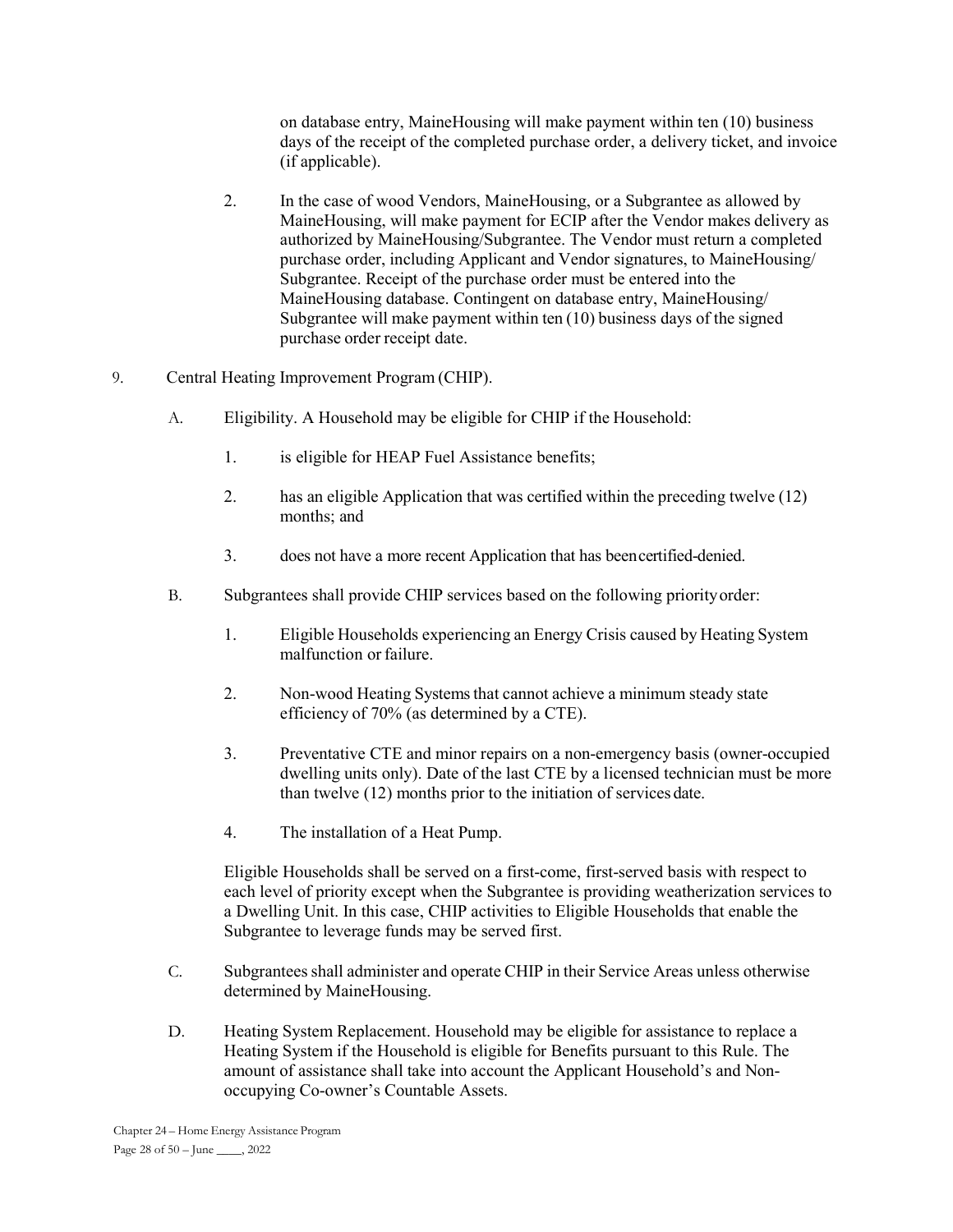on database entry, MaineHousing will make payment within ten (10) business days of the receipt of the completed purchase order, a delivery ticket, and invoice (if applicable).

2. In the case of wood Vendors, MaineHousing, or a Subgrantee as allowed by MaineHousing, will make payment for ECIP after the Vendor makes delivery as authorized by MaineHousing/Subgrantee. The Vendor must return a completed purchase order, including Applicant and Vendor signatures, to MaineHousing/ Subgrantee. Receipt of the purchase order must be entered into the MaineHousing database. Contingent on database entry, MaineHousing/ Subgrantee will make payment within ten (10) business days of the signed purchase order receipt date.

9. Central Heating Improvement Program (CHIP).

A. Eligibility. A Household may be eligible for CHIP if the Household:

1. is eligible for HEAP Fuel Assistance benefits;

2. has an eligible Application that was certified within the preceding twelve (12) months; and

3. does not have a more recent Application that has been certified-denied.

B. Subgrantees shall provide CHIP services based on the following priority order:

1. Eligible Households experiencing an Energy Crisis caused by Heating System malfunction or failure.

2. Non-wood Heating Systems that cannot achieve a minimum steady state efficiency of 70% (as determined by a CTE).

3. Preventative CTE and minor repairs on a non-emergency basis (owner-occupied dwelling units only). Date of the last CTE by a licensed technician must be more than twelve (12) months prior to the initiation of services date.

4. The installation of a Heat Pump.

Eligible Households shall be served on a first-come, first-served basis with respect to each level of priority except when the Subgrantee is providing weatherization services to a Dwelling Unit. In this case, CHIP activities to Eligible Households that enable the Subgrantee to leverage funds may be served first.

C. Subgrantees shall administer and operate CHIP in their Service Areas unless otherwise determined by MaineHousing.

D. Heating System Replacement. Household may be eligible for assistance to replace a Heating System if the Household is eligible for Benefits pursuant to this Rule. The amount of assistance shall take into account the Applicant Household's and Non-occupying Co-owner's Countable Assets.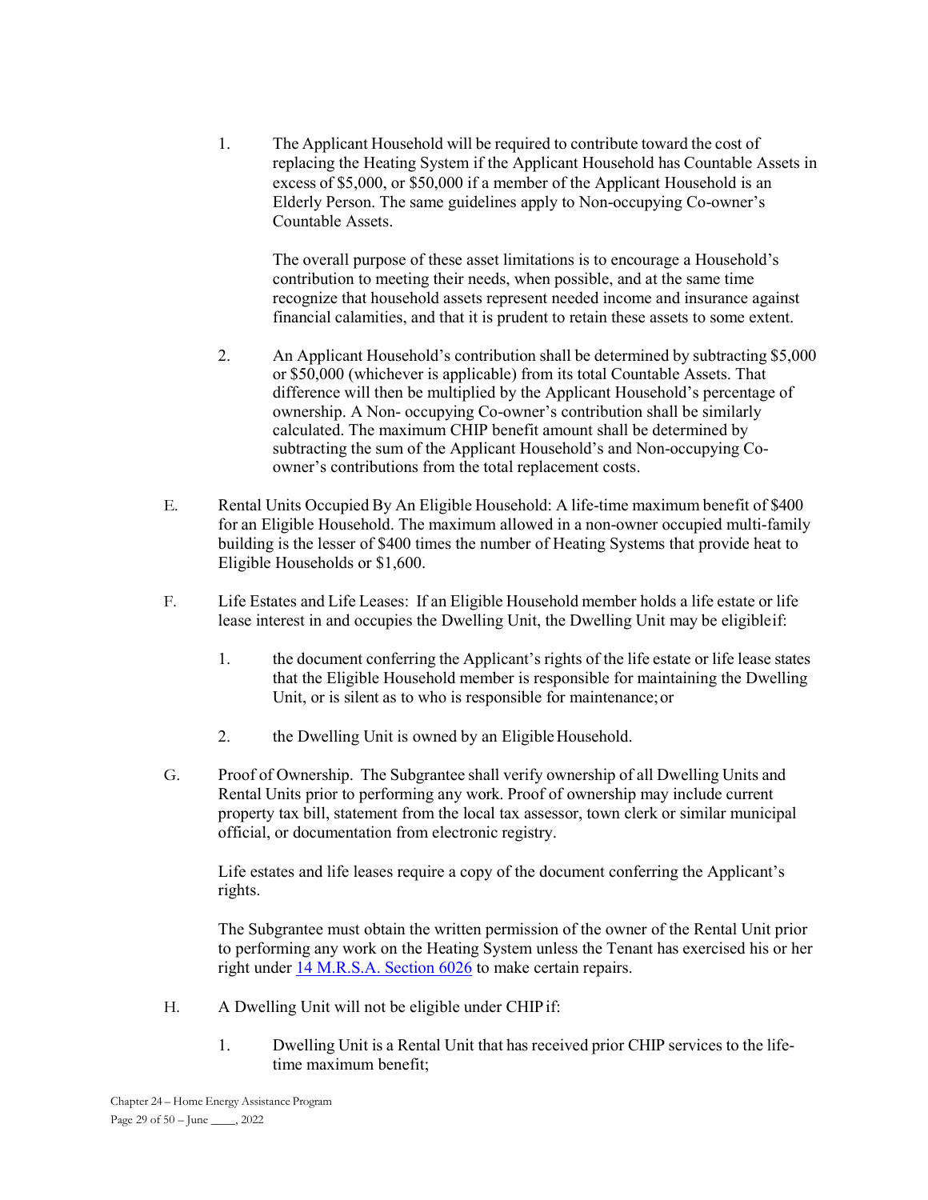1. The Applicant Household will be required to contribute toward the cost of replacing the Heating System if the Applicant Household has Countable Assets in excess of $5,000, or $50,000 if a member of the Applicant Household is an Elderly Person. The same guidelines apply to Non-occupying Co-owner's Countable Assets.

   The overall purpose of these asset limitations is to encourage a Household's contribution to meeting their needs, when possible, and at the same time recognize that household assets represent needed income and insurance against financial calamities, and that it is prudent to retain these assets to some extent.

2. An Applicant Household's contribution shall be determined by subtracting $5,000 or $50,000 (whichever is applicable) from its total Countable Assets. That difference will then be multiplied by the Applicant Household's percentage of ownership. A Non- occupying Co-owner's contribution shall be similarly calculated. The maximum CHIP benefit amount shall be determined by subtracting the sum of the Applicant Household's and Non-occupying Co-owner's contributions from the total replacement costs.

E. Rental Units Occupied By An Eligible Household: A life-time maximum benefit of $400 for an Eligible Household. The maximum allowed in a non-owner occupied multi-family building is the lesser of $400 times the number of Heating Systems that provide heat to Eligible Households or $1,600.

F. Life Estates and Life Leases: If an Eligible Household member holds a life estate or life lease interest in and occupies the Dwelling Unit, the Dwelling Unit may be eligible if:

1. the document conferring the Applicant's rights of the life estate or life lease states that the Eligible Household member is responsible for maintaining the Dwelling Unit, or is silent as to who is responsible for maintenance; or

2. the Dwelling Unit is owned by an Eligible Household.

G. Proof of Ownership. The Subgrantee shall verify ownership of all Dwelling Units and Rental Units prior to performing any work. Proof of ownership may include current property tax bill, statement from the local tax assessor, town clerk or similar municipal official, or documentation from electronic registry.

   Life estates and life leases require a copy of the document conferring the Applicant's rights.

   The Subgrantee must obtain the written permission of the owner of the Rental Unit prior to performing any work on the Heating System unless the Tenant has exercised his or her right under [14 M.R.S.A. Section 6026](14 M.R.S.A. Section 6026) to make certain repairs.

H. A Dwelling Unit will not be eligible under CHIP if:

1. Dwelling Unit is a Rental Unit that has received prior CHIP services to the life-time maximum benefit;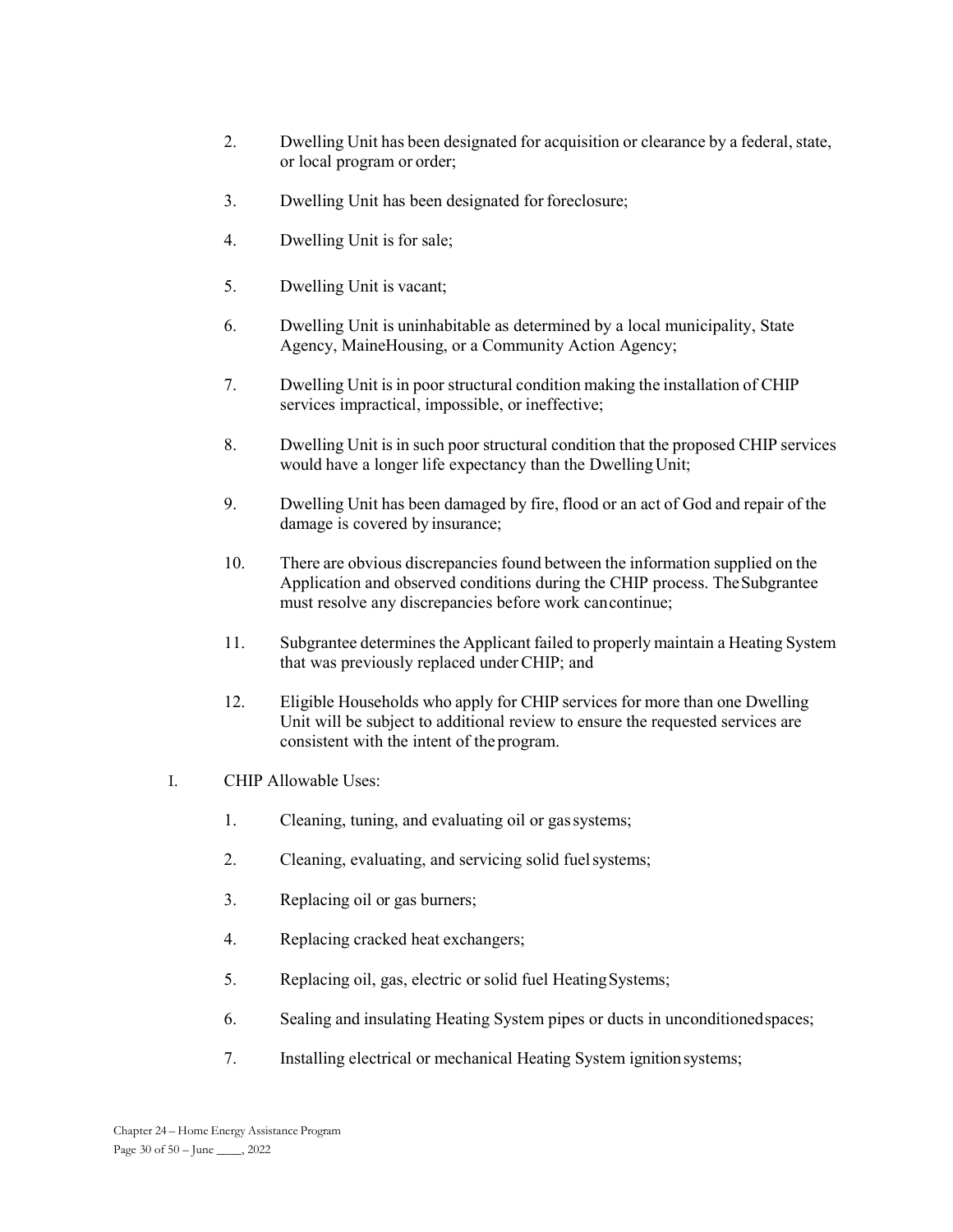2. Dwelling Unit has been designated for acquisition or clearance by a federal, state, or local program or order;

3. Dwelling Unit has been designated for foreclosure;

4. Dwelling Unit is for sale;

5. Dwelling Unit is vacant;

6. Dwelling Unit is uninhabitable as determined by a local municipality, State Agency, MaineHousing, or a Community Action Agency;

7. Dwelling Unit is in poor structural condition making the installation of CHIP services impractical, impossible, or ineffective;

8. Dwelling Unit is in such poor structural condition that the proposed CHIP services would have a longer life expectancy than the Dwelling Unit;

9. Dwelling Unit has been damaged by fire, flood or an act of God and repair of the damage is covered by insurance;

10. There are obvious discrepancies found between the information supplied on the Application and observed conditions during the CHIP process. The Subgrantee must resolve any discrepancies before work can continue;

11. Subgrantee determines the Applicant failed to properly maintain a Heating System that was previously replaced under CHIP; and

12. Eligible Households who apply for CHIP services for more than one Dwelling Unit will be subject to additional review to ensure the requested services are consistent with the intent of the program.

I. CHIP Allowable Uses:

1. Cleaning, tuning, and evaluating oil or gas systems;

2. Cleaning, evaluating, and servicing solid fuel systems;

3. Replacing oil or gas burners;

4. Replacing cracked heat exchangers;

5. Replacing oil, gas, electric or solid fuel Heating Systems;

6. Sealing and insulating Heating System pipes or ducts in unconditioned spaces;

7. Installing electrical or mechanical Heating System ignition systems;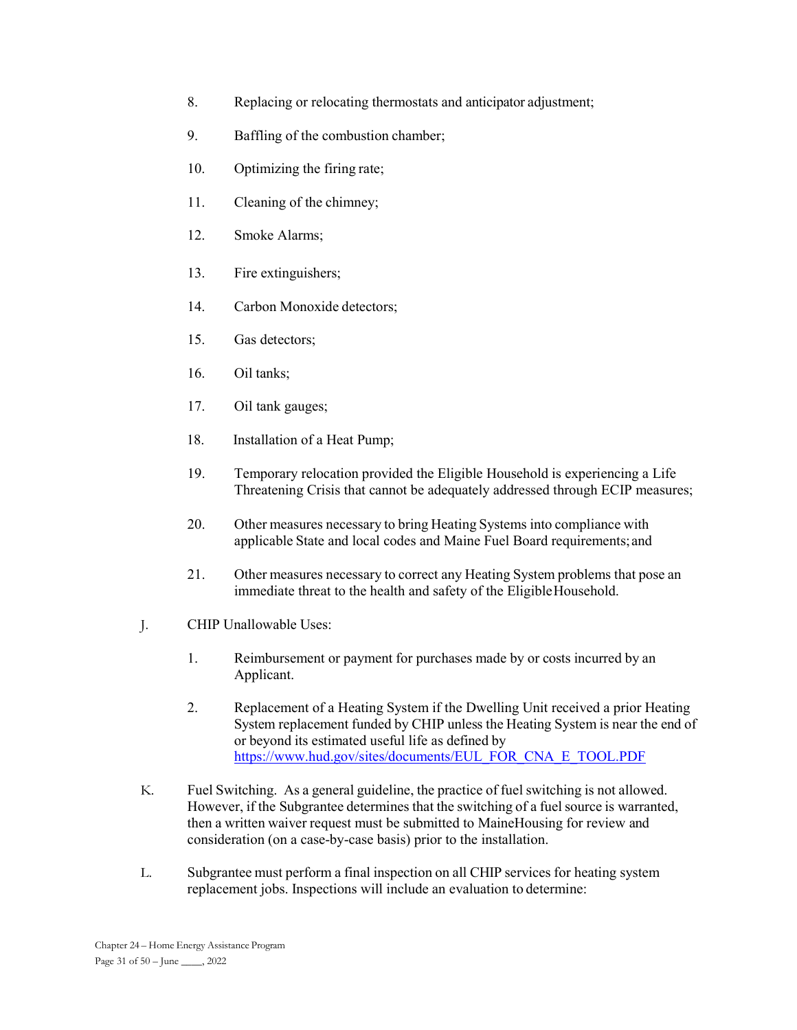8. Replacing or relocating thermostats and anticipator adjustment;

9. Baffling of the combustion chamber;

10. Optimizing the firing rate;

11. Cleaning of the chimney;

12. Smoke Alarms;

13. Fire extinguishers;

14. Carbon Monoxide detectors;

15. Gas detectors;

16. Oil tanks;

17. Oil tank gauges;

18. Installation of a Heat Pump;

19. Temporary relocation provided the Eligible Household is experiencing a Life Threatening Crisis that cannot be adequately addressed through ECIP measures;

20. Other measures necessary to bring Heating Systems into compliance with applicable State and local codes and Maine Fuel Board requirements; and

21. Other measures necessary to correct any Heating System problems that pose an immediate threat to the health and safety of the Eligible Household.

J. CHIP Unallowable Uses:

1. Reimbursement or payment for purchases made by or costs incurred by an Applicant.

2. Replacement of a Heating System if the Dwelling Unit received a prior Heating System replacement funded by CHIP unless the Heating System is near the end of or beyond its estimated useful life as defined by https://www.hud.gov/sites/documents/EUL_FOR_CNA_E_TOOL.PDF

K. Fuel Switching. As a general guideline, the practice of fuel switching is not allowed. However, if the Subgrantee determines that the switching of a fuel source is warranted, then a written waiver request must be submitted to MaineHousing for review and consideration (on a case-by-case basis) prior to the installation.

L. Subgrantee must perform a final inspection on all CHIP services for heating system replacement jobs. Inspections will include an evaluation to determine: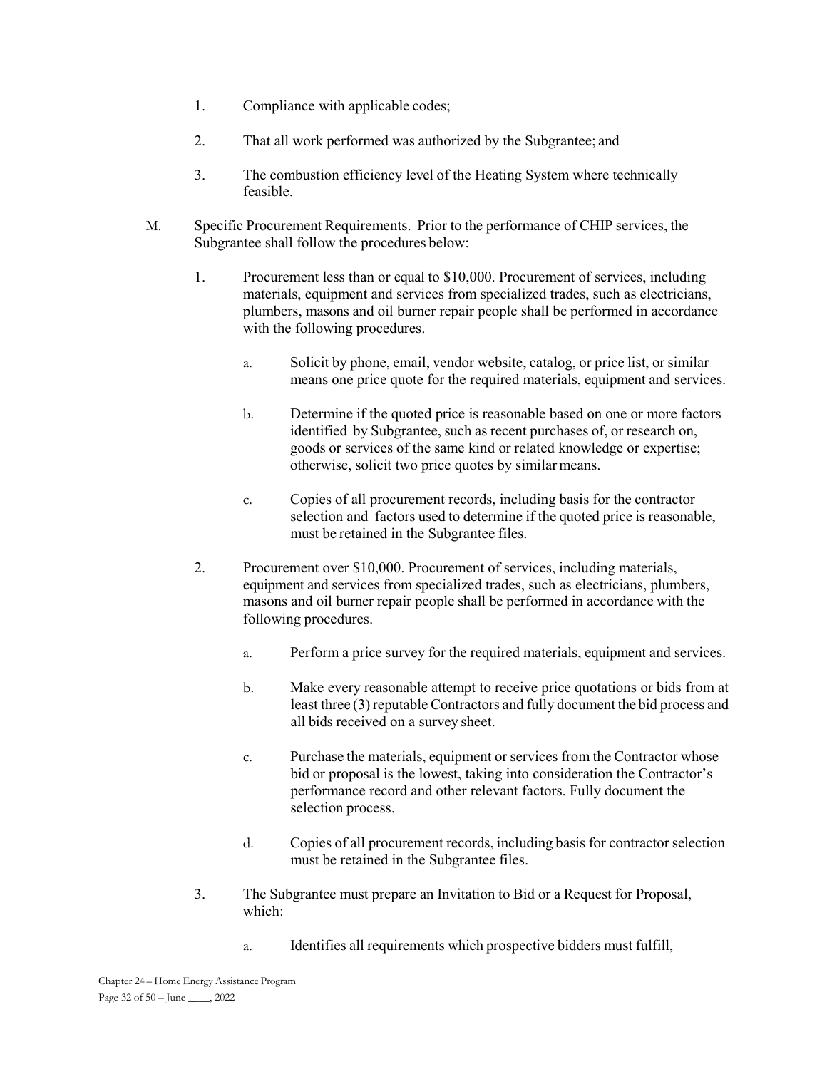1. Compliance with applicable codes;

2. That all work performed was authorized by the Subgrantee; and

3. The combustion efficiency level of the Heating System where technically feasible.

M. Specific Procurement Requirements. Prior to the performance of CHIP services, the Subgrantee shall follow the procedures below:

1. Procurement less than or equal to $10,000. Procurement of services, including materials, equipment and services from specialized trades, such as electricians, plumbers, masons and oil burner repair people shall be performed in accordance with the following procedures.

   a. Solicit by phone, email, vendor website, catalog, or price list, or similar means one price quote for the required materials, equipment and services.

   b. Determine if the quoted price is reasonable based on one or more factors identified by Subgrantee, such as recent purchases of, or research on, goods or services of the same kind or related knowledge or expertise; otherwise, solicit two price quotes by similar means.

   c. Copies of all procurement records, including basis for the contractor selection and factors used to determine if the quoted price is reasonable, must be retained in the Subgrantee files.

2. Procurement over $10,000. Procurement of services, including materials, equipment and services from specialized trades, such as electricians, plumbers, masons and oil burner repair people shall be performed in accordance with the following procedures.

   a. Perform a price survey for the required materials, equipment and services.

   b. Make every reasonable attempt to receive price quotations or bids from at least three (3) reputable Contractors and fully document the bid process and all bids received on a survey sheet.

   c. Purchase the materials, equipment or services from the Contractor whose bid or proposal is the lowest, taking into consideration the Contractor's performance record and other relevant factors. Fully document the selection process.

   d. Copies of all procurement records, including basis for contractor selection must be retained in the Subgrantee files.

3. The Subgrantee must prepare an Invitation to Bid or a Request for Proposal, which:

   a. Identifies all requirements which prospective bidders must fulfill,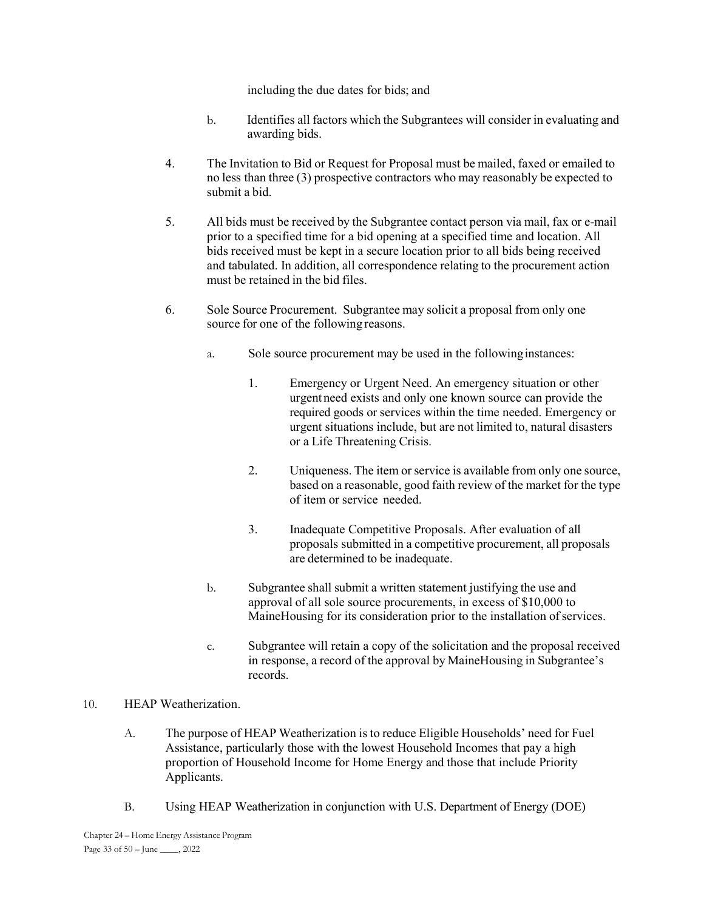including the due dates for bids; and

   b. Identifies all factors which the Subgrantees will consider in evaluating and awarding bids.

4. The Invitation to Bid or Request for Proposal must be mailed, faxed or emailed to no less than three (3) prospective contractors who may reasonably be expected to submit a bid.

5. All bids must be received by the Subgrantee contact person via mail, fax or e-mail prior to a specified time for a bid opening at a specified time and location. All bids received must be kept in a secure location prior to all bids being received and tabulated. In addition, all correspondence relating to the procurement action must be retained in the bid files.

6. Sole Source Procurement. Subgrantee may solicit a proposal from only one source for one of the following reasons.

   a. Sole source procurement may be used in the following instances:

      1. Emergency or Urgent Need. An emergency situation or other urgent need exists and only one known source can provide the required goods or services within the time needed. Emergency or urgent situations include, but are not limited to, natural disasters or a Life Threatening Crisis.

      2. Uniqueness. The item or service is available from only one source, based on a reasonable, good faith review of the market for the type of item or service needed.

      3. Inadequate Competitive Proposals. After evaluation of all proposals submitted in a competitive procurement, all proposals are determined to be inadequate.

   b. Subgrantee shall submit a written statement justifying the use and approval of all sole source procurements, in excess of $10,000 to MaineHousing for its consideration prior to the installation of services.

   c. Subgrantee will retain a copy of the solicitation and the proposal received in response, a record of the approval by MaineHousing in Subgrantee's records.

10. HEAP Weatherization.

   A. The purpose of HEAP Weatherization is to reduce Eligible Households' need for Fuel Assistance, particularly those with the lowest Household Incomes that pay a high proportion of Household Income for Home Energy and those that include Priority Applicants.

   B. Using HEAP Weatherization in conjunction with U.S. Department of Energy (DOE)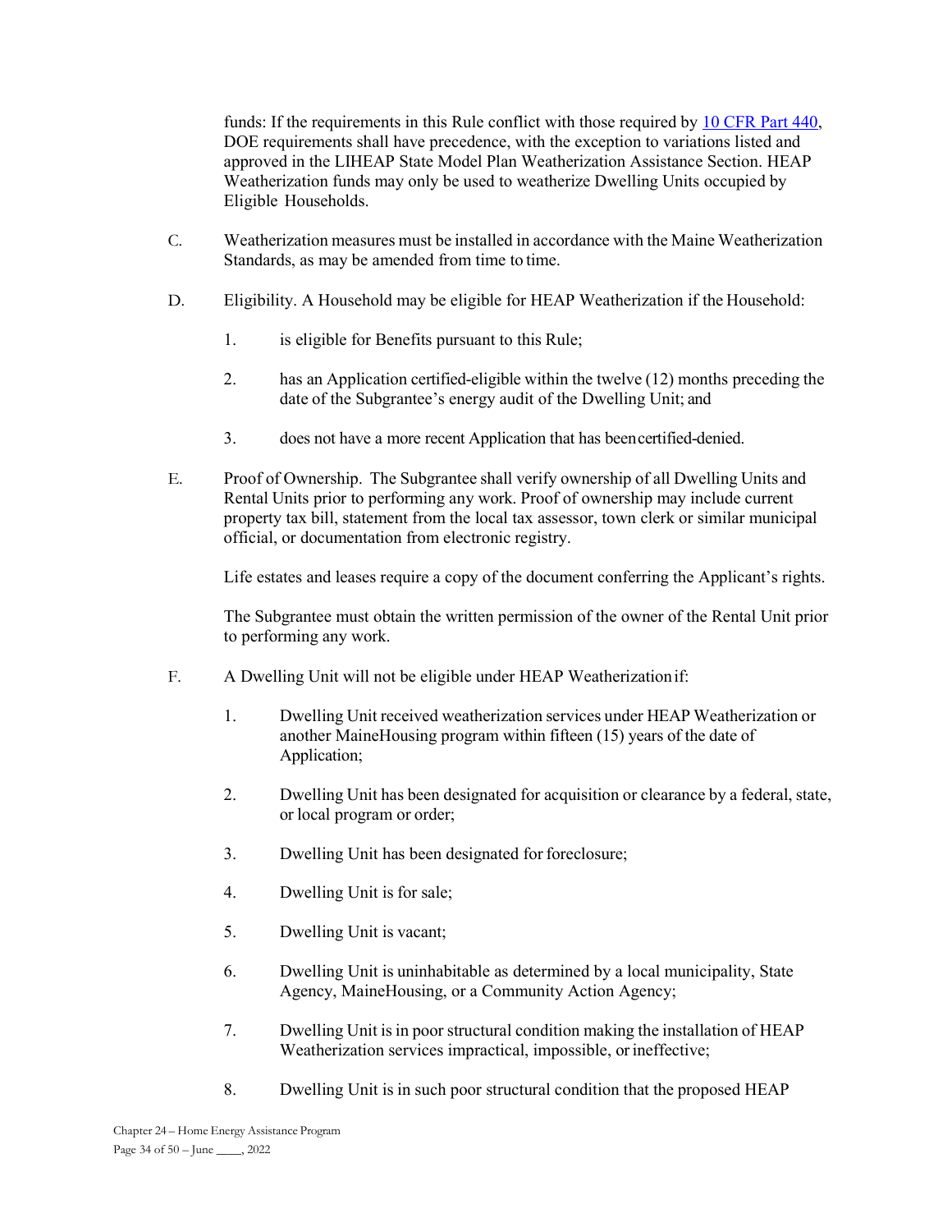funds: If the requirements in this Rule conflict with those required by [10 CFR Part 440](), DOE requirements shall have precedence, with the exception to variations listed and approved in the LIHEAP State Model Plan Weatherization Assistance Section. HEAP Weatherization funds may only be used to weatherize Dwelling Units occupied by Eligible Households.

C. Weatherization measures must be installed in accordance with the Maine Weatherization Standards, as may be amended from time to time.

D. Eligibility. A Household may be eligible for HEAP Weatherization if the Household:

1. is eligible for Benefits pursuant to this Rule;

2. has an Application certified-eligible within the twelve (12) months preceding the date of the Subgrantee's energy audit of the Dwelling Unit; and

3. does not have a more recent Application that has been certified-denied.

E. Proof of Ownership. The Subgrantee shall verify ownership of all Dwelling Units and Rental Units prior to performing any work. Proof of ownership may include current property tax bill, statement from the local tax assessor, town clerk or similar municipal official, or documentation from electronic registry.

Life estates and leases require a copy of the document conferring the Applicant's rights.

The Subgrantee must obtain the written permission of the owner of the Rental Unit prior to performing any work.

F. A Dwelling Unit will not be eligible under HEAP Weatherization if:

1. Dwelling Unit received weatherization services under HEAP Weatherization or another MaineHousing program within fifteen (15) years of the date of Application;

2. Dwelling Unit has been designated for acquisition or clearance by a federal, state, or local program or order;

3. Dwelling Unit has been designated for foreclosure;

4. Dwelling Unit is for sale;

5. Dwelling Unit is vacant;

6. Dwelling Unit is uninhabitable as determined by a local municipality, State Agency, MaineHousing, or a Community Action Agency;

7. Dwelling Unit is in poor structural condition making the installation of HEAP Weatherization services impractical, impossible, or ineffective;

8. Dwelling Unit is in such poor structural condition that the proposed HEAP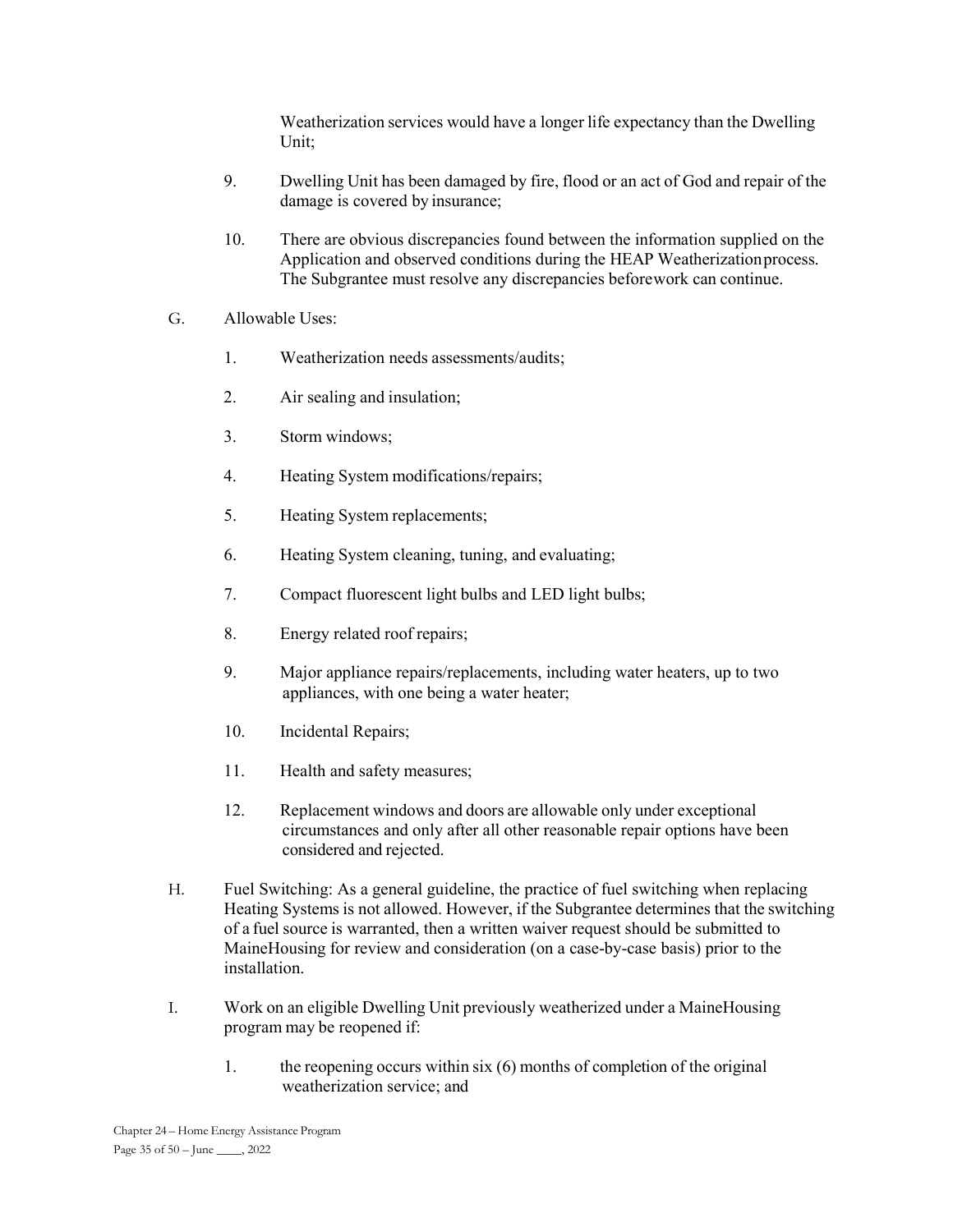Weatherization services would have a longer life expectancy than the Dwelling Unit;

9. Dwelling Unit has been damaged by fire, flood or an act of God and repair of the damage is covered by insurance;

10. There are obvious discrepancies found between the information supplied on the Application and observed conditions during the HEAP Weatherization process. The Subgrantee must resolve any discrepancies before work can continue.

G. Allowable Uses:

1. Weatherization needs assessments/audits;

2. Air sealing and insulation;

3. Storm windows;

4. Heating System modifications/repairs;

5. Heating System replacements;

6. Heating System cleaning, tuning, and evaluating;

7. Compact fluorescent light bulbs and LED light bulbs;

8. Energy related roof repairs;

9. Major appliance repairs/replacements, including water heaters, up to two appliances, with one being a water heater;

10. Incidental Repairs;

11. Health and safety measures;

12. Replacement windows and doors are allowable only under exceptional circumstances and only after all other reasonable repair options have been considered and rejected.

H. Fuel Switching: As a general guideline, the practice of fuel switching when replacing Heating Systems is not allowed. However, if the Subgrantee determines that the switching of a fuel source is warranted, then a written waiver request should be submitted to MaineHousing for review and consideration (on a case-by-case basis) prior to the installation.

I. Work on an eligible Dwelling Unit previously weatherized under a MaineHousing program may be reopened if:

1. the reopening occurs within six (6) months of completion of the original weatherization service; and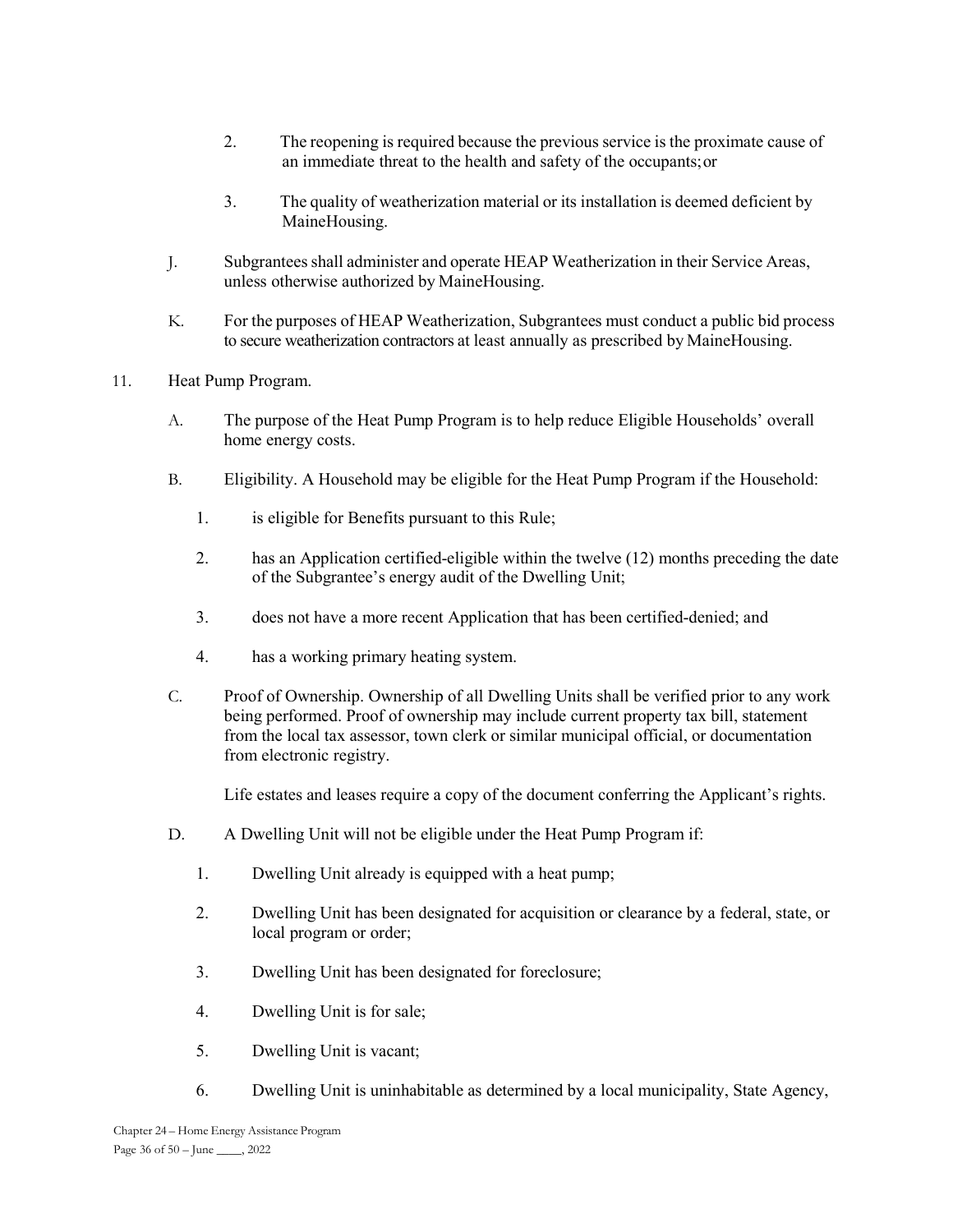2. The reopening is required because the previous service is the proximate cause of an immediate threat to the health and safety of the occupants; or

3. The quality of weatherization material or its installation is deemed deficient by MaineHousing.

J. Subgrantees shall administer and operate HEAP Weatherization in their Service Areas, unless otherwise authorized by MaineHousing.

K. For the purposes of HEAP Weatherization, Subgrantees must conduct a public bid process to secure weatherization contractors at least annually as prescribed by MaineHousing.

11. Heat Pump Program.

A. The purpose of the Heat Pump Program is to help reduce Eligible Households' overall home energy costs.

B. Eligibility. A Household may be eligible for the Heat Pump Program if the Household:

1. is eligible for Benefits pursuant to this Rule;

2. has an Application certified-eligible within the twelve (12) months preceding the date of the Subgrantee's energy audit of the Dwelling Unit;

3. does not have a more recent Application that has been certified-denied; and

4. has a working primary heating system.

C. Proof of Ownership. Ownership of all Dwelling Units shall be verified prior to any work being performed. Proof of ownership may include current property tax bill, statement from the local tax assessor, town clerk or similar municipal official, or documentation from electronic registry.

Life estates and leases require a copy of the document conferring the Applicant's rights.

D. A Dwelling Unit will not be eligible under the Heat Pump Program if:

1. Dwelling Unit already is equipped with a heat pump;

2. Dwelling Unit has been designated for acquisition or clearance by a federal, state, or local program or order;

3. Dwelling Unit has been designated for foreclosure;

4. Dwelling Unit is for sale;

5. Dwelling Unit is vacant;

6. Dwelling Unit is uninhabitable as determined by a local municipality, State Agency,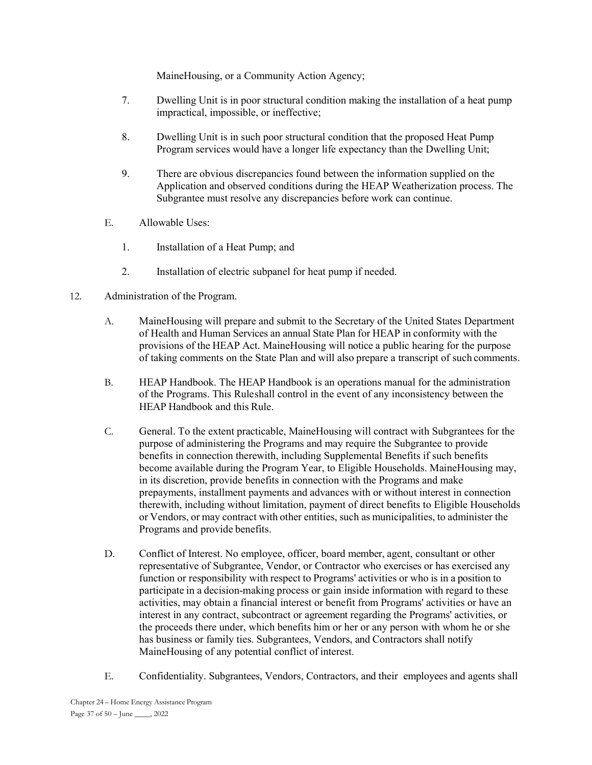MaineHousing, or a Community Action Agency;

7. Dwelling Unit is in poor structural condition making the installation of a heat pump impractical, impossible, or ineffective;

8. Dwelling Unit is in such poor structural condition that the proposed Heat Pump Program services would have a longer life expectancy than the Dwelling Unit;

9. There are obvious discrepancies found between the information supplied on the Application and observed conditions during the HEAP Weatherization process. The Subgrantee must resolve any discrepancies before work can continue.

E. Allowable Uses:

1. Installation of a Heat Pump; and

2. Installation of electric subpanel for heat pump if needed.

12. Administration of the Program.

A. MaineHousing will prepare and submit to the Secretary of the United States Department of Health and Human Services an annual State Plan for HEAP in conformity with the provisions of the HEAP Act. MaineHousing will notice a public hearing for the purpose of taking comments on the State Plan and will also prepare a transcript of such comments.

B. HEAP Handbook. The HEAP Handbook is an operations manual for the administration of the Programs. This Ruleshall control in the event of any inconsistency between the HEAP Handbook and this Rule.

C. General. To the extent practicable, MaineHousing will contract with Subgrantees for the purpose of administering the Programs and may require the Subgrantee to provide benefits in connection therewith, including Supplemental Benefits if such benefits become available during the Program Year, to Eligible Households. MaineHousing may, in its discretion, provide benefits in connection with the Programs and make prepayments, installment payments and advances with or without interest in connection therewith, including without limitation, payment of direct benefits to Eligible Households or Vendors, or may contract with other entities, such as municipalities, to administer the Programs and provide benefits.

D. Conflict of Interest. No employee, officer, board member, agent, consultant or other representative of Subgrantee, Vendor, or Contractor who exercises or has exercised any function or responsibility with respect to Programs' activities or who is in a position to participate in a decision-making process or gain inside information with regard to these activities, may obtain a financial interest or benefit from Programs' activities or have an interest in any contract, subcontract or agreement regarding the Programs' activities, or the proceeds there under, which benefits him or her or any person with whom he or she has business or family ties. Subgrantees, Vendors, and Contractors shall notify MaineHousing of any potential conflict of interest.

E. Confidentiality. Subgrantees, Vendors, Contractors, and their employees and agents shall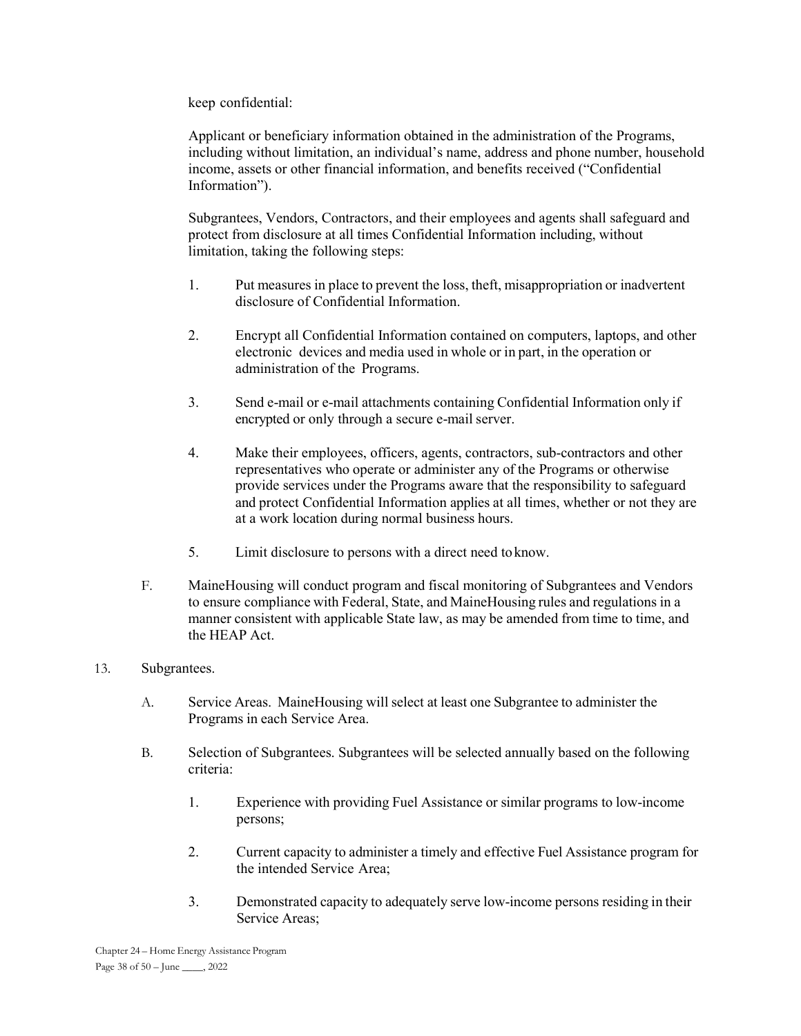keep confidential:

Applicant or beneficiary information obtained in the administration of the Programs, including without limitation, an individual's name, address and phone number, household income, assets or other financial information, and benefits received ("Confidential Information").

Subgrantees, Vendors, Contractors, and their employees and agents shall safeguard and protect from disclosure at all times Confidential Information including, without limitation, taking the following steps:

1. Put measures in place to prevent the loss, theft, misappropriation or inadvertent disclosure of Confidential Information.

2. Encrypt all Confidential Information contained on computers, laptops, and other electronic devices and media used in whole or in part, in the operation or administration of the Programs.

3. Send e-mail or e-mail attachments containing Confidential Information only if encrypted or only through a secure e-mail server.

4. Make their employees, officers, agents, contractors, sub-contractors and other representatives who operate or administer any of the Programs or otherwise provide services under the Programs aware that the responsibility to safeguard and protect Confidential Information applies at all times, whether or not they are at a work location during normal business hours.

5. Limit disclosure to persons with a direct need to know.

F. MaineHousing will conduct program and fiscal monitoring of Subgrantees and Vendors to ensure compliance with Federal, State, and MaineHousing rules and regulations in a manner consistent with applicable State law, as may be amended from time to time, and the HEAP Act.

13. Subgrantees.

A. Service Areas. MaineHousing will select at least one Subgrantee to administer the Programs in each Service Area.

B. Selection of Subgrantees. Subgrantees will be selected annually based on the following criteria:

1. Experience with providing Fuel Assistance or similar programs to low-income persons;

2. Current capacity to administer a timely and effective Fuel Assistance program for the intended Service Area;

3. Demonstrated capacity to adequately serve low-income persons residing in their Service Areas;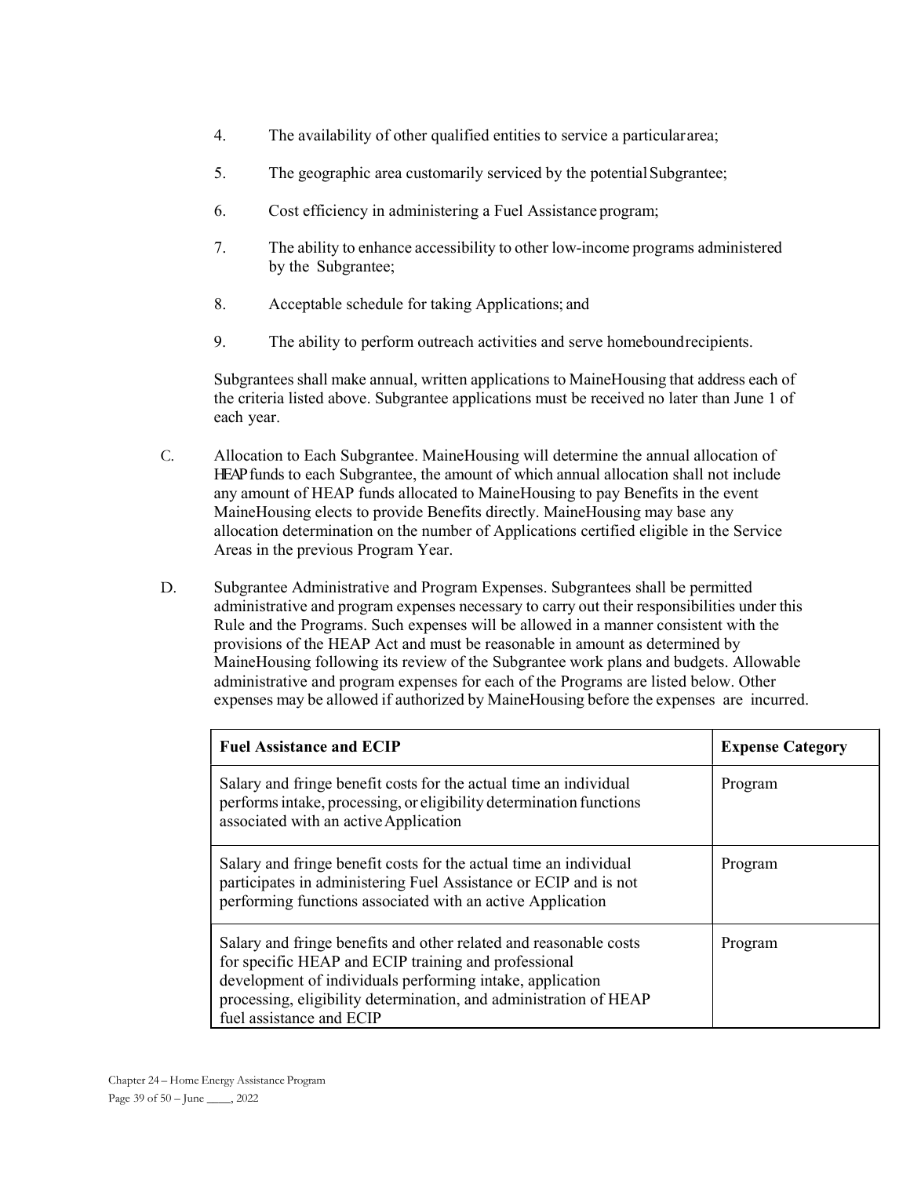4. The availability of other qualified entities to service a particular area;

5. The geographic area customarily serviced by the potential Subgrantee;

6. Cost efficiency in administering a Fuel Assistance program;

7. The ability to enhance accessibility to other low-income programs administered by the Subgrantee;

8. Acceptable schedule for taking Applications; and

9. The ability to perform outreach activities and serve homebound recipients.

Subgrantees shall make annual, written applications to MaineHousing that address each of the criteria listed above. Subgrantee applications must be received no later than June 1 of each year.

C. Allocation to Each Subgrantee. MaineHousing will determine the annual allocation of HEAP funds to each Subgrantee, the amount of which annual allocation shall not include any amount of HEAP funds allocated to MaineHousing to pay Benefits in the event MaineHousing elects to provide Benefits directly. MaineHousing may base any allocation determination on the number of Applications certified eligible in the Service Areas in the previous Program Year.

D. Subgrantee Administrative and Program Expenses. Subgrantees shall be permitted administrative and program expenses necessary to carry out their responsibilities under this Rule and the Programs. Such expenses will be allowed in a manner consistent with the provisions of the HEAP Act and must be reasonable in amount as determined by MaineHousing following its review of the Subgrantee work plans and budgets. Allowable administrative and program expenses for each of the Programs are listed below. Other expenses may be allowed if authorized by MaineHousing before the expenses are incurred.

| **Fuel Assistance and ECIP** | **Expense Category** |
|---|---|
| Salary and fringe benefit costs for the actual time an individual performs intake, processing, or eligibility determination functions associated with an active Application | Program |
| Salary and fringe benefit costs for the actual time an individual participates in administering Fuel Assistance or ECIP and is not performing functions associated with an active Application | Program |
| Salary and fringe benefits and other related and reasonable costs for specific HEAP and ECIP training and professional development of individuals performing intake, application processing, eligibility determination, and administration of HEAP fuel assistance and ECIP | Program |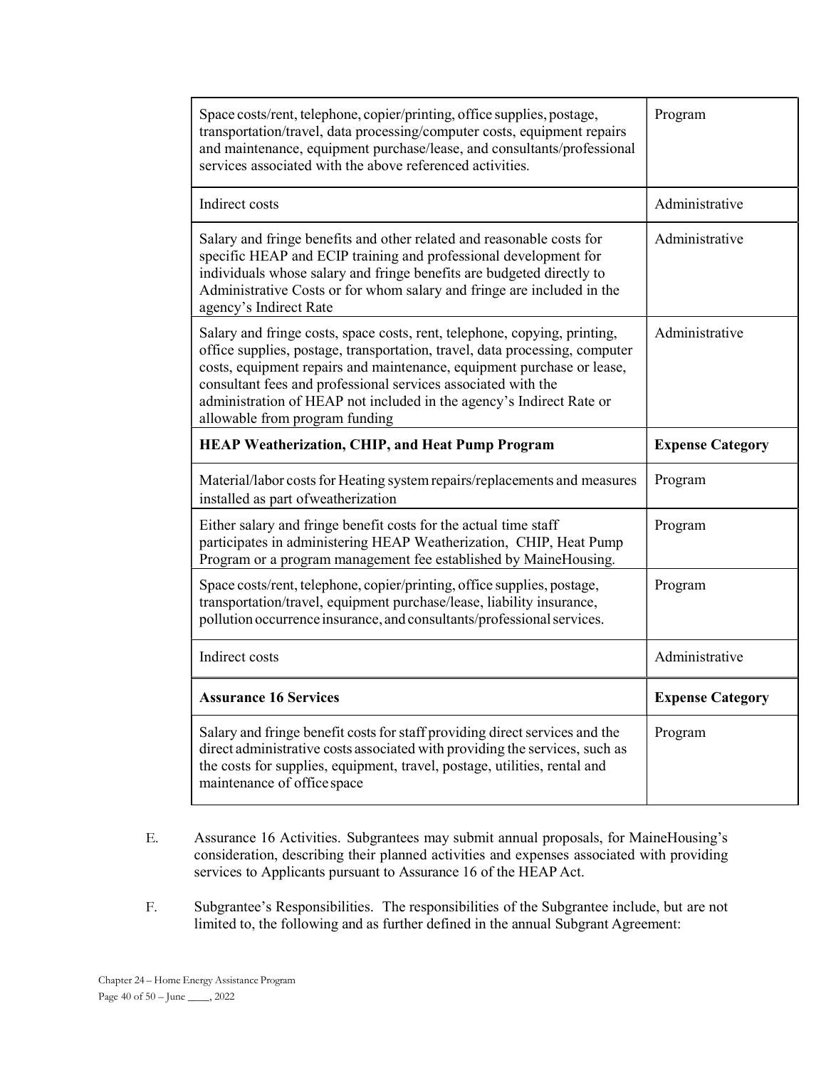| | |
|---|---|
| Space costs/rent, telephone, copier/printing, office supplies, postage, transportation/travel, data processing/computer costs, equipment repairs and maintenance, equipment purchase/lease, and consultants/professional services associated with the above referenced activities. | Program |
| Indirect costs | Administrative |
| Salary and fringe benefits and other related and reasonable costs for specific HEAP and ECIP training and professional development for individuals whose salary and fringe benefits are budgeted directly to Administrative Costs or for whom salary and fringe are included in the agency's Indirect Rate | Administrative |
| Salary and fringe costs, space costs, rent, telephone, copying, printing, office supplies, postage, transportation, travel, data processing, computer costs, equipment repairs and maintenance, equipment purchase or lease, consultant fees and professional services associated with the administration of HEAP not included in the agency's Indirect Rate or allowable from program funding | Administrative |
| **HEAP Weatherization, CHIP, and Heat Pump Program** | **Expense Category** |
| Material/labor costs for Heating system repairs/replacements and measures installed as part ofweatherization | Program |
| Either salary and fringe benefit costs for the actual time staff participates in administering HEAP Weatherization, CHIP, Heat Pump Program or a program management fee established by MaineHousing. | Program |
| Space costs/rent, telephone, copier/printing, office supplies, postage, transportation/travel, equipment purchase/lease, liability insurance, pollution occurrence insurance, and consultants/professional services. | Program |
| Indirect costs | Administrative |
| **Assurance 16 Services** | **Expense Category** |
| Salary and fringe benefit costs for staff providing direct services and the direct administrative costs associated with providing the services, such as the costs for supplies, equipment, travel, postage, utilities, rental and maintenance of office space | Program |

E. Assurance 16 Activities. Subgrantees may submit annual proposals, for MaineHousing's consideration, describing their planned activities and expenses associated with providing services to Applicants pursuant to Assurance 16 of the HEAP Act.

F. Subgrantee's Responsibilities. The responsibilities of the Subgrantee include, but are not limited to, the following and as further defined in the annual Subgrant Agreement: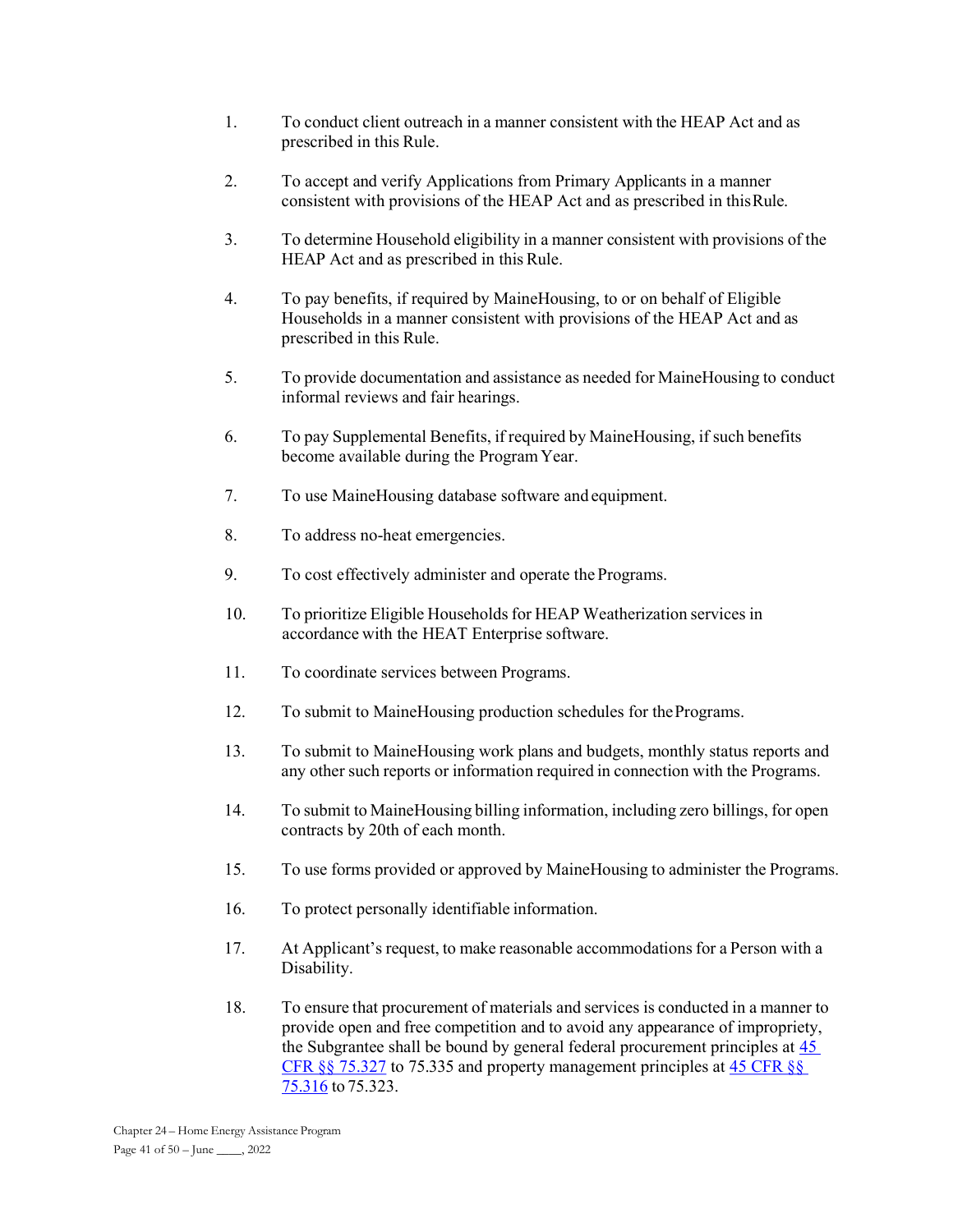1. To conduct client outreach in a manner consistent with the HEAP Act and as prescribed in this Rule.

2. To accept and verify Applications from Primary Applicants in a manner consistent with provisions of the HEAP Act and as prescribed in this Rule.

3. To determine Household eligibility in a manner consistent with provisions of the HEAP Act and as prescribed in this Rule.

4. To pay benefits, if required by MaineHousing, to or on behalf of Eligible Households in a manner consistent with provisions of the HEAP Act and as prescribed in this Rule.

5. To provide documentation and assistance as needed for MaineHousing to conduct informal reviews and fair hearings.

6. To pay Supplemental Benefits, if required by MaineHousing, if such benefits become available during the Program Year.

7. To use MaineHousing database software and equipment.

8. To address no-heat emergencies.

9. To cost effectively administer and operate the Programs.

10. To prioritize Eligible Households for HEAP Weatherization services in accordance with the HEAT Enterprise software.

11. To coordinate services between Programs.

12. To submit to MaineHousing production schedules for the Programs.

13. To submit to MaineHousing work plans and budgets, monthly status reports and any other such reports or information required in connection with the Programs.

14. To submit to MaineHousing billing information, including zero billings, for open contracts by 20th of each month.

15. To use forms provided or approved by MaineHousing to administer the Programs.

16. To protect personally identifiable information.

17. At Applicant's request, to make reasonable accommodations for a Person with a Disability.

18. To ensure that procurement of materials and services is conducted in a manner to provide open and free competition and to avoid any appearance of impropriety, the Subgrantee shall be bound by general federal procurement principles at 45 CFR §§ 75.327 to 75.335 and property management principles at 45 CFR §§ 75.316 to 75.323.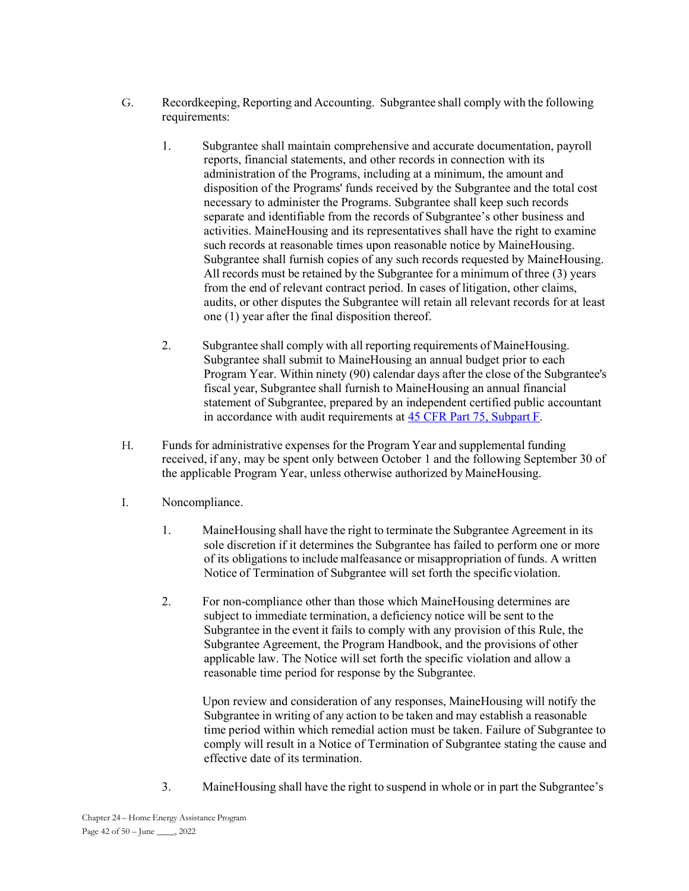G. Recordkeeping, Reporting and Accounting. Subgrantee shall comply with the following requirements:

1. Subgrantee shall maintain comprehensive and accurate documentation, payroll reports, financial statements, and other records in connection with its administration of the Programs, including at a minimum, the amount and disposition of the Programs' funds received by the Subgrantee and the total cost necessary to administer the Programs. Subgrantee shall keep such records separate and identifiable from the records of Subgrantee's other business and activities. MaineHousing and its representatives shall have the right to examine such records at reasonable times upon reasonable notice by MaineHousing. Subgrantee shall furnish copies of any such records requested by MaineHousing. All records must be retained by the Subgrantee for a minimum of three (3) years from the end of relevant contract period. In cases of litigation, other claims, audits, or other disputes the Subgrantee will retain all relevant records for at least one (1) year after the final disposition thereof.

2. Subgrantee shall comply with all reporting requirements of MaineHousing. Subgrantee shall submit to MaineHousing an annual budget prior to each Program Year. Within ninety (90) calendar days after the close of the Subgrantee's fiscal year, Subgrantee shall furnish to MaineHousing an annual financial statement of Subgrantee, prepared by an independent certified public accountant in accordance with audit requirements at 45 CFR Part 75, Subpart F.

H. Funds for administrative expenses for the Program Year and supplemental funding received, if any, may be spent only between October 1 and the following September 30 of the applicable Program Year, unless otherwise authorized by MaineHousing.

I. Noncompliance.

1. MaineHousing shall have the right to terminate the Subgrantee Agreement in its sole discretion if it determines the Subgrantee has failed to perform one or more of its obligations to include malfeasance or misappropriation of funds. A written Notice of Termination of Subgrantee will set forth the specific violation.

2. For non-compliance other than those which MaineHousing determines are subject to immediate termination, a deficiency notice will be sent to the Subgrantee in the event it fails to comply with any provision of this Rule, the Subgrantee Agreement, the Program Handbook, and the provisions of other applicable law. The Notice will set forth the specific violation and allow a reasonable time period for response by the Subgrantee.

   Upon review and consideration of any responses, MaineHousing will notify the Subgrantee in writing of any action to be taken and may establish a reasonable time period within which remedial action must be taken. Failure of Subgrantee to comply will result in a Notice of Termination of Subgrantee stating the cause and effective date of its termination.

3. MaineHousing shall have the right to suspend in whole or in part the Subgrantee's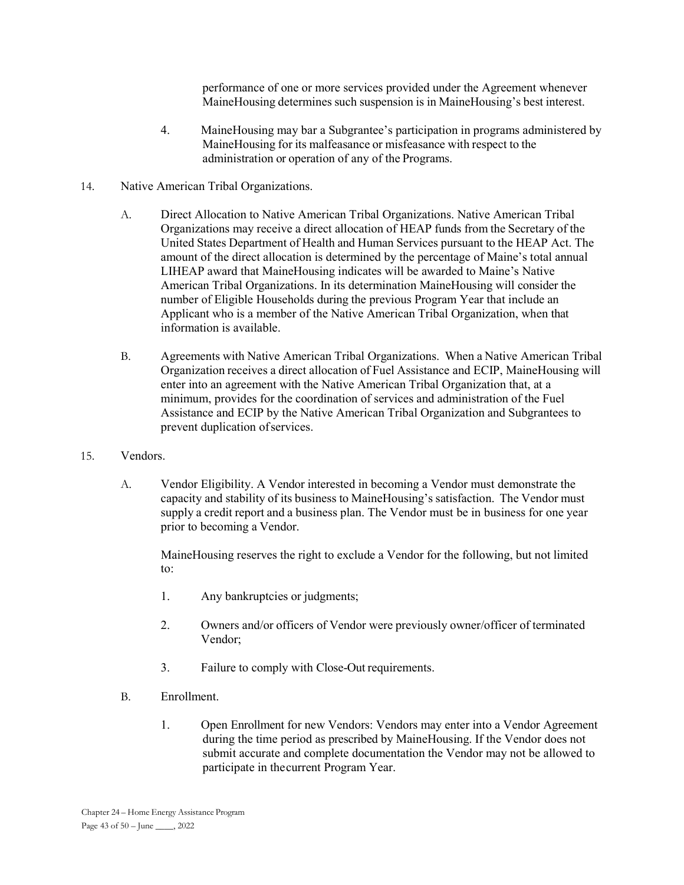performance of one or more services provided under the Agreement whenever MaineHousing determines such suspension is in MaineHousing's best interest.

4. MaineHousing may bar a Subgrantee's participation in programs administered by MaineHousing for its malfeasance or misfeasance with respect to the administration or operation of any of the Programs.

14. Native American Tribal Organizations.

   A. Direct Allocation to Native American Tribal Organizations. Native American Tribal Organizations may receive a direct allocation of HEAP funds from the Secretary of the United States Department of Health and Human Services pursuant to the HEAP Act. The amount of the direct allocation is determined by the percentage of Maine's total annual LIHEAP award that MaineHousing indicates will be awarded to Maine's Native American Tribal Organizations. In its determination MaineHousing will consider the number of Eligible Households during the previous Program Year that include an Applicant who is a member of the Native American Tribal Organization, when that information is available.

   B. Agreements with Native American Tribal Organizations. When a Native American Tribal Organization receives a direct allocation of Fuel Assistance and ECIP, MaineHousing will enter into an agreement with the Native American Tribal Organization that, at a minimum, provides for the coordination of services and administration of the Fuel Assistance and ECIP by the Native American Tribal Organization and Subgrantees to prevent duplication of services.

15. Vendors.

   A. Vendor Eligibility. A Vendor interested in becoming a Vendor must demonstrate the capacity and stability of its business to MaineHousing's satisfaction. The Vendor must supply a credit report and a business plan. The Vendor must be in business for one year prior to becoming a Vendor.

      MaineHousing reserves the right to exclude a Vendor for the following, but not limited to:

      1. Any bankruptcies or judgments;

      2. Owners and/or officers of Vendor were previously owner/officer of terminated Vendor;

      3. Failure to comply with Close-Out requirements.

   B. Enrollment.

      1. Open Enrollment for new Vendors: Vendors may enter into a Vendor Agreement during the time period as prescribed by MaineHousing. If the Vendor does not submit accurate and complete documentation the Vendor may not be allowed to participate in the current Program Year.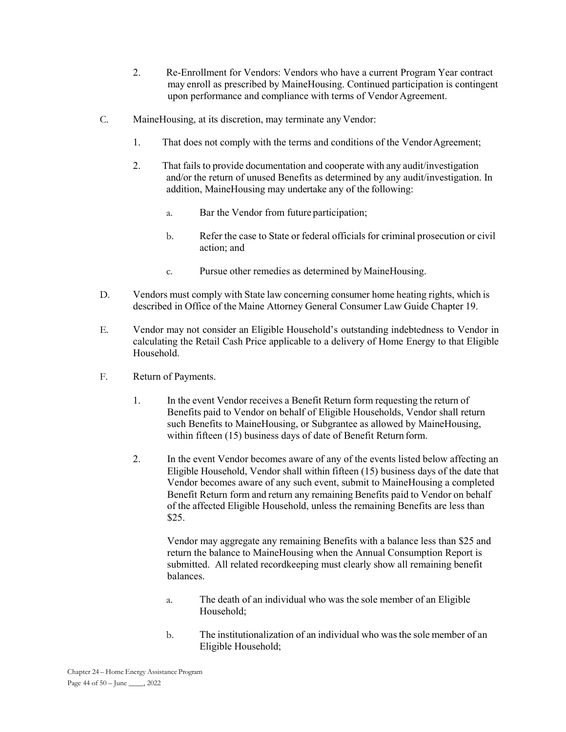2. Re-Enrollment for Vendors: Vendors who have a current Program Year contract may enroll as prescribed by MaineHousing. Continued participation is contingent upon performance and compliance with terms of Vendor Agreement.

C. MaineHousing, at its discretion, may terminate any Vendor:

1. That does not comply with the terms and conditions of the Vendor Agreement;

2. That fails to provide documentation and cooperate with any audit/investigation and/or the return of unused Benefits as determined by any audit/investigation. In addition, MaineHousing may undertake any of the following:

   a. Bar the Vendor from future participation;

   b. Refer the case to State or federal officials for criminal prosecution or civil action; and

   c. Pursue other remedies as determined by MaineHousing.

D. Vendors must comply with State law concerning consumer home heating rights, which is described in Office of the Maine Attorney General Consumer Law Guide Chapter 19.

E. Vendor may not consider an Eligible Household's outstanding indebtedness to Vendor in calculating the Retail Cash Price applicable to a delivery of Home Energy to that Eligible Household.

F. Return of Payments.

1. In the event Vendor receives a Benefit Return form requesting the return of Benefits paid to Vendor on behalf of Eligible Households, Vendor shall return such Benefits to MaineHousing, or Subgrantee as allowed by MaineHousing, within fifteen (15) business days of date of Benefit Return form.

2. In the event Vendor becomes aware of any of the events listed below affecting an Eligible Household, Vendor shall within fifteen (15) business days of the date that Vendor becomes aware of any such event, submit to MaineHousing a completed Benefit Return form and return any remaining Benefits paid to Vendor on behalf of the affected Eligible Household, unless the remaining Benefits are less than $25.

   Vendor may aggregate any remaining Benefits with a balance less than $25 and return the balance to MaineHousing when the Annual Consumption Report is submitted. All related recordkeeping must clearly show all remaining benefit balances.

   a. The death of an individual who was the sole member of an Eligible Household;

   b. The institutionalization of an individual who was the sole member of an Eligible Household;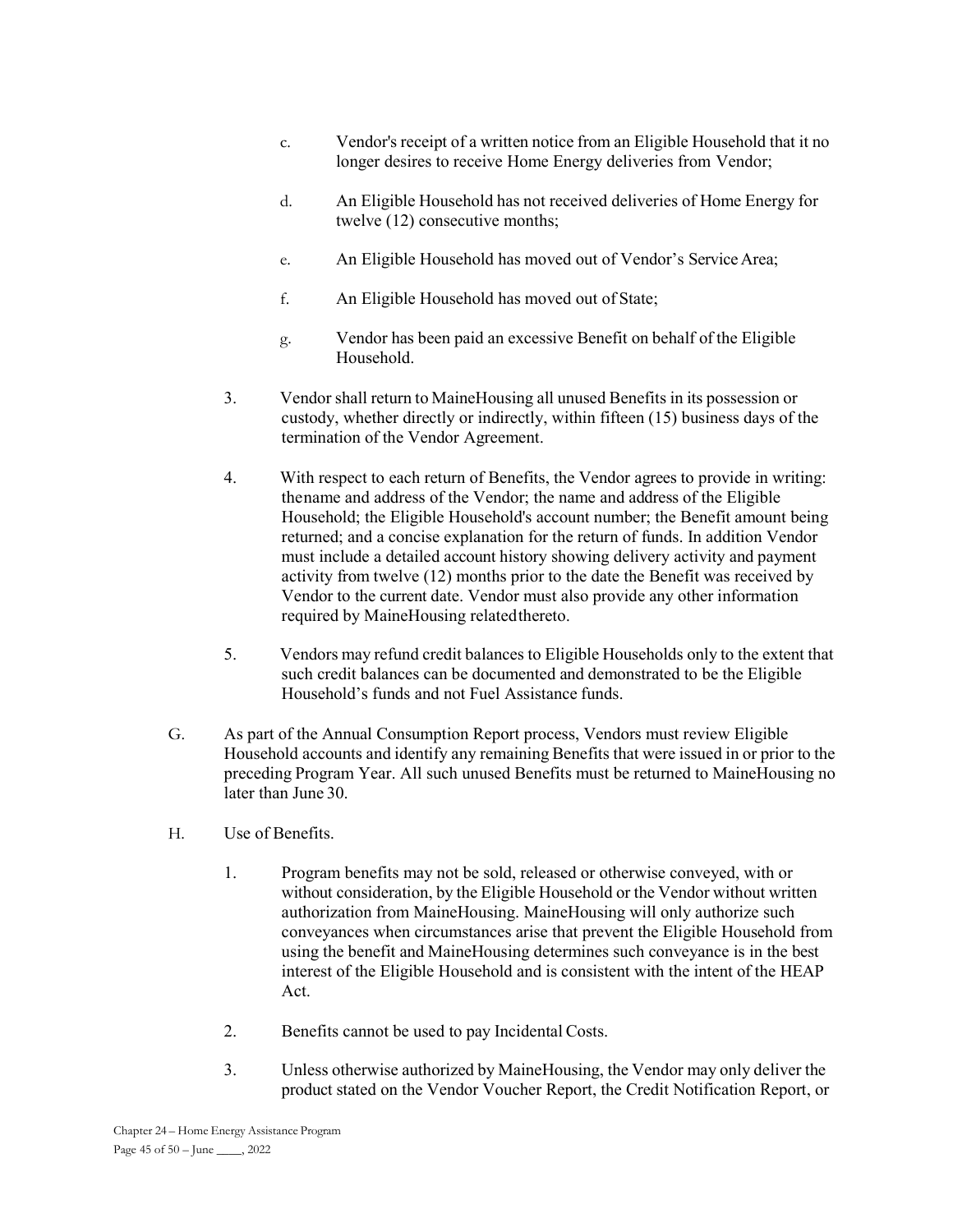c. Vendor's receipt of a written notice from an Eligible Household that it no longer desires to receive Home Energy deliveries from Vendor;

d. An Eligible Household has not received deliveries of Home Energy for twelve (12) consecutive months;

e. An Eligible Household has moved out of Vendor's Service Area;

f. An Eligible Household has moved out of State;

g. Vendor has been paid an excessive Benefit on behalf of the Eligible Household.

3. Vendor shall return to MaineHousing all unused Benefits in its possession or custody, whether directly or indirectly, within fifteen (15) business days of the termination of the Vendor Agreement.

4. With respect to each return of Benefits, the Vendor agrees to provide in writing: thename and address of the Vendor; the name and address of the Eligible Household; the Eligible Household's account number; the Benefit amount being returned; and a concise explanation for the return of funds. In addition Vendor must include a detailed account history showing delivery activity and payment activity from twelve (12) months prior to the date the Benefit was received by Vendor to the current date. Vendor must also provide any other information required by MaineHousing relatedthereto.

5. Vendors may refund credit balances to Eligible Households only to the extent that such credit balances can be documented and demonstrated to be the Eligible Household's funds and not Fuel Assistance funds.

G. As part of the Annual Consumption Report process, Vendors must review Eligible Household accounts and identify any remaining Benefits that were issued in or prior to the preceding Program Year. All such unused Benefits must be returned to MaineHousing no later than June 30.

H. Use of Benefits.

1. Program benefits may not be sold, released or otherwise conveyed, with or without consideration, by the Eligible Household or the Vendor without written authorization from MaineHousing. MaineHousing will only authorize such conveyances when circumstances arise that prevent the Eligible Household from using the benefit and MaineHousing determines such conveyance is in the best interest of the Eligible Household and is consistent with the intent of the HEAP Act.

2. Benefits cannot be used to pay Incidental Costs.

3. Unless otherwise authorized by MaineHousing, the Vendor may only deliver the product stated on the Vendor Voucher Report, the Credit Notification Report, or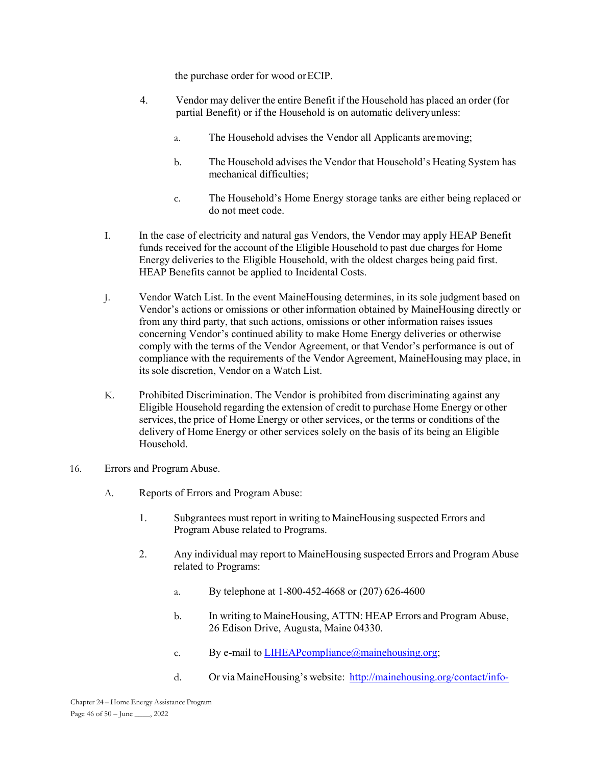the purchase order for wood or ECIP.

4. Vendor may deliver the entire Benefit if the Household has placed an order (for partial Benefit) or if the Household is on automatic delivery unless:

   a. The Household advises the Vendor all Applicants are moving;

   b. The Household advises the Vendor that Household's Heating System has mechanical difficulties;

   c. The Household's Home Energy storage tanks are either being replaced or do not meet code.

I. In the case of electricity and natural gas Vendors, the Vendor may apply HEAP Benefit funds received for the account of the Eligible Household to past due charges for Home Energy deliveries to the Eligible Household, with the oldest charges being paid first. HEAP Benefits cannot be applied to Incidental Costs.

J. Vendor Watch List. In the event MaineHousing determines, in its sole judgment based on Vendor's actions or omissions or other information obtained by MaineHousing directly or from any third party, that such actions, omissions or other information raises issues concerning Vendor's continued ability to make Home Energy deliveries or otherwise comply with the terms of the Vendor Agreement, or that Vendor's performance is out of compliance with the requirements of the Vendor Agreement, MaineHousing may place, in its sole discretion, Vendor on a Watch List.

K. Prohibited Discrimination. The Vendor is prohibited from discriminating against any Eligible Household regarding the extension of credit to purchase Home Energy or other services, the price of Home Energy or other services, or the terms or conditions of the delivery of Home Energy or other services solely on the basis of its being an Eligible Household.

16. Errors and Program Abuse.

A. Reports of Errors and Program Abuse:

1. Subgrantees must report in writing to MaineHousing suspected Errors and Program Abuse related to Programs.

2. Any individual may report to MaineHousing suspected Errors and Program Abuse related to Programs:

   a. By telephone at 1-800-452-4668 or (207) 626-4600

   b. In writing to MaineHousing, ATTN: HEAP Errors and Program Abuse, 26 Edison Drive, Augusta, Maine 04330.

   c. By e-mail to [LIHEAPcompliance@mainehousing.org](mailto:LIHEAPcompliance@mainehousing.org);

   d. Or via MaineHousing's website: http://mainehousing.org/contact/info-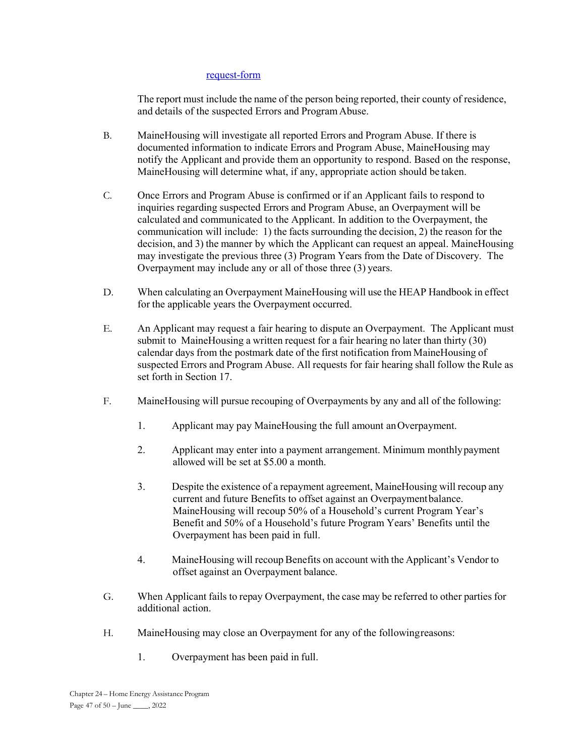request-form

The report must include the name of the person being reported, their county of residence, and details of the suspected Errors and Program Abuse.

B. MaineHousing will investigate all reported Errors and Program Abuse. If there is documented information to indicate Errors and Program Abuse, MaineHousing may notify the Applicant and provide them an opportunity to respond. Based on the response, MaineHousing will determine what, if any, appropriate action should be taken.

C. Once Errors and Program Abuse is confirmed or if an Applicant fails to respond to inquiries regarding suspected Errors and Program Abuse, an Overpayment will be calculated and communicated to the Applicant. In addition to the Overpayment, the communication will include: 1) the facts surrounding the decision, 2) the reason for the decision, and 3) the manner by which the Applicant can request an appeal. MaineHousing may investigate the previous three (3) Program Years from the Date of Discovery. The Overpayment may include any or all of those three (3) years.

D. When calculating an Overpayment MaineHousing will use the HEAP Handbook in effect for the applicable years the Overpayment occurred.

E. An Applicant may request a fair hearing to dispute an Overpayment. The Applicant must submit to MaineHousing a written request for a fair hearing no later than thirty (30) calendar days from the postmark date of the first notification from MaineHousing of suspected Errors and Program Abuse. All requests for fair hearing shall follow the Rule as set forth in Section 17.

F. MaineHousing will pursue recouping of Overpayments by any and all of the following:

1. Applicant may pay MaineHousing the full amount an Overpayment.

2. Applicant may enter into a payment arrangement. Minimum monthly payment allowed will be set at $5.00 a month.

3. Despite the existence of a repayment agreement, MaineHousing will recoup any current and future Benefits to offset against an Overpayment balance. MaineHousing will recoup 50% of a Household's current Program Year's Benefit and 50% of a Household's future Program Years' Benefits until the Overpayment has been paid in full.

4. MaineHousing will recoup Benefits on account with the Applicant's Vendor to offset against an Overpayment balance.

G. When Applicant fails to repay Overpayment, the case may be referred to other parties for additional action.

H. MaineHousing may close an Overpayment for any of the following reasons:

1. Overpayment has been paid in full.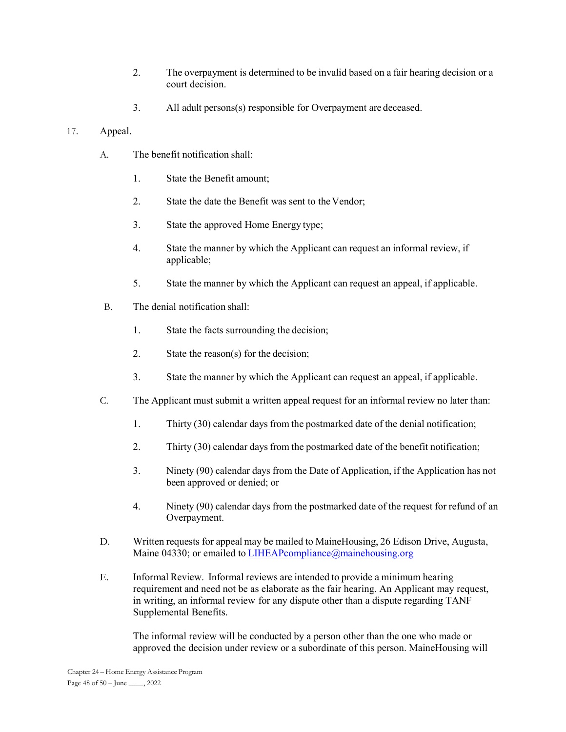2. The overpayment is determined to be invalid based on a fair hearing decision or a court decision.

3. All adult persons(s) responsible for Overpayment are deceased.

17. Appeal.

A. The benefit notification shall:

1. State the Benefit amount;

2. State the date the Benefit was sent to the Vendor;

3. State the approved Home Energy type;

4. State the manner by which the Applicant can request an informal review, if applicable;

5. State the manner by which the Applicant can request an appeal, if applicable.

B. The denial notification shall:

1. State the facts surrounding the decision;

2. State the reason(s) for the decision;

3. State the manner by which the Applicant can request an appeal, if applicable.

C. The Applicant must submit a written appeal request for an informal review no later than:

1. Thirty (30) calendar days from the postmarked date of the denial notification;

2. Thirty (30) calendar days from the postmarked date of the benefit notification;

3. Ninety (90) calendar days from the Date of Application, if the Application has not been approved or denied; or

4. Ninety (90) calendar days from the postmarked date of the request for refund of an Overpayment.

D. Written requests for appeal may be mailed to MaineHousing, 26 Edison Drive, Augusta, Maine 04330; or emailed to LIHEAPcompliance@mainehousing.org

E. Informal Review. Informal reviews are intended to provide a minimum hearing requirement and need not be as elaborate as the fair hearing. An Applicant may request, in writing, an informal review for any dispute other than a dispute regarding TANF Supplemental Benefits.

The informal review will be conducted by a person other than the one who made or approved the decision under review or a subordinate of this person. MaineHousing will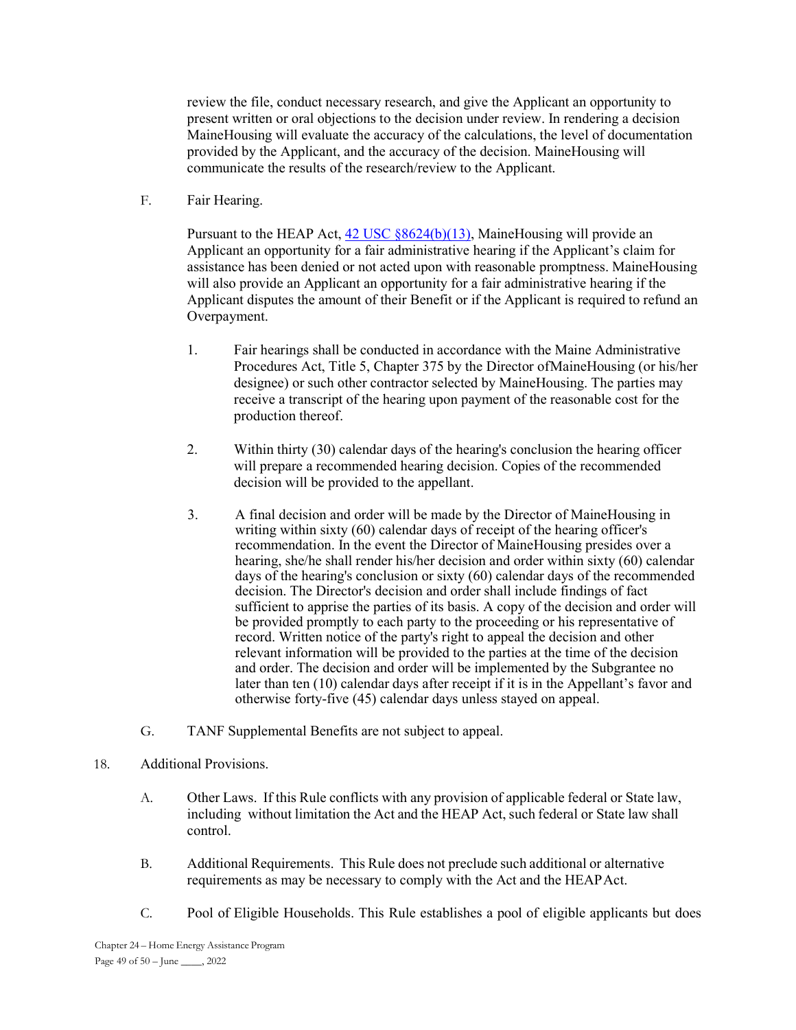review the file, conduct necessary research, and give the Applicant an opportunity to present written or oral objections to the decision under review. In rendering a decision MaineHousing will evaluate the accuracy of the calculations, the level of documentation provided by the Applicant, and the accuracy of the decision. MaineHousing will communicate the results of the research/review to the Applicant.

F. Fair Hearing.

Pursuant to the HEAP Act, [42 USC §8624(b)(13)](), MaineHousing will provide an Applicant an opportunity for a fair administrative hearing if the Applicant's claim for assistance has been denied or not acted upon with reasonable promptness. MaineHousing will also provide an Applicant an opportunity for a fair administrative hearing if the Applicant disputes the amount of their Benefit or if the Applicant is required to refund an Overpayment.

1. Fair hearings shall be conducted in accordance with the Maine Administrative Procedures Act, Title 5, Chapter 375 by the Director ofMaineHousing (or his/her designee) or such other contractor selected by MaineHousing. The parties may receive a transcript of the hearing upon payment of the reasonable cost for the production thereof.

2. Within thirty (30) calendar days of the hearing's conclusion the hearing officer will prepare a recommended hearing decision. Copies of the recommended decision will be provided to the appellant.

3. A final decision and order will be made by the Director of MaineHousing in writing within sixty (60) calendar days of receipt of the hearing officer's recommendation. In the event the Director of MaineHousing presides over a hearing, she/he shall render his/her decision and order within sixty (60) calendar days of the hearing's conclusion or sixty (60) calendar days of the recommended decision. The Director's decision and order shall include findings of fact sufficient to apprise the parties of its basis. A copy of the decision and order will be provided promptly to each party to the proceeding or his representative of record. Written notice of the party's right to appeal the decision and other relevant information will be provided to the parties at the time of the decision and order. The decision and order will be implemented by the Subgrantee no later than ten (10) calendar days after receipt if it is in the Appellant's favor and otherwise forty-five (45) calendar days unless stayed on appeal.

G. TANF Supplemental Benefits are not subject to appeal.

18. Additional Provisions.

A. Other Laws. If this Rule conflicts with any provision of applicable federal or State law, including without limitation the Act and the HEAP Act, such federal or State law shall control.

B. Additional Requirements. This Rule does not preclude such additional or alternative requirements as may be necessary to comply with the Act and the HEAP Act.

C. Pool of Eligible Households. This Rule establishes a pool of eligible applicants but does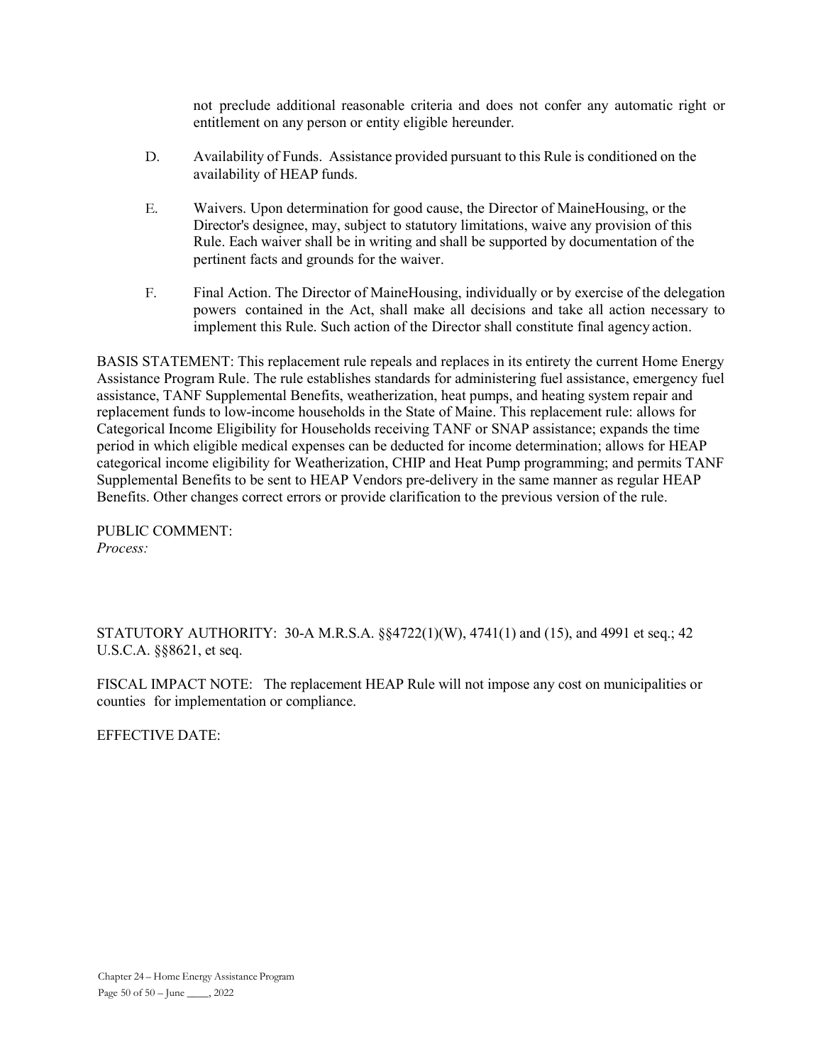not preclude additional reasonable criteria and does not confer any automatic right or entitlement on any person or entity eligible hereunder.

D. Availability of Funds. Assistance provided pursuant to this Rule is conditioned on the availability of HEAP funds.

E. Waivers. Upon determination for good cause, the Director of MaineHousing, or the Director's designee, may, subject to statutory limitations, waive any provision of this Rule. Each waiver shall be in writing and shall be supported by documentation of the pertinent facts and grounds for the waiver.

F. Final Action. The Director of MaineHousing, individually or by exercise of the delegation powers contained in the Act, shall make all decisions and take all action necessary to implement this Rule. Such action of the Director shall constitute final agency action.

BASIS STATEMENT: This replacement rule repeals and replaces in its entirety the current Home Energy Assistance Program Rule. The rule establishes standards for administering fuel assistance, emergency fuel assistance, TANF Supplemental Benefits, weatherization, heat pumps, and heating system repair and replacement funds to low-income households in the State of Maine. This replacement rule: allows for Categorical Income Eligibility for Households receiving TANF or SNAP assistance; expands the time period in which eligible medical expenses can be deducted for income determination; allows for HEAP categorical income eligibility for Weatherization, CHIP and Heat Pump programming; and permits TANF Supplemental Benefits to be sent to HEAP Vendors pre-delivery in the same manner as regular HEAP Benefits. Other changes correct errors or provide clarification to the previous version of the rule.

PUBLIC COMMENT:
*Process:*

STATUTORY AUTHORITY: 30-A M.R.S.A. §§4722(1)(W), 4741(1) and (15), and 4991 et seq.; 42 U.S.C.A. §§8621, et seq.

FISCAL IMPACT NOTE: The replacement HEAP Rule will not impose any cost on municipalities or counties for implementation or compliance.

EFFECTIVE DATE: